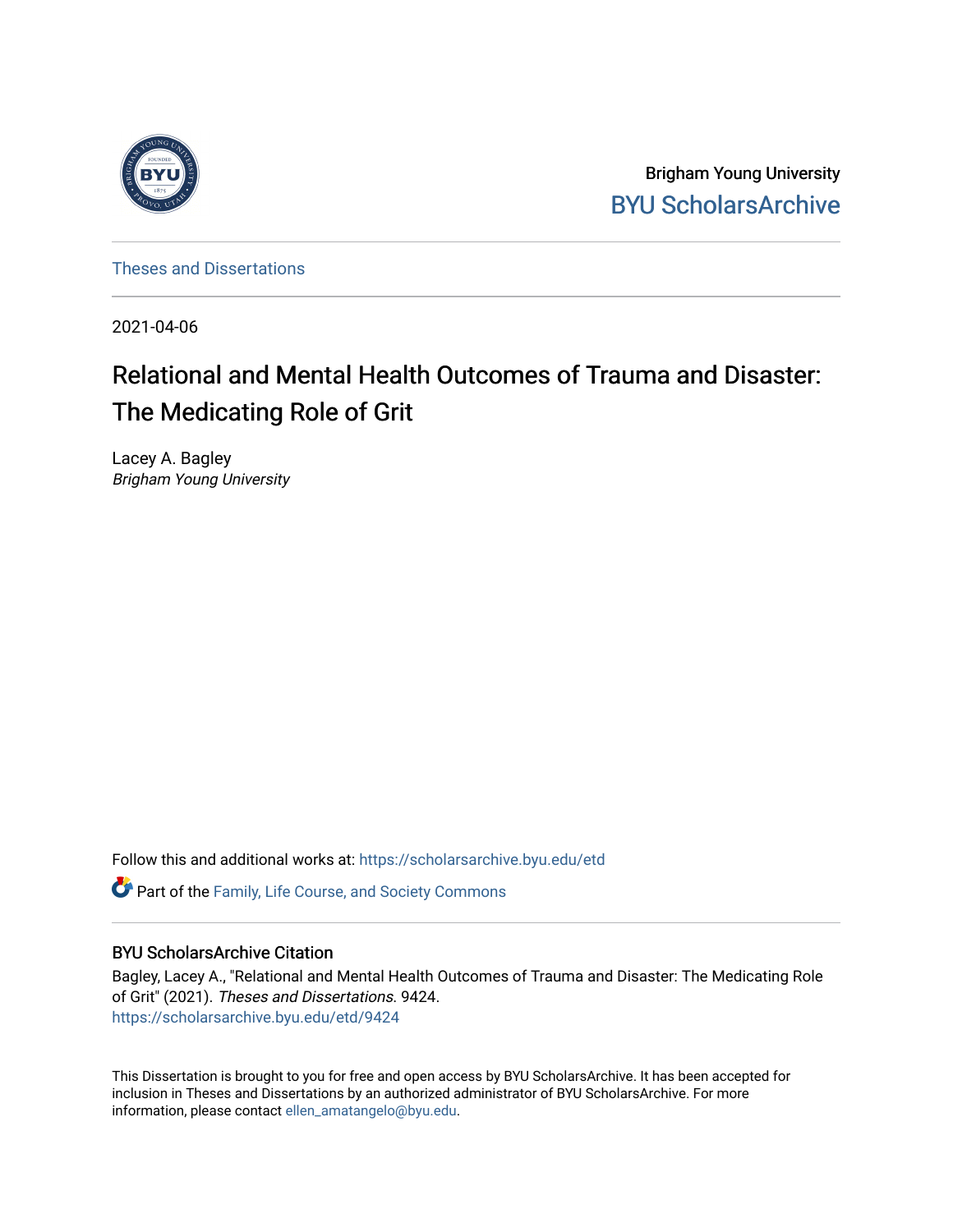Brigham Young University

BYU ScholarsArchive

Theses and Dissertations

2021-04-06

# Relational and Mental Health Outcomes of Trauma and Disaster: The Medicating Role of Grit

Lacey A. Bagley
*Brigham Young University*

Follow this and additional works at: https://scholarsarchive.byu.edu/etd

Part of the Family, Life Course, and Society Commons

## BYU ScholarsArchive Citation

Bagley, Lacey A., "Relational and Mental Health Outcomes of Trauma and Disaster: The Medicating Role of Grit" (2021). *Theses and Dissertations.* 9424.
https://scholarsarchive.byu.edu/etd/9424

This Dissertation is brought to you for free and open access by BYU ScholarsArchive. It has been accepted for inclusion in Theses and Dissertations by an authorized administrator of BYU ScholarsArchive. For more information, please contact ellen_amatangelo@byu.edu.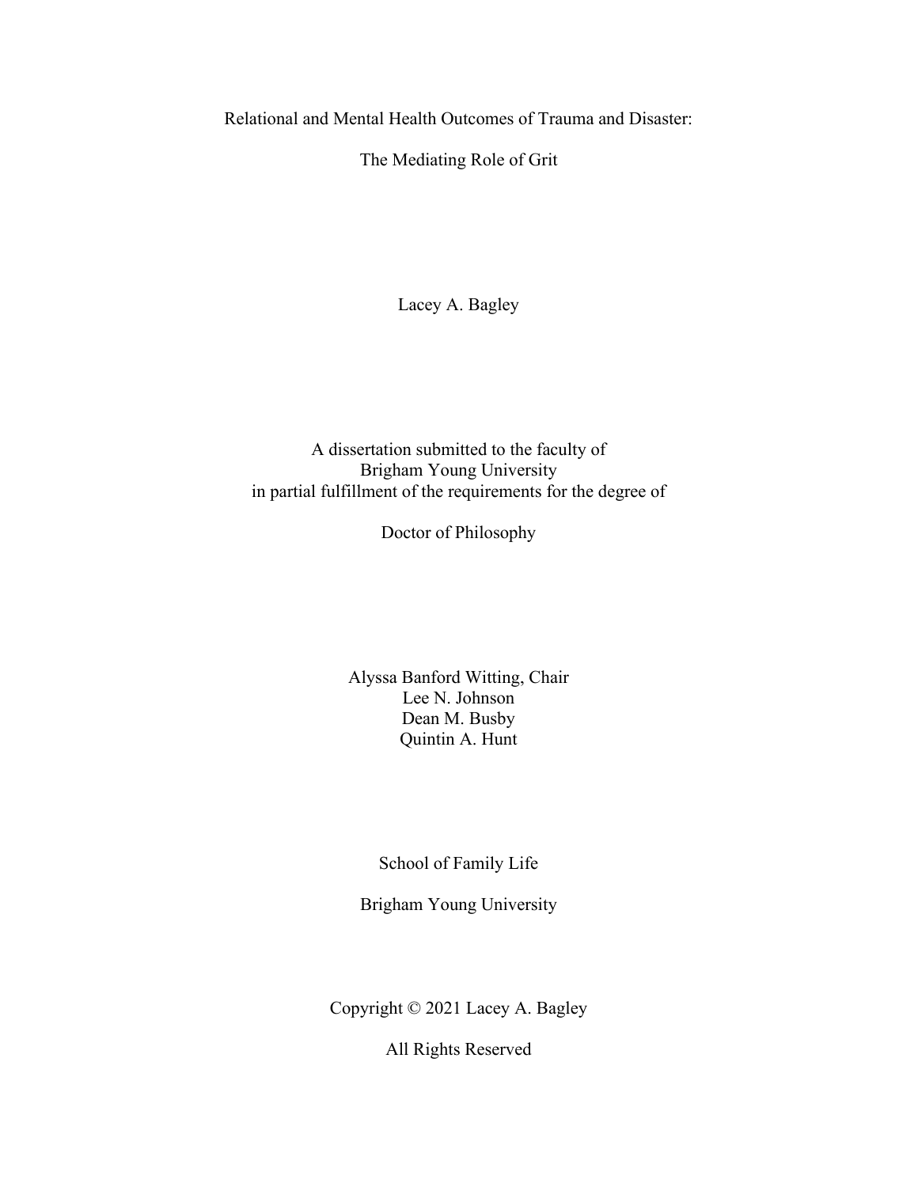# Relational and Mental Health Outcomes of Trauma and Disaster:

# The Mediating Role of Grit

Lacey A. Bagley

A dissertation submitted to the faculty of
Brigham Young University
in partial fulfillment of the requirements for the degree of

Doctor of Philosophy

Alyssa Banford Witting, Chair
Lee N. Johnson
Dean M. Busby
Quintin A. Hunt

School of Family Life

Brigham Young University

Copyright © 2021 Lacey A. Bagley

All Rights Reserved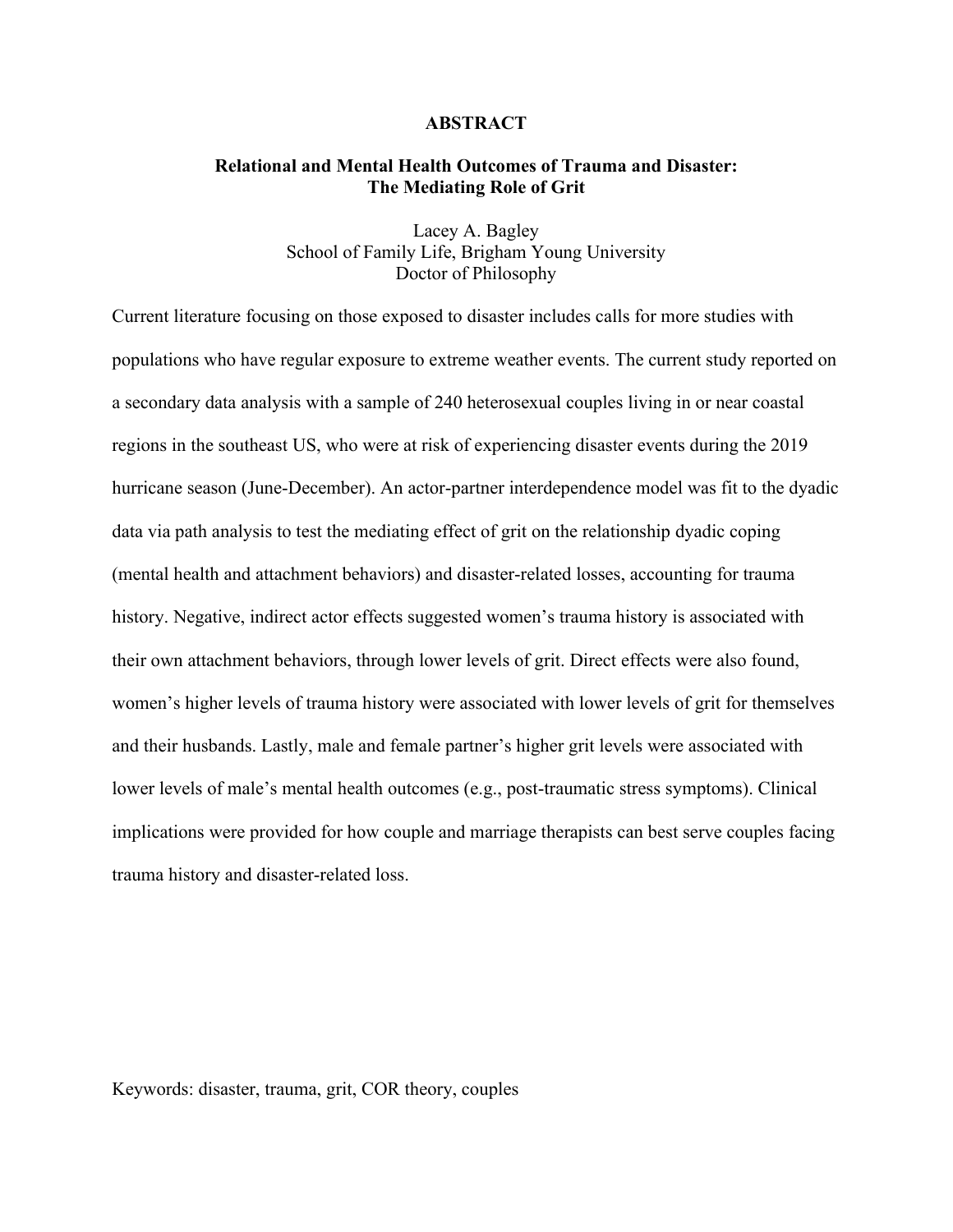# ABSTRACT

## Relational and Mental Health Outcomes of Trauma and Disaster: The Mediating Role of Grit

Lacey A. Bagley
School of Family Life, Brigham Young University
Doctor of Philosophy

Current literature focusing on those exposed to disaster includes calls for more studies with populations who have regular exposure to extreme weather events. The current study reported on a secondary data analysis with a sample of 240 heterosexual couples living in or near coastal regions in the southeast US, who were at risk of experiencing disaster events during the 2019 hurricane season (June-December). An actor-partner interdependence model was fit to the dyadic data via path analysis to test the mediating effect of grit on the relationship dyadic coping (mental health and attachment behaviors) and disaster-related losses, accounting for trauma history. Negative, indirect actor effects suggested women's trauma history is associated with their own attachment behaviors, through lower levels of grit. Direct effects were also found, women's higher levels of trauma history were associated with lower levels of grit for themselves and their husbands. Lastly, male and female partner's higher grit levels were associated with lower levels of male's mental health outcomes (e.g., post-traumatic stress symptoms). Clinical implications were provided for how couple and marriage therapists can best serve couples facing trauma history and disaster-related loss.

Keywords: disaster, trauma, grit, COR theory, couples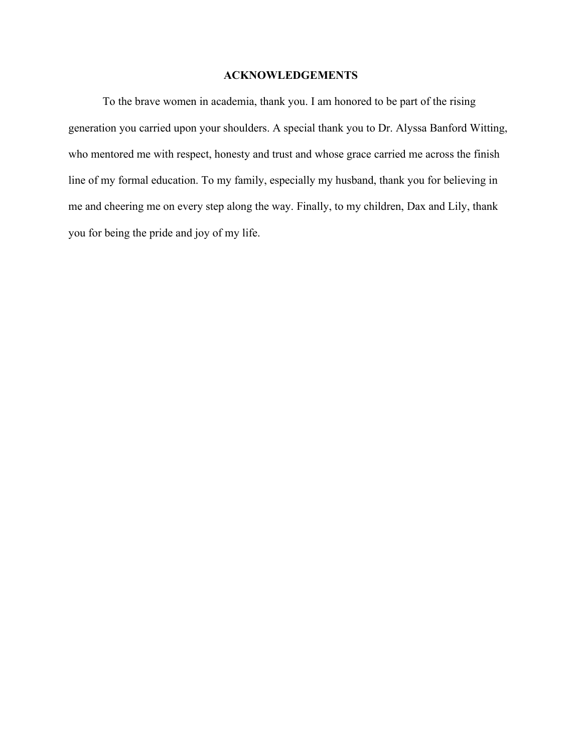# ACKNOWLEDGEMENTS

To the brave women in academia, thank you. I am honored to be part of the rising generation you carried upon your shoulders. A special thank you to Dr. Alyssa Banford Witting, who mentored me with respect, honesty and trust and whose grace carried me across the finish line of my formal education. To my family, especially my husband, thank you for believing in me and cheering me on every step along the way. Finally, to my children, Dax and Lily, thank you for being the pride and joy of my life.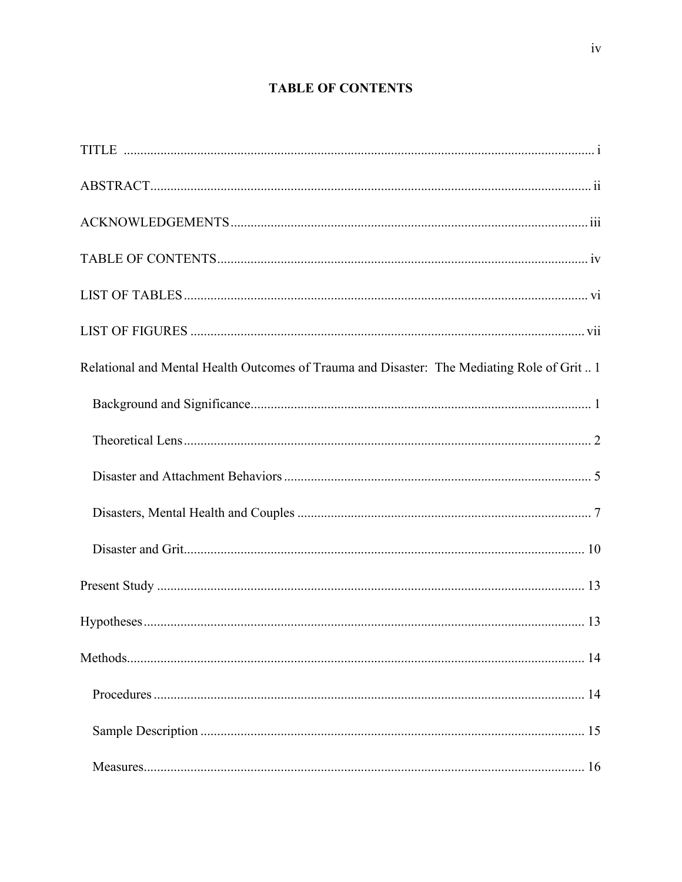# TABLE OF CONTENTS

TITLE ..................................................................................................................................... i

ABSTRACT ............................................................................................................................. ii

ACKNOWLEDGEMENTS ........................................................................................................ iii

TABLE OF CONTENTS ........................................................................................................... iv

LIST OF TABLES .................................................................................................................... vi

LIST OF FIGURES .................................................................................................................. vii

Relational and Mental Health Outcomes of Trauma and Disaster: The Mediating Role of Grit .. 1

- Background and Significance ........................................................................................... 1
- Theoretical Lens ................................................................................................................ 2
- Disaster and Attachment Behaviors .................................................................................. 5
- Disasters, Mental Health and Couples .............................................................................. 7
- Disaster and Grit .............................................................................................................. 10

Present Study ......................................................................................................................... 13

Hypotheses ............................................................................................................................ 13

Methods ................................................................................................................................. 14

- Procedures ........................................................................................................................ 14
- Sample Description .......................................................................................................... 15
- Measures .......................................................................................................................... 16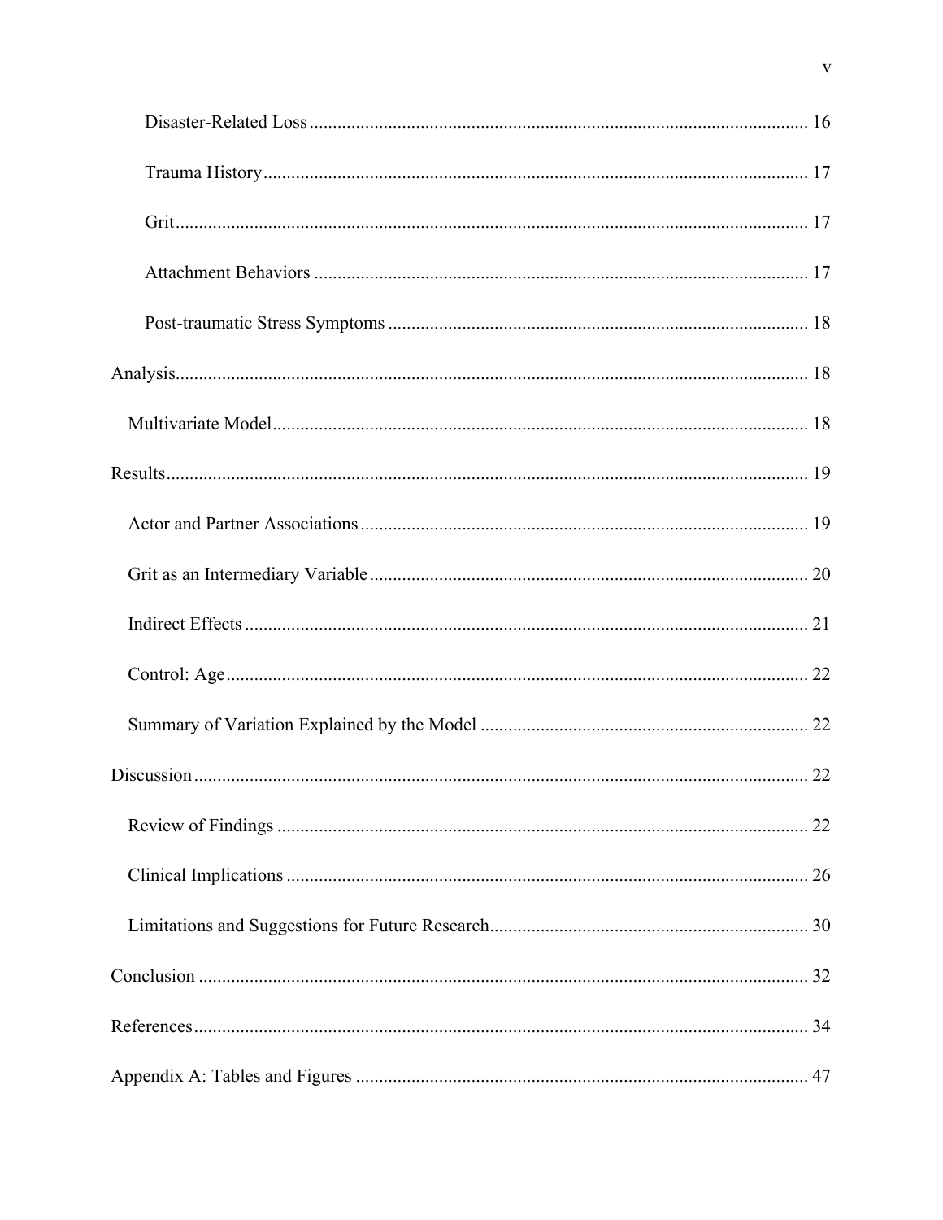Disaster-Related Loss ..... 16

Trauma History ..... 17

Grit ..... 17

Attachment Behaviors ..... 17

Post-traumatic Stress Symptoms ..... 18

Analysis ..... 18

Multivariate Model ..... 18

Results ..... 19

Actor and Partner Associations ..... 19

Grit as an Intermediary Variable ..... 20

Indirect Effects ..... 21

Control: Age ..... 22

Summary of Variation Explained by the Model ..... 22

Discussion ..... 22

Review of Findings ..... 22

Clinical Implications ..... 26

Limitations and Suggestions for Future Research ..... 30

Conclusion ..... 32

References ..... 34

Appendix A: Tables and Figures ..... 47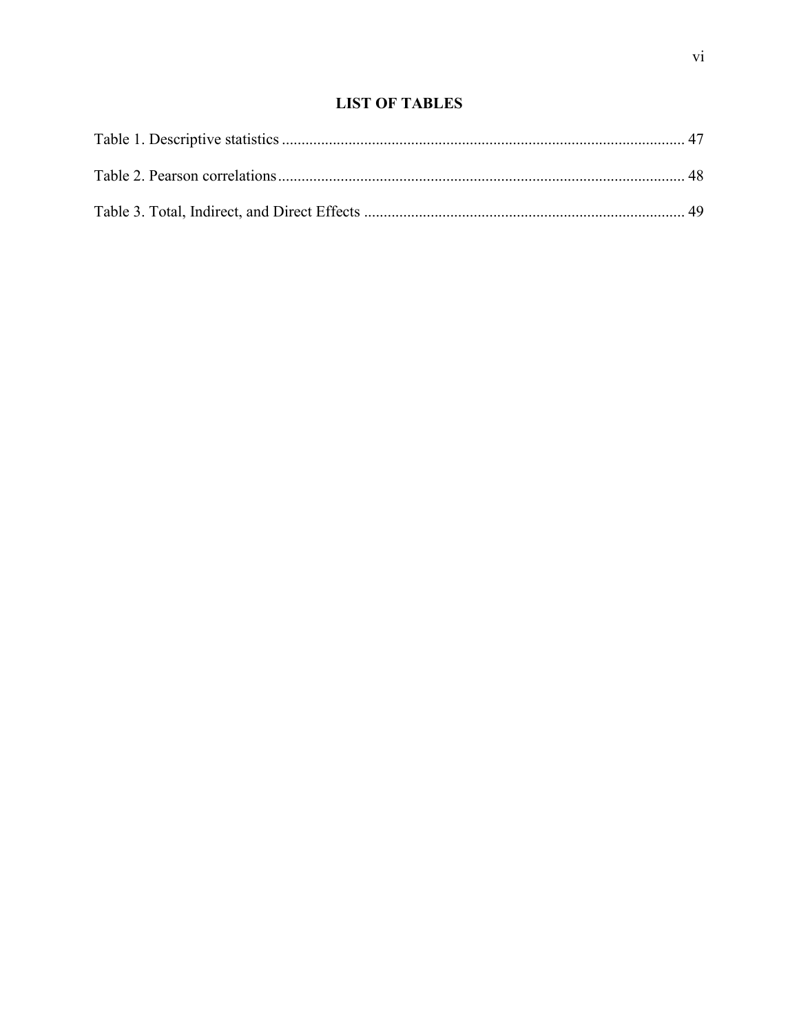# LIST OF TABLES

Table 1. Descriptive statistics ........................................................................................................ 47

Table 2. Pearson correlations........................................................................................................ 48

Table 3. Total, Indirect, and Direct Effects .................................................................................. 49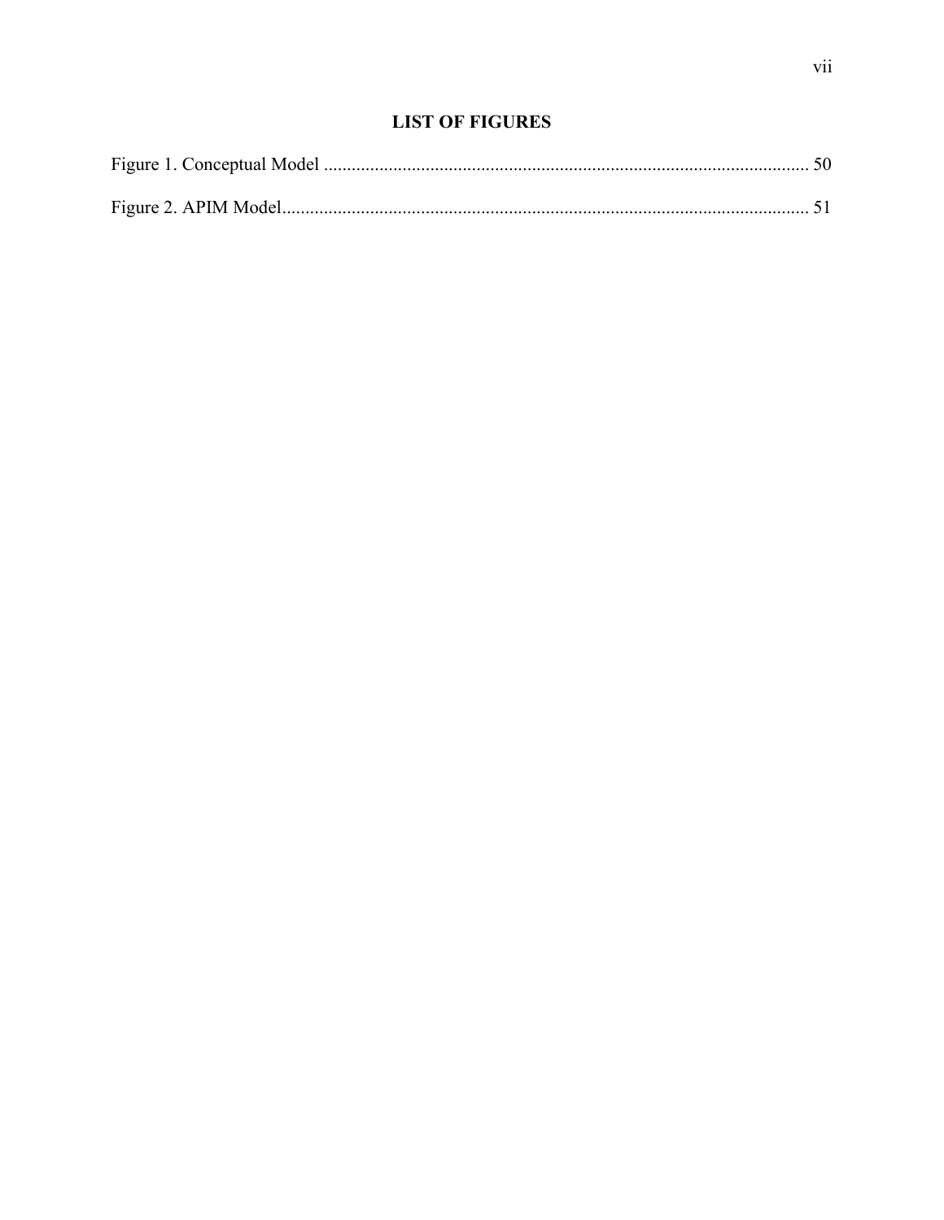## LIST OF FIGURES

Figure 1. Conceptual Model ........................................................................................................ 50

Figure 2. APIM Model................................................................................................................. 51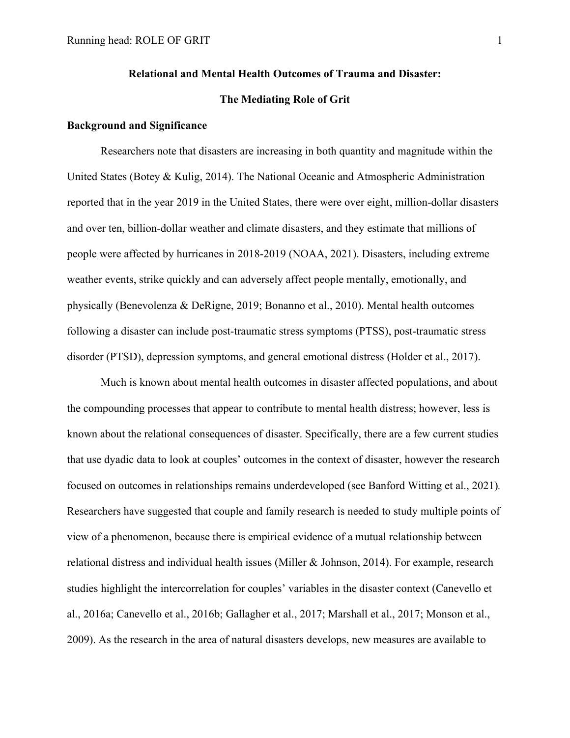**Relational and Mental Health Outcomes of Trauma and Disaster:**

**The Mediating Role of Grit**

## Background and Significance

Researchers note that disasters are increasing in both quantity and magnitude within the United States (Botey & Kulig, 2014). The National Oceanic and Atmospheric Administration reported that in the year 2019 in the United States, there were over eight, million-dollar disasters and over ten, billion-dollar weather and climate disasters, and they estimate that millions of people were affected by hurricanes in 2018-2019 (NOAA, 2021). Disasters, including extreme weather events, strike quickly and can adversely affect people mentally, emotionally, and physically (Benevolenza & DeRigne, 2019; Bonanno et al., 2010). Mental health outcomes following a disaster can include post-traumatic stress symptoms (PTSS), post-traumatic stress disorder (PTSD), depression symptoms, and general emotional distress (Holder et al., 2017).

Much is known about mental health outcomes in disaster affected populations, and about the compounding processes that appear to contribute to mental health distress; however, less is known about the relational consequences of disaster. Specifically, there are a few current studies that use dyadic data to look at couples' outcomes in the context of disaster, however the research focused on outcomes in relationships remains underdeveloped (see Banford Witting et al., 2021). Researchers have suggested that couple and family research is needed to study multiple points of view of a phenomenon, because there is empirical evidence of a mutual relationship between relational distress and individual health issues (Miller & Johnson, 2014). For example, research studies highlight the intercorrelation for couples' variables in the disaster context (Canevello et al., 2016a; Canevello et al., 2016b; Gallagher et al., 2017; Marshall et al., 2017; Monson et al., 2009). As the research in the area of natural disasters develops, new measures are available to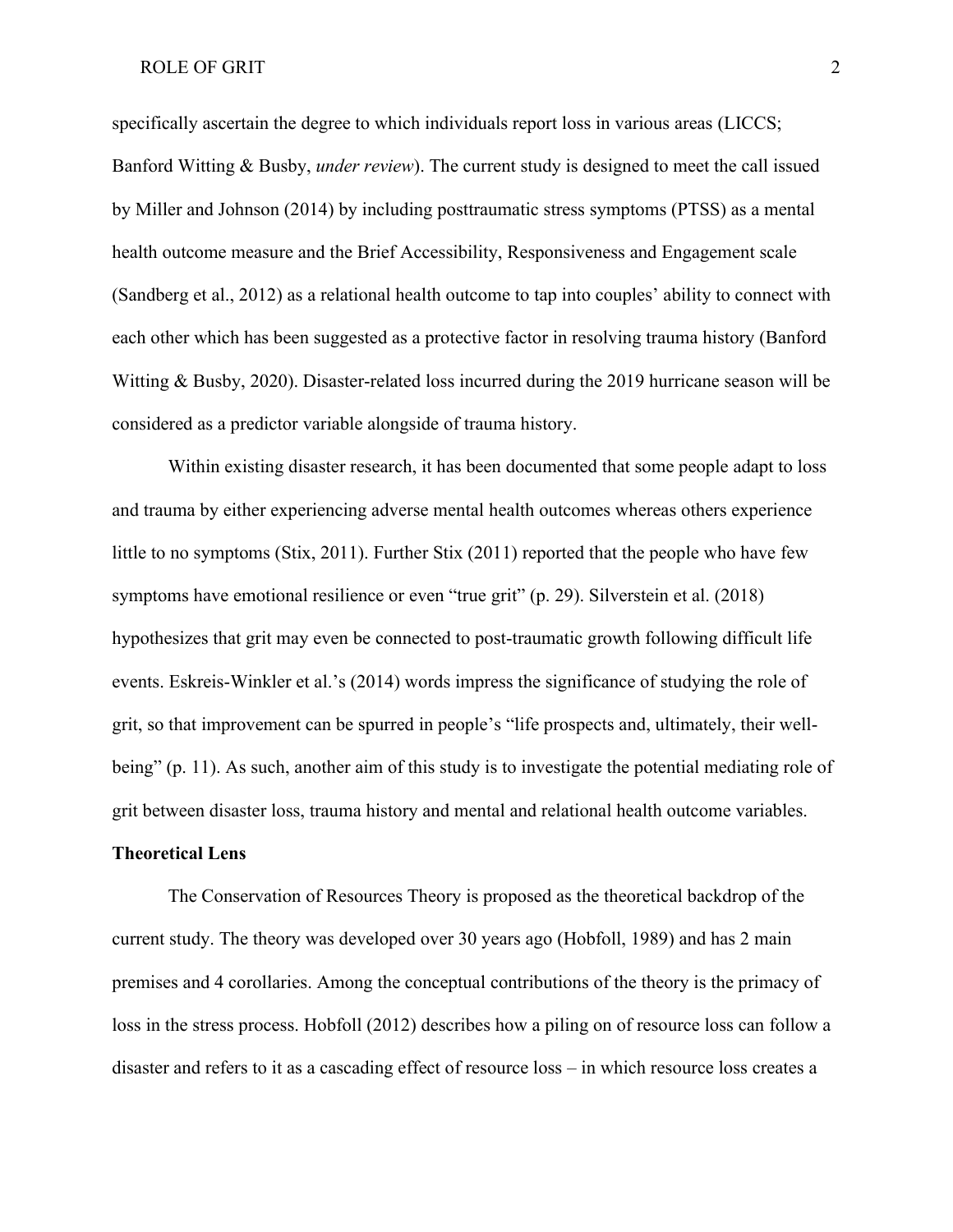specifically ascertain the degree to which individuals report loss in various areas (LICCS; Banford Witting & Busby, *under review*). The current study is designed to meet the call issued by Miller and Johnson (2014) by including posttraumatic stress symptoms (PTSS) as a mental health outcome measure and the Brief Accessibility, Responsiveness and Engagement scale (Sandberg et al., 2012) as a relational health outcome to tap into couples' ability to connect with each other which has been suggested as a protective factor in resolving trauma history (Banford Witting & Busby, 2020). Disaster-related loss incurred during the 2019 hurricane season will be considered as a predictor variable alongside of trauma history.

Within existing disaster research, it has been documented that some people adapt to loss and trauma by either experiencing adverse mental health outcomes whereas others experience little to no symptoms (Stix, 2011). Further Stix (2011) reported that the people who have few symptoms have emotional resilience or even "true grit" (p. 29). Silverstein et al. (2018) hypothesizes that grit may even be connected to post-traumatic growth following difficult life events. Eskreis-Winkler et al.'s (2014) words impress the significance of studying the role of grit, so that improvement can be spurred in people's "life prospects and, ultimately, their well-being" (p. 11). As such, another aim of this study is to investigate the potential mediating role of grit between disaster loss, trauma history and mental and relational health outcome variables.

**Theoretical Lens**

The Conservation of Resources Theory is proposed as the theoretical backdrop of the current study. The theory was developed over 30 years ago (Hobfoll, 1989) and has 2 main premises and 4 corollaries. Among the conceptual contributions of the theory is the primacy of loss in the stress process. Hobfoll (2012) describes how a piling on of resource loss can follow a disaster and refers to it as a cascading effect of resource loss – in which resource loss creates a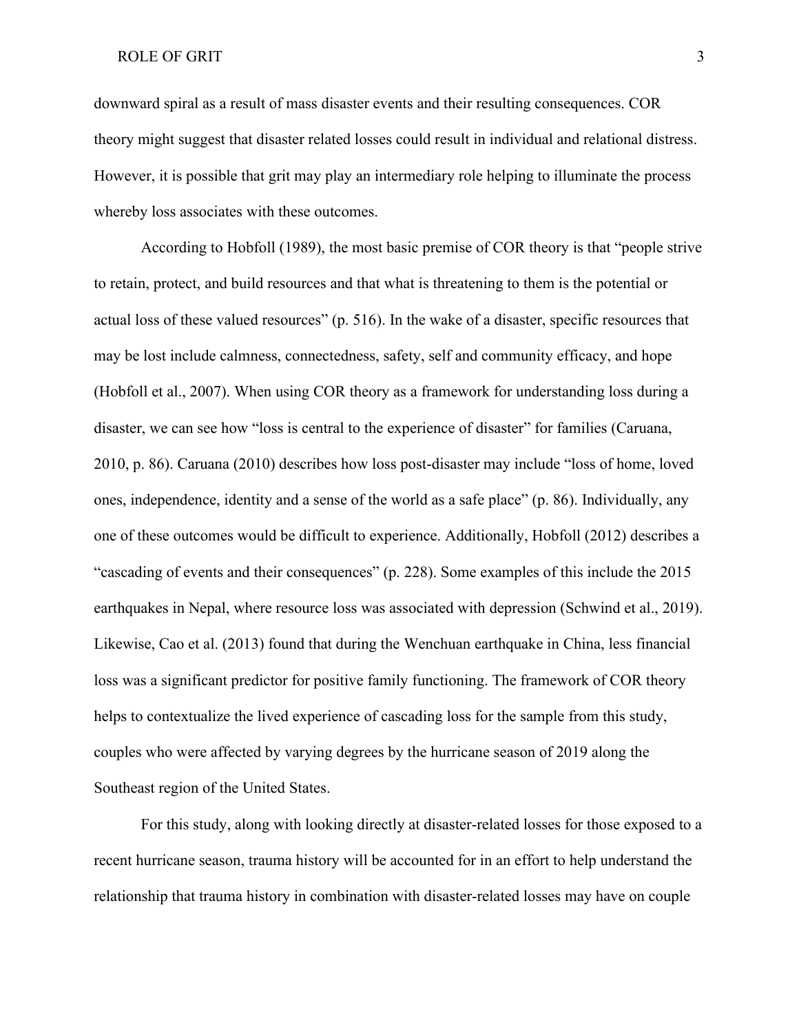downward spiral as a result of mass disaster events and their resulting consequences. COR theory might suggest that disaster related losses could result in individual and relational distress. However, it is possible that grit may play an intermediary role helping to illuminate the process whereby loss associates with these outcomes.

According to Hobfoll (1989), the most basic premise of COR theory is that "people strive to retain, protect, and build resources and that what is threatening to them is the potential or actual loss of these valued resources" (p. 516). In the wake of a disaster, specific resources that may be lost include calmness, connectedness, safety, self and community efficacy, and hope (Hobfoll et al., 2007). When using COR theory as a framework for understanding loss during a disaster, we can see how "loss is central to the experience of disaster" for families (Caruana, 2010, p. 86). Caruana (2010) describes how loss post-disaster may include "loss of home, loved ones, independence, identity and a sense of the world as a safe place" (p. 86). Individually, any one of these outcomes would be difficult to experience. Additionally, Hobfoll (2012) describes a "cascading of events and their consequences" (p. 228). Some examples of this include the 2015 earthquakes in Nepal, where resource loss was associated with depression (Schwind et al., 2019). Likewise, Cao et al. (2013) found that during the Wenchuan earthquake in China, less financial loss was a significant predictor for positive family functioning. The framework of COR theory helps to contextualize the lived experience of cascading loss for the sample from this study, couples who were affected by varying degrees by the hurricane season of 2019 along the Southeast region of the United States.

For this study, along with looking directly at disaster-related losses for those exposed to a recent hurricane season, trauma history will be accounted for in an effort to help understand the relationship that trauma history in combination with disaster-related losses may have on couple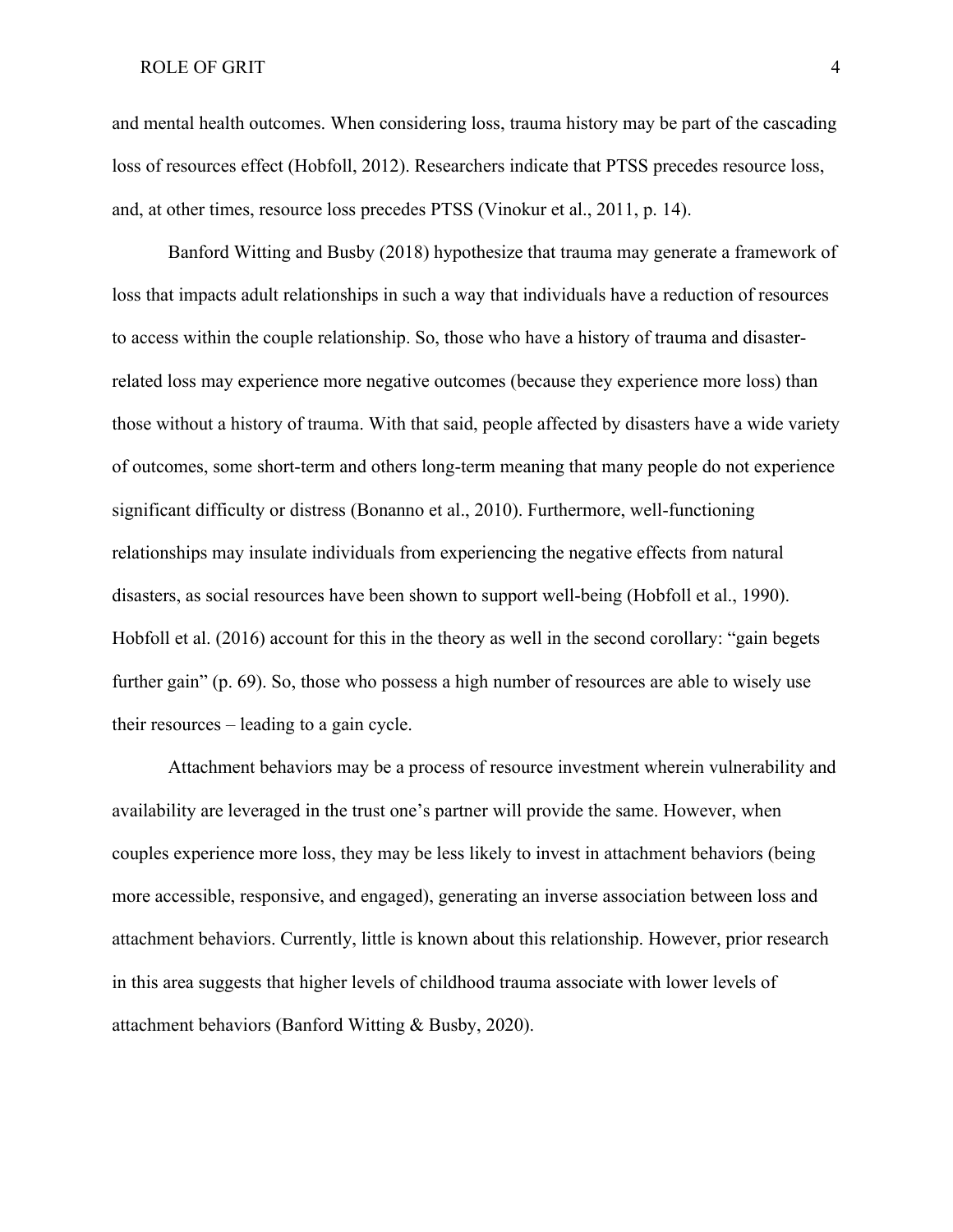and mental health outcomes. When considering loss, trauma history may be part of the cascading loss of resources effect (Hobfoll, 2012). Researchers indicate that PTSS precedes resource loss, and, at other times, resource loss precedes PTSS (Vinokur et al., 2011, p. 14).

Banford Witting and Busby (2018) hypothesize that trauma may generate a framework of loss that impacts adult relationships in such a way that individuals have a reduction of resources to access within the couple relationship. So, those who have a history of trauma and disaster-related loss may experience more negative outcomes (because they experience more loss) than those without a history of trauma. With that said, people affected by disasters have a wide variety of outcomes, some short-term and others long-term meaning that many people do not experience significant difficulty or distress (Bonanno et al., 2010). Furthermore, well-functioning relationships may insulate individuals from experiencing the negative effects from natural disasters, as social resources have been shown to support well-being (Hobfoll et al., 1990). Hobfoll et al. (2016) account for this in the theory as well in the second corollary: "gain begets further gain" (p. 69). So, those who possess a high number of resources are able to wisely use their resources – leading to a gain cycle.

Attachment behaviors may be a process of resource investment wherein vulnerability and availability are leveraged in the trust one's partner will provide the same. However, when couples experience more loss, they may be less likely to invest in attachment behaviors (being more accessible, responsive, and engaged), generating an inverse association between loss and attachment behaviors. Currently, little is known about this relationship. However, prior research in this area suggests that higher levels of childhood trauma associate with lower levels of attachment behaviors (Banford Witting & Busby, 2020).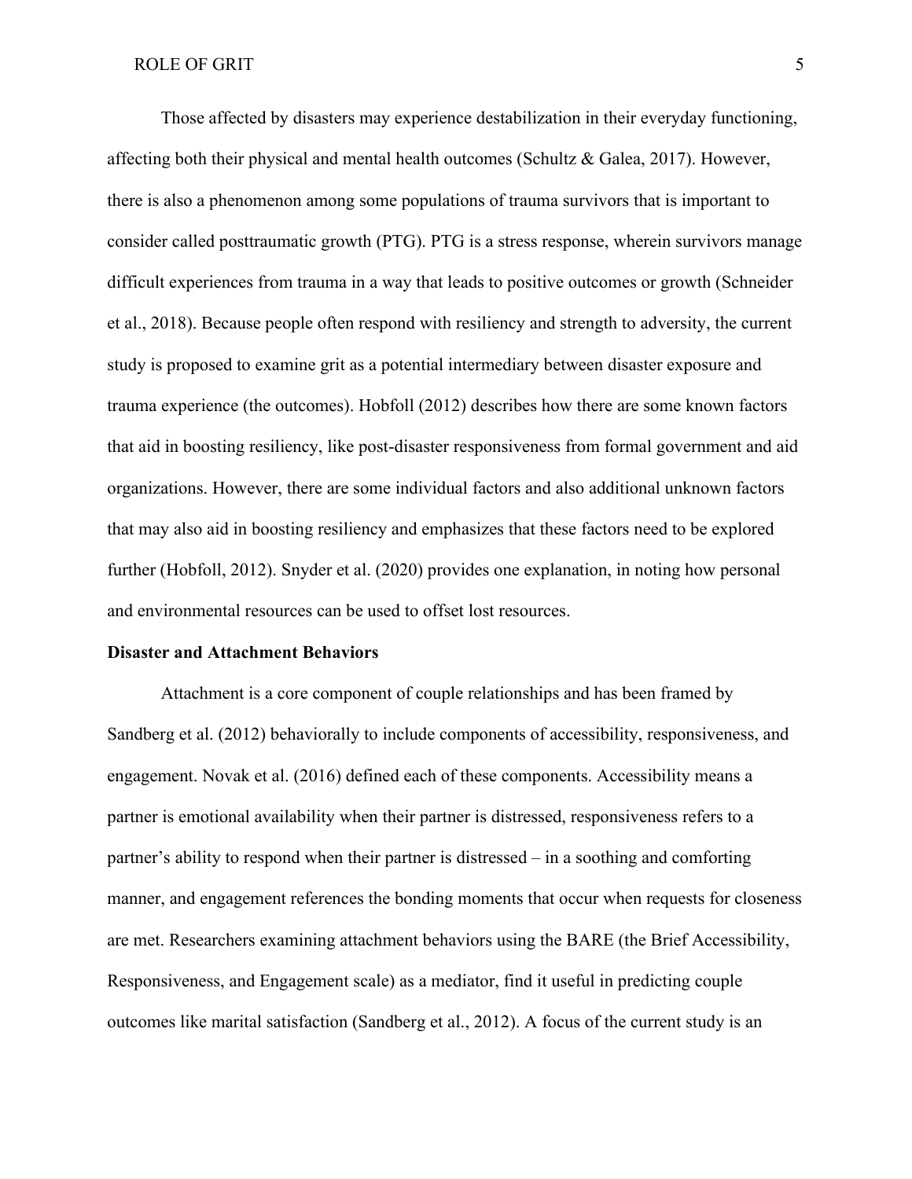Those affected by disasters may experience destabilization in their everyday functioning, affecting both their physical and mental health outcomes (Schultz & Galea, 2017). However, there is also a phenomenon among some populations of trauma survivors that is important to consider called posttraumatic growth (PTG). PTG is a stress response, wherein survivors manage difficult experiences from trauma in a way that leads to positive outcomes or growth (Schneider et al., 2018). Because people often respond with resiliency and strength to adversity, the current study is proposed to examine grit as a potential intermediary between disaster exposure and trauma experience (the outcomes). Hobfoll (2012) describes how there are some known factors that aid in boosting resiliency, like post-disaster responsiveness from formal government and aid organizations. However, there are some individual factors and also additional unknown factors that may also aid in boosting resiliency and emphasizes that these factors need to be explored further (Hobfoll, 2012). Snyder et al. (2020) provides one explanation, in noting how personal and environmental resources can be used to offset lost resources.

**Disaster and Attachment Behaviors**

Attachment is a core component of couple relationships and has been framed by Sandberg et al. (2012) behaviorally to include components of accessibility, responsiveness, and engagement. Novak et al. (2016) defined each of these components. Accessibility means a partner is emotional availability when their partner is distressed, responsiveness refers to a partner's ability to respond when their partner is distressed – in a soothing and comforting manner, and engagement references the bonding moments that occur when requests for closeness are met. Researchers examining attachment behaviors using the BARE (the Brief Accessibility, Responsiveness, and Engagement scale) as a mediator, find it useful in predicting couple outcomes like marital satisfaction (Sandberg et al., 2012). A focus of the current study is an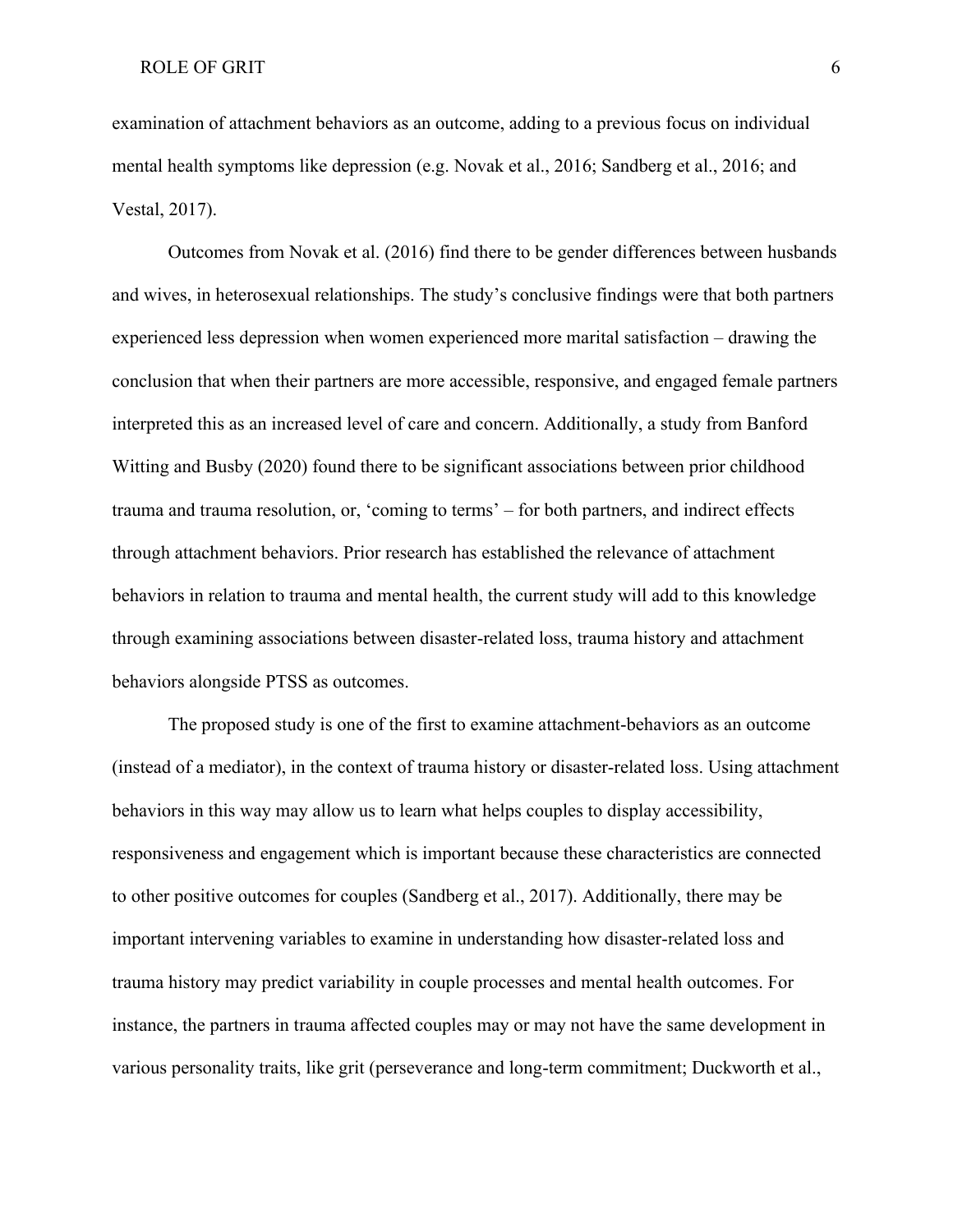examination of attachment behaviors as an outcome, adding to a previous focus on individual mental health symptoms like depression (e.g. Novak et al., 2016; Sandberg et al., 2016; and Vestal, 2017).

Outcomes from Novak et al. (2016) find there to be gender differences between husbands and wives, in heterosexual relationships. The study's conclusive findings were that both partners experienced less depression when women experienced more marital satisfaction – drawing the conclusion that when their partners are more accessible, responsive, and engaged female partners interpreted this as an increased level of care and concern. Additionally, a study from Banford Witting and Busby (2020) found there to be significant associations between prior childhood trauma and trauma resolution, or, 'coming to terms' – for both partners, and indirect effects through attachment behaviors. Prior research has established the relevance of attachment behaviors in relation to trauma and mental health, the current study will add to this knowledge through examining associations between disaster-related loss, trauma history and attachment behaviors alongside PTSS as outcomes.

The proposed study is one of the first to examine attachment-behaviors as an outcome (instead of a mediator), in the context of trauma history or disaster-related loss. Using attachment behaviors in this way may allow us to learn what helps couples to display accessibility, responsiveness and engagement which is important because these characteristics are connected to other positive outcomes for couples (Sandberg et al., 2017). Additionally, there may be important intervening variables to examine in understanding how disaster-related loss and trauma history may predict variability in couple processes and mental health outcomes. For instance, the partners in trauma affected couples may or may not have the same development in various personality traits, like grit (perseverance and long-term commitment; Duckworth et al.,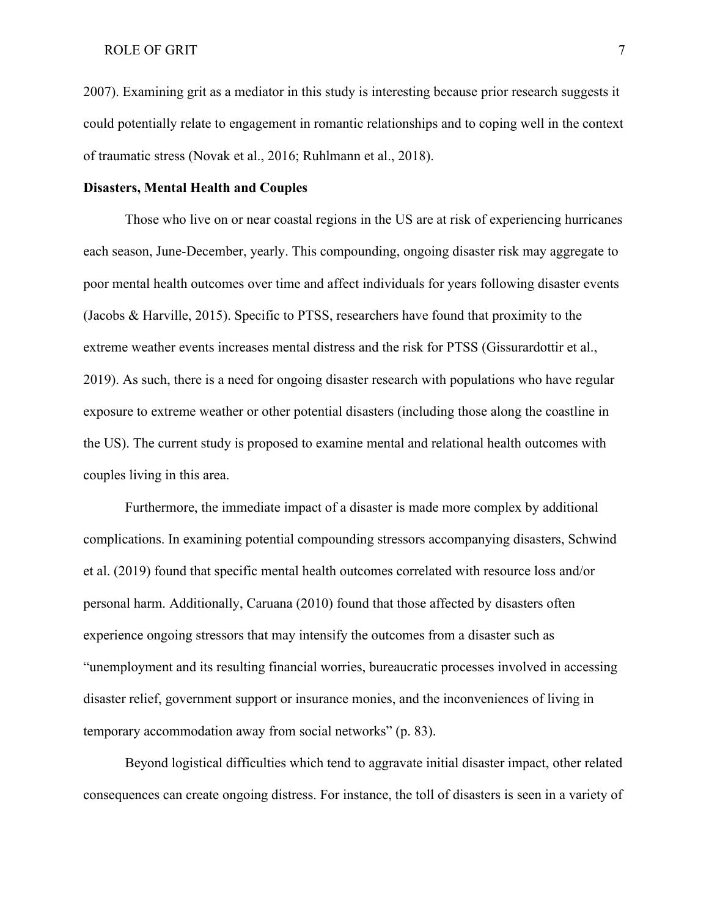2007). Examining grit as a mediator in this study is interesting because prior research suggests it could potentially relate to engagement in romantic relationships and to coping well in the context of traumatic stress (Novak et al., 2016; Ruhlmann et al., 2018).

**Disasters, Mental Health and Couples**

Those who live on or near coastal regions in the US are at risk of experiencing hurricanes each season, June-December, yearly. This compounding, ongoing disaster risk may aggregate to poor mental health outcomes over time and affect individuals for years following disaster events (Jacobs & Harville, 2015). Specific to PTSS, researchers have found that proximity to the extreme weather events increases mental distress and the risk for PTSS (Gissurardottir et al., 2019). As such, there is a need for ongoing disaster research with populations who have regular exposure to extreme weather or other potential disasters (including those along the coastline in the US). The current study is proposed to examine mental and relational health outcomes with couples living in this area.

Furthermore, the immediate impact of a disaster is made more complex by additional complications. In examining potential compounding stressors accompanying disasters, Schwind et al. (2019) found that specific mental health outcomes correlated with resource loss and/or personal harm. Additionally, Caruana (2010) found that those affected by disasters often experience ongoing stressors that may intensify the outcomes from a disaster such as "unemployment and its resulting financial worries, bureaucratic processes involved in accessing disaster relief, government support or insurance monies, and the inconveniences of living in temporary accommodation away from social networks" (p. 83).

Beyond logistical difficulties which tend to aggravate initial disaster impact, other related consequences can create ongoing distress. For instance, the toll of disasters is seen in a variety of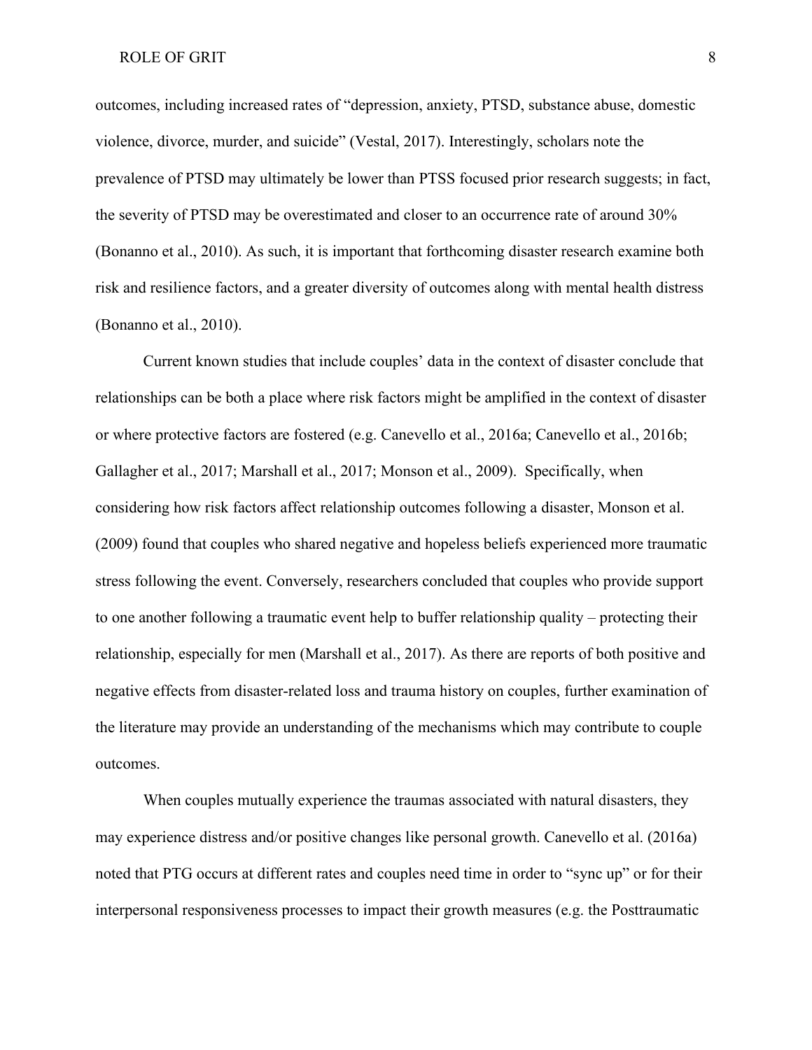outcomes, including increased rates of "depression, anxiety, PTSD, substance abuse, domestic violence, divorce, murder, and suicide" (Vestal, 2017). Interestingly, scholars note the prevalence of PTSD may ultimately be lower than PTSS focused prior research suggests; in fact, the severity of PTSD may be overestimated and closer to an occurrence rate of around 30% (Bonanno et al., 2010). As such, it is important that forthcoming disaster research examine both risk and resilience factors, and a greater diversity of outcomes along with mental health distress (Bonanno et al., 2010).

Current known studies that include couples' data in the context of disaster conclude that relationships can be both a place where risk factors might be amplified in the context of disaster or where protective factors are fostered (e.g. Canevello et al., 2016a; Canevello et al., 2016b; Gallagher et al., 2017; Marshall et al., 2017; Monson et al., 2009). Specifically, when considering how risk factors affect relationship outcomes following a disaster, Monson et al. (2009) found that couples who shared negative and hopeless beliefs experienced more traumatic stress following the event. Conversely, researchers concluded that couples who provide support to one another following a traumatic event help to buffer relationship quality – protecting their relationship, especially for men (Marshall et al., 2017). As there are reports of both positive and negative effects from disaster-related loss and trauma history on couples, further examination of the literature may provide an understanding of the mechanisms which may contribute to couple outcomes.

When couples mutually experience the traumas associated with natural disasters, they may experience distress and/or positive changes like personal growth. Canevello et al. (2016a) noted that PTG occurs at different rates and couples need time in order to "sync up" or for their interpersonal responsiveness processes to impact their growth measures (e.g. the Posttraumatic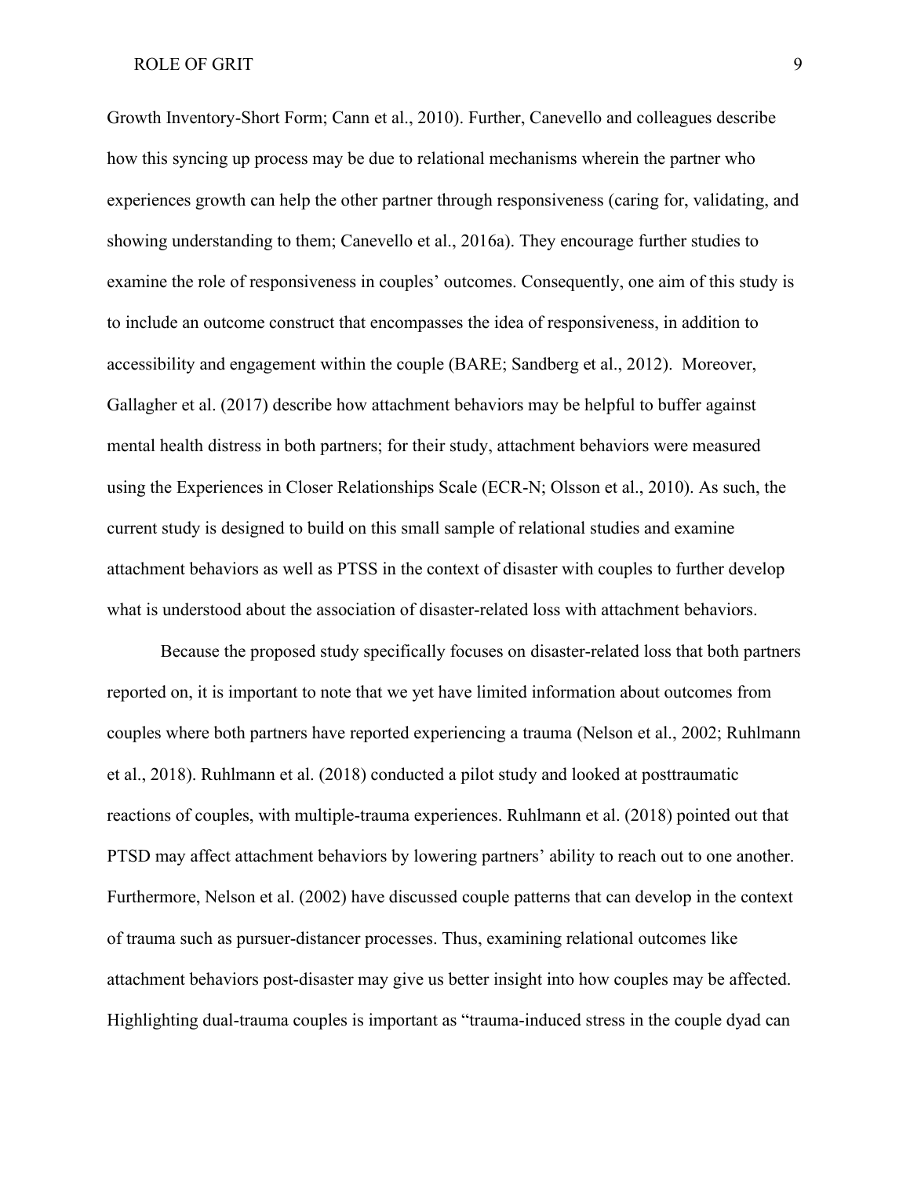Growth Inventory-Short Form; Cann et al., 2010). Further, Canevello and colleagues describe how this syncing up process may be due to relational mechanisms wherein the partner who experiences growth can help the other partner through responsiveness (caring for, validating, and showing understanding to them; Canevello et al., 2016a). They encourage further studies to examine the role of responsiveness in couples' outcomes. Consequently, one aim of this study is to include an outcome construct that encompasses the idea of responsiveness, in addition to accessibility and engagement within the couple (BARE; Sandberg et al., 2012). Moreover, Gallagher et al. (2017) describe how attachment behaviors may be helpful to buffer against mental health distress in both partners; for their study, attachment behaviors were measured using the Experiences in Closer Relationships Scale (ECR-N; Olsson et al., 2010). As such, the current study is designed to build on this small sample of relational studies and examine attachment behaviors as well as PTSS in the context of disaster with couples to further develop what is understood about the association of disaster-related loss with attachment behaviors.

Because the proposed study specifically focuses on disaster-related loss that both partners reported on, it is important to note that we yet have limited information about outcomes from couples where both partners have reported experiencing a trauma (Nelson et al., 2002; Ruhlmann et al., 2018). Ruhlmann et al. (2018) conducted a pilot study and looked at posttraumatic reactions of couples, with multiple-trauma experiences. Ruhlmann et al. (2018) pointed out that PTSD may affect attachment behaviors by lowering partners' ability to reach out to one another. Furthermore, Nelson et al. (2002) have discussed couple patterns that can develop in the context of trauma such as pursuer-distancer processes. Thus, examining relational outcomes like attachment behaviors post-disaster may give us better insight into how couples may be affected. Highlighting dual-trauma couples is important as "trauma-induced stress in the couple dyad can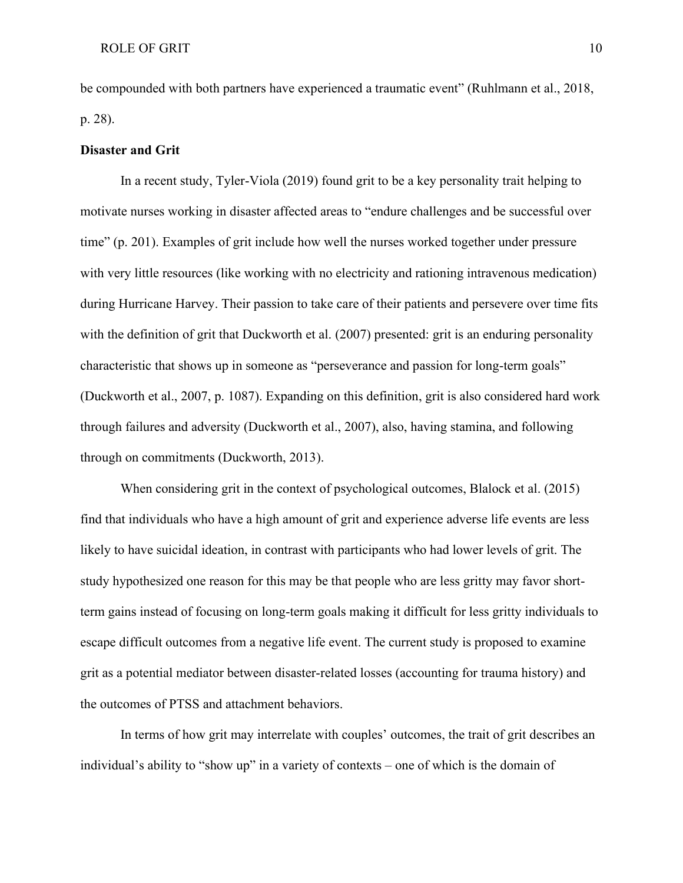be compounded with both partners have experienced a traumatic event" (Ruhlmann et al., 2018, p. 28).

**Disaster and Grit**

In a recent study, Tyler-Viola (2019) found grit to be a key personality trait helping to motivate nurses working in disaster affected areas to "endure challenges and be successful over time" (p. 201). Examples of grit include how well the nurses worked together under pressure with very little resources (like working with no electricity and rationing intravenous medication) during Hurricane Harvey. Their passion to take care of their patients and persevere over time fits with the definition of grit that Duckworth et al. (2007) presented: grit is an enduring personality characteristic that shows up in someone as "perseverance and passion for long-term goals" (Duckworth et al., 2007, p. 1087). Expanding on this definition, grit is also considered hard work through failures and adversity (Duckworth et al., 2007), also, having stamina, and following through on commitments (Duckworth, 2013).

When considering grit in the context of psychological outcomes, Blalock et al. (2015) find that individuals who have a high amount of grit and experience adverse life events are less likely to have suicidal ideation, in contrast with participants who had lower levels of grit. The study hypothesized one reason for this may be that people who are less gritty may favor short-term gains instead of focusing on long-term goals making it difficult for less gritty individuals to escape difficult outcomes from a negative life event. The current study is proposed to examine grit as a potential mediator between disaster-related losses (accounting for trauma history) and the outcomes of PTSS and attachment behaviors.

In terms of how grit may interrelate with couples' outcomes, the trait of grit describes an individual's ability to "show up" in a variety of contexts – one of which is the domain of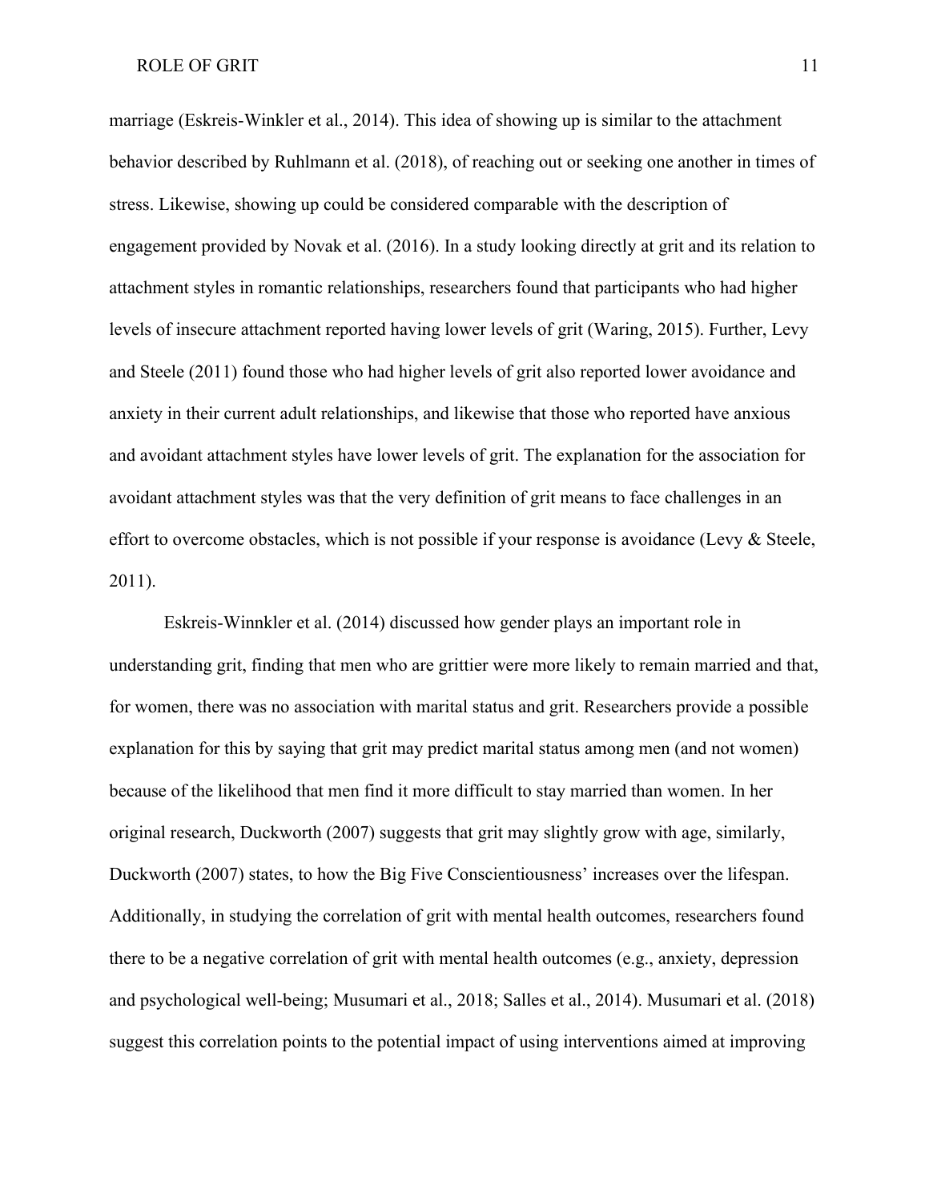marriage (Eskreis-Winkler et al., 2014). This idea of showing up is similar to the attachment behavior described by Ruhlmann et al. (2018), of reaching out or seeking one another in times of stress. Likewise, showing up could be considered comparable with the description of engagement provided by Novak et al. (2016). In a study looking directly at grit and its relation to attachment styles in romantic relationships, researchers found that participants who had higher levels of insecure attachment reported having lower levels of grit (Waring, 2015). Further, Levy and Steele (2011) found those who had higher levels of grit also reported lower avoidance and anxiety in their current adult relationships, and likewise that those who reported have anxious and avoidant attachment styles have lower levels of grit. The explanation for the association for avoidant attachment styles was that the very definition of grit means to face challenges in an effort to overcome obstacles, which is not possible if your response is avoidance (Levy & Steele, 2011).

Eskreis-Winnkler et al. (2014) discussed how gender plays an important role in understanding grit, finding that men who are grittier were more likely to remain married and that, for women, there was no association with marital status and grit. Researchers provide a possible explanation for this by saying that grit may predict marital status among men (and not women) because of the likelihood that men find it more difficult to stay married than women. In her original research, Duckworth (2007) suggests that grit may slightly grow with age, similarly, Duckworth (2007) states, to how the Big Five Conscientiousness' increases over the lifespan. Additionally, in studying the correlation of grit with mental health outcomes, researchers found there to be a negative correlation of grit with mental health outcomes (e.g., anxiety, depression and psychological well-being; Musumari et al., 2018; Salles et al., 2014). Musumari et al. (2018) suggest this correlation points to the potential impact of using interventions aimed at improving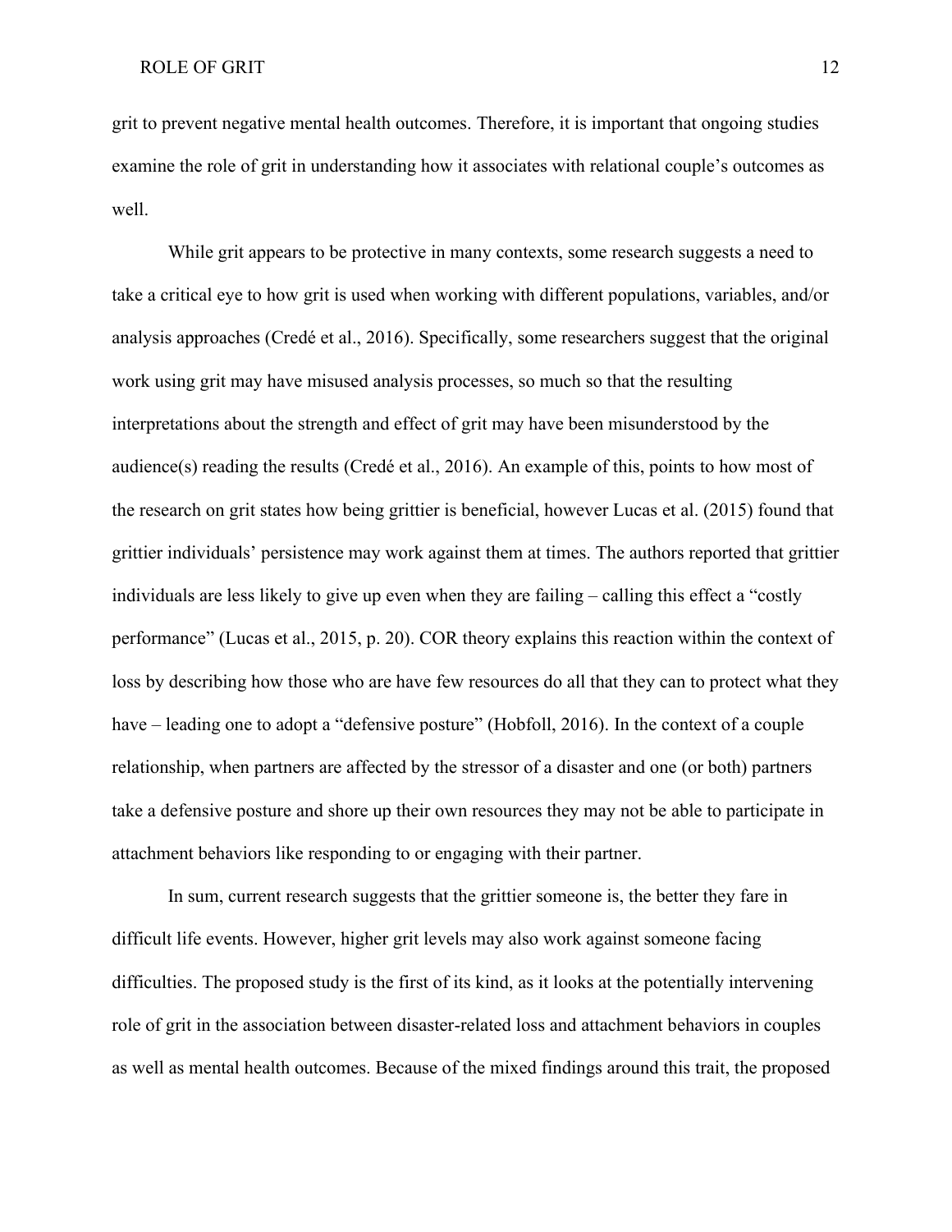grit to prevent negative mental health outcomes. Therefore, it is important that ongoing studies examine the role of grit in understanding how it associates with relational couple's outcomes as well.

While grit appears to be protective in many contexts, some research suggests a need to take a critical eye to how grit is used when working with different populations, variables, and/or analysis approaches (Credé et al., 2016). Specifically, some researchers suggest that the original work using grit may have misused analysis processes, so much so that the resulting interpretations about the strength and effect of grit may have been misunderstood by the audience(s) reading the results (Credé et al., 2016). An example of this, points to how most of the research on grit states how being grittier is beneficial, however Lucas et al. (2015) found that grittier individuals' persistence may work against them at times. The authors reported that grittier individuals are less likely to give up even when they are failing – calling this effect a "costly performance" (Lucas et al., 2015, p. 20). COR theory explains this reaction within the context of loss by describing how those who are have few resources do all that they can to protect what they have – leading one to adopt a "defensive posture" (Hobfoll, 2016). In the context of a couple relationship, when partners are affected by the stressor of a disaster and one (or both) partners take a defensive posture and shore up their own resources they may not be able to participate in attachment behaviors like responding to or engaging with their partner.

In sum, current research suggests that the grittier someone is, the better they fare in difficult life events. However, higher grit levels may also work against someone facing difficulties. The proposed study is the first of its kind, as it looks at the potentially intervening role of grit in the association between disaster-related loss and attachment behaviors in couples as well as mental health outcomes. Because of the mixed findings around this trait, the proposed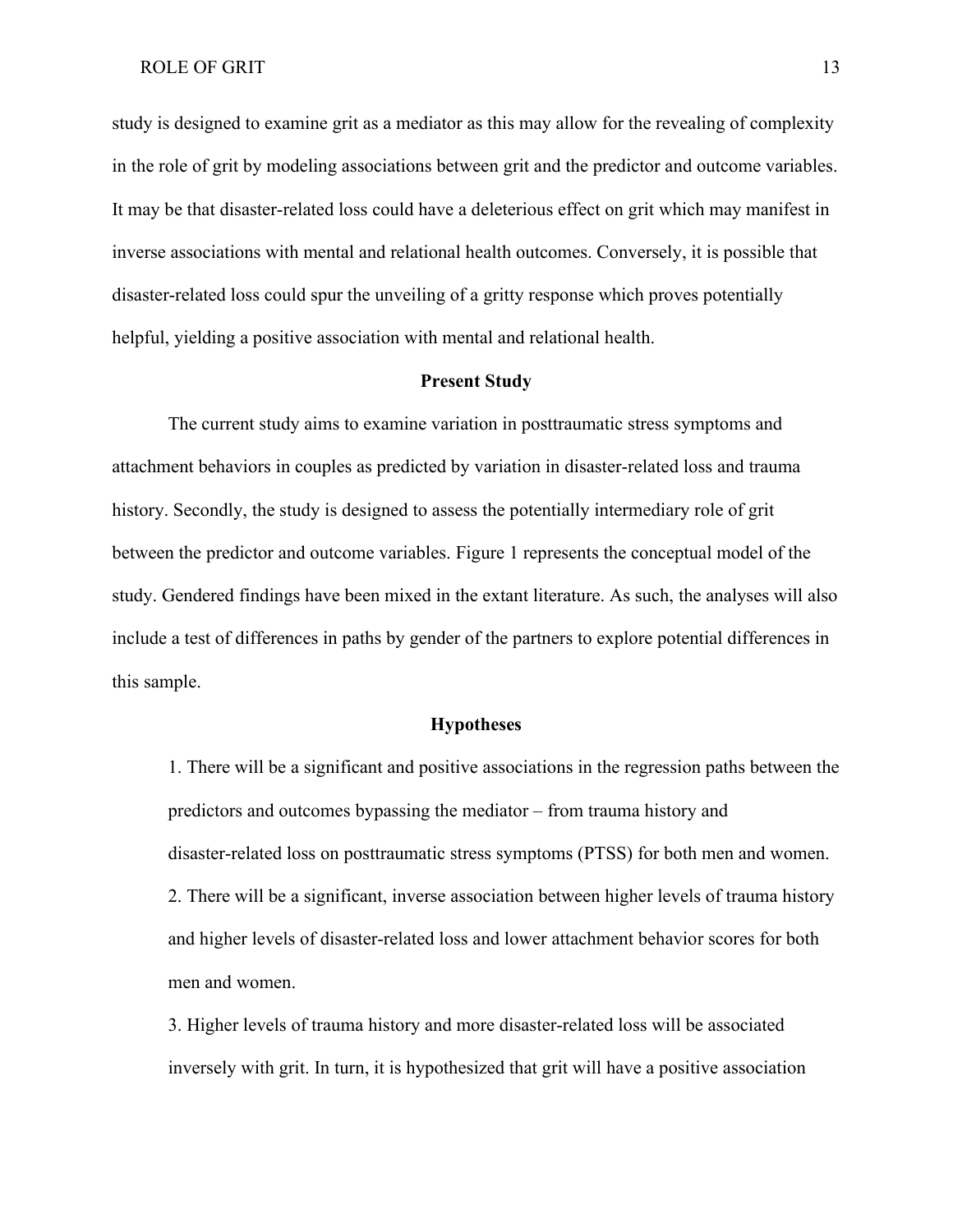study is designed to examine grit as a mediator as this may allow for the revealing of complexity in the role of grit by modeling associations between grit and the predictor and outcome variables. It may be that disaster-related loss could have a deleterious effect on grit which may manifest in inverse associations with mental and relational health outcomes. Conversely, it is possible that disaster-related loss could spur the unveiling of a gritty response which proves potentially helpful, yielding a positive association with mental and relational health.

## Present Study

The current study aims to examine variation in posttraumatic stress symptoms and attachment behaviors in couples as predicted by variation in disaster-related loss and trauma history. Secondly, the study is designed to assess the potentially intermediary role of grit between the predictor and outcome variables. Figure 1 represents the conceptual model of the study. Gendered findings have been mixed in the extant literature. As such, the analyses will also include a test of differences in paths by gender of the partners to explore potential differences in this sample.

## Hypotheses

1. There will be a significant and positive associations in the regression paths between the predictors and outcomes bypassing the mediator – from trauma history and disaster-related loss on posttraumatic stress symptoms (PTSS) for both men and women.
2. There will be a significant, inverse association between higher levels of trauma history and higher levels of disaster-related loss and lower attachment behavior scores for both men and women.
3. Higher levels of trauma history and more disaster-related loss will be associated inversely with grit. In turn, it is hypothesized that grit will have a positive association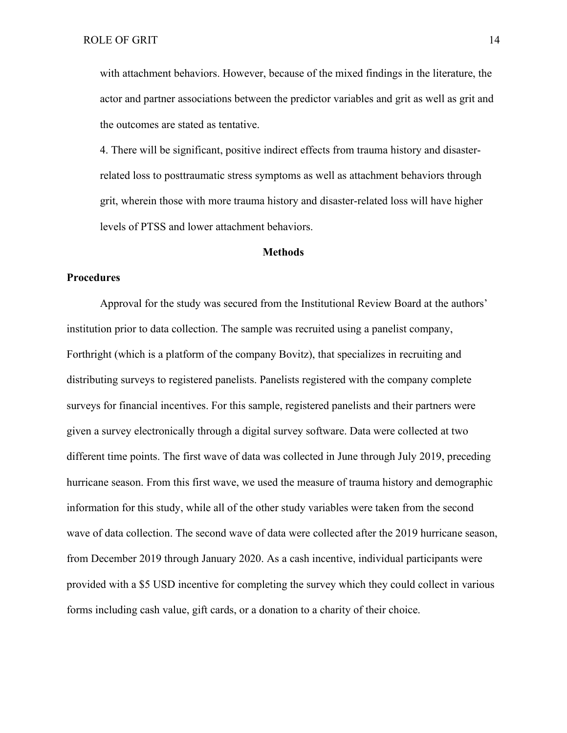with attachment behaviors. However, because of the mixed findings in the literature, the actor and partner associations between the predictor variables and grit as well as grit and the outcomes are stated as tentative.

4. There will be significant, positive indirect effects from trauma history and disaster-related loss to posttraumatic stress symptoms as well as attachment behaviors through grit, wherein those with more trauma history and disaster-related loss will have higher levels of PTSS and lower attachment behaviors.

## Methods

### Procedures

Approval for the study was secured from the Institutional Review Board at the authors' institution prior to data collection. The sample was recruited using a panelist company, Forthright (which is a platform of the company Bovitz), that specializes in recruiting and distributing surveys to registered panelists. Panelists registered with the company complete surveys for financial incentives. For this sample, registered panelists and their partners were given a survey electronically through a digital survey software. Data were collected at two different time points. The first wave of data was collected in June through July 2019, preceding hurricane season. From this first wave, we used the measure of trauma history and demographic information for this study, while all of the other study variables were taken from the second wave of data collection. The second wave of data were collected after the 2019 hurricane season, from December 2019 through January 2020. As a cash incentive, individual participants were provided with a $5 USD incentive for completing the survey which they could collect in various forms including cash value, gift cards, or a donation to a charity of their choice.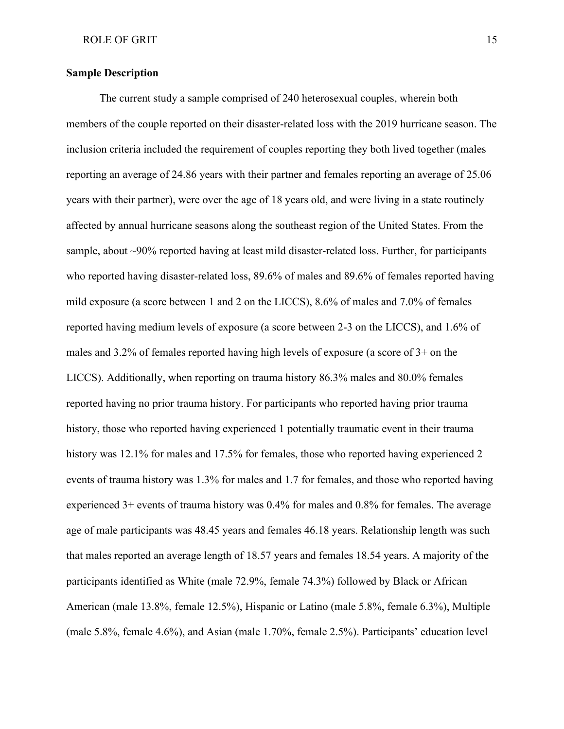**Sample Description**

The current study a sample comprised of 240 heterosexual couples, wherein both members of the couple reported on their disaster-related loss with the 2019 hurricane season. The inclusion criteria included the requirement of couples reporting they both lived together (males reporting an average of 24.86 years with their partner and females reporting an average of 25.06 years with their partner), were over the age of 18 years old, and were living in a state routinely affected by annual hurricane seasons along the southeast region of the United States. From the sample, about ~90% reported having at least mild disaster-related loss. Further, for participants who reported having disaster-related loss, 89.6% of males and 89.6% of females reported having mild exposure (a score between 1 and 2 on the LICCS), 8.6% of males and 7.0% of females reported having medium levels of exposure (a score between 2-3 on the LICCS), and 1.6% of males and 3.2% of females reported having high levels of exposure (a score of 3+ on the LICCS). Additionally, when reporting on trauma history 86.3% males and 80.0% females reported having no prior trauma history. For participants who reported having prior trauma history, those who reported having experienced 1 potentially traumatic event in their trauma history was 12.1% for males and 17.5% for females, those who reported having experienced 2 events of trauma history was 1.3% for males and 1.7 for females, and those who reported having experienced 3+ events of trauma history was 0.4% for males and 0.8% for females. The average age of male participants was 48.45 years and females 46.18 years. Relationship length was such that males reported an average length of 18.57 years and females 18.54 years. A majority of the participants identified as White (male 72.9%, female 74.3%) followed by Black or African American (male 13.8%, female 12.5%), Hispanic or Latino (male 5.8%, female 6.3%), Multiple (male 5.8%, female 4.6%), and Asian (male 1.70%, female 2.5%). Participants' education level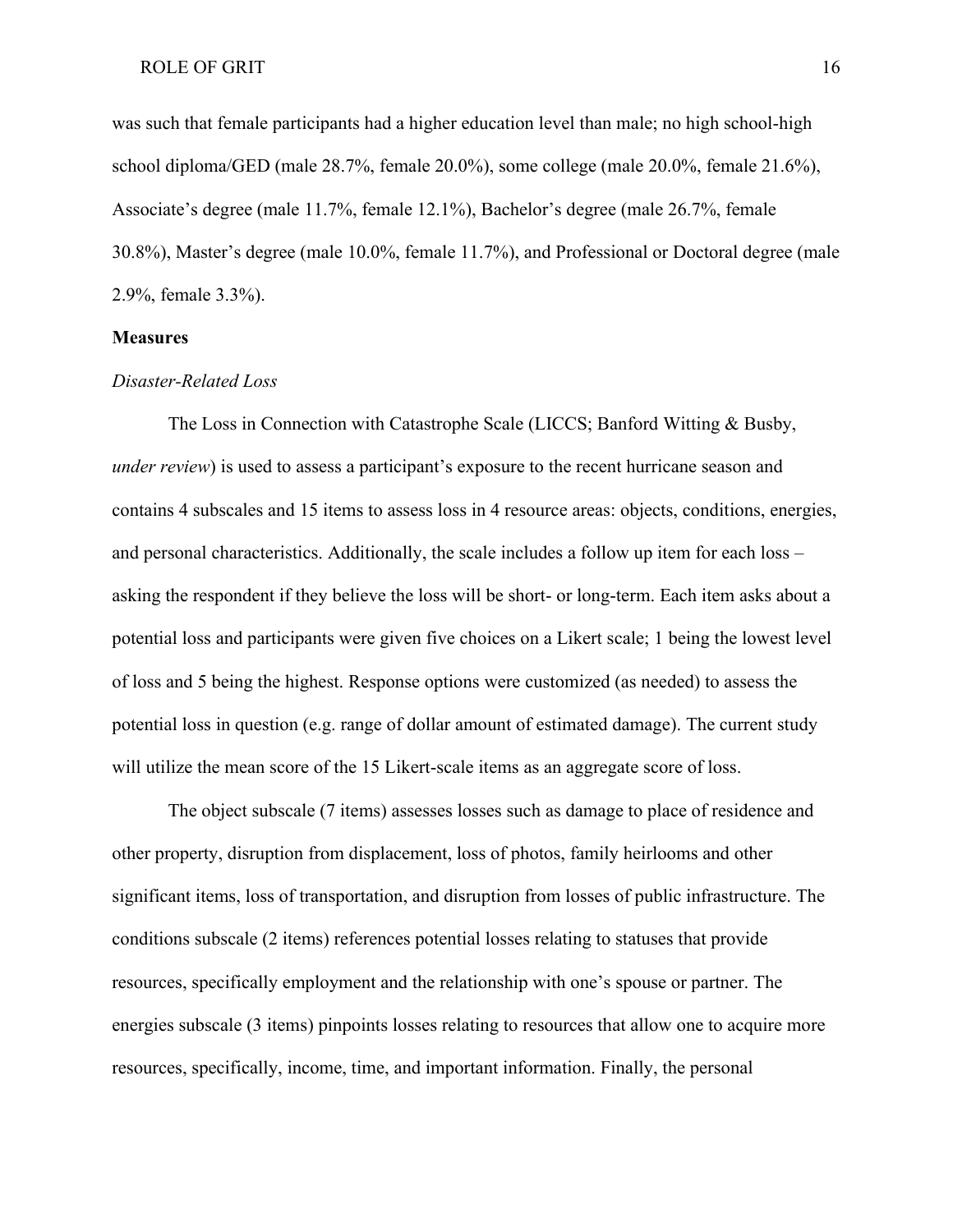was such that female participants had a higher education level than male; no high school-high school diploma/GED (male 28.7%, female 20.0%), some college (male 20.0%, female 21.6%), Associate's degree (male 11.7%, female 12.1%), Bachelor's degree (male 26.7%, female 30.8%), Master's degree (male 10.0%, female 11.7%), and Professional or Doctoral degree (male 2.9%, female 3.3%).

**Measures**

*Disaster-Related Loss*

The Loss in Connection with Catastrophe Scale (LICCS; Banford Witting & Busby, *under review*) is used to assess a participant's exposure to the recent hurricane season and contains 4 subscales and 15 items to assess loss in 4 resource areas: objects, conditions, energies, and personal characteristics. Additionally, the scale includes a follow up item for each loss – asking the respondent if they believe the loss will be short- or long-term. Each item asks about a potential loss and participants were given five choices on a Likert scale; 1 being the lowest level of loss and 5 being the highest. Response options were customized (as needed) to assess the potential loss in question (e.g. range of dollar amount of estimated damage). The current study will utilize the mean score of the 15 Likert-scale items as an aggregate score of loss.

The object subscale (7 items) assesses losses such as damage to place of residence and other property, disruption from displacement, loss of photos, family heirlooms and other significant items, loss of transportation, and disruption from losses of public infrastructure. The conditions subscale (2 items) references potential losses relating to statuses that provide resources, specifically employment and the relationship with one's spouse or partner. The energies subscale (3 items) pinpoints losses relating to resources that allow one to acquire more resources, specifically, income, time, and important information. Finally, the personal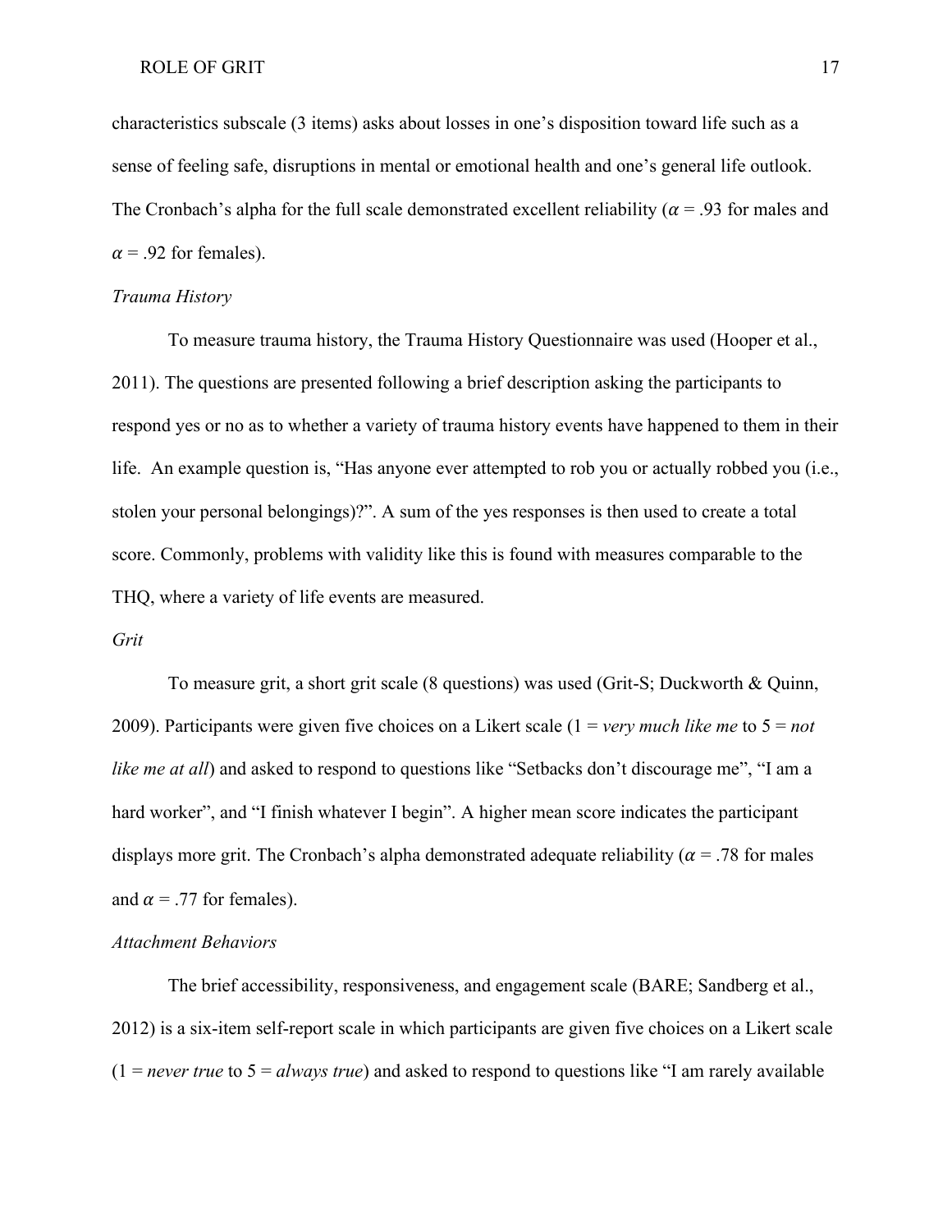characteristics subscale (3 items) asks about losses in one's disposition toward life such as a sense of feeling safe, disruptions in mental or emotional health and one's general life outlook. The Cronbach's alpha for the full scale demonstrated excellent reliability ($\alpha$ = .93 for males and $\alpha$ = .92 for females).

*Trauma History*

To measure trauma history, the Trauma History Questionnaire was used (Hooper et al., 2011). The questions are presented following a brief description asking the participants to respond yes or no as to whether a variety of trauma history events have happened to them in their life. An example question is, "Has anyone ever attempted to rob you or actually robbed you (i.e., stolen your personal belongings)?". A sum of the yes responses is then used to create a total score. Commonly, problems with validity like this is found with measures comparable to the THQ, where a variety of life events are measured.

*Grit*

To measure grit, a short grit scale (8 questions) was used (Grit-S; Duckworth & Quinn, 2009). Participants were given five choices on a Likert scale (1 = *very much like me* to 5 = *not like me at all*) and asked to respond to questions like "Setbacks don't discourage me", "I am a hard worker", and "I finish whatever I begin". A higher mean score indicates the participant displays more grit. The Cronbach's alpha demonstrated adequate reliability ($\alpha$ = .78 for males and $\alpha$ = .77 for females).

*Attachment Behaviors*

The brief accessibility, responsiveness, and engagement scale (BARE; Sandberg et al., 2012) is a six-item self-report scale in which participants are given five choices on a Likert scale (1 = *never true* to 5 = *always true*) and asked to respond to questions like "I am rarely available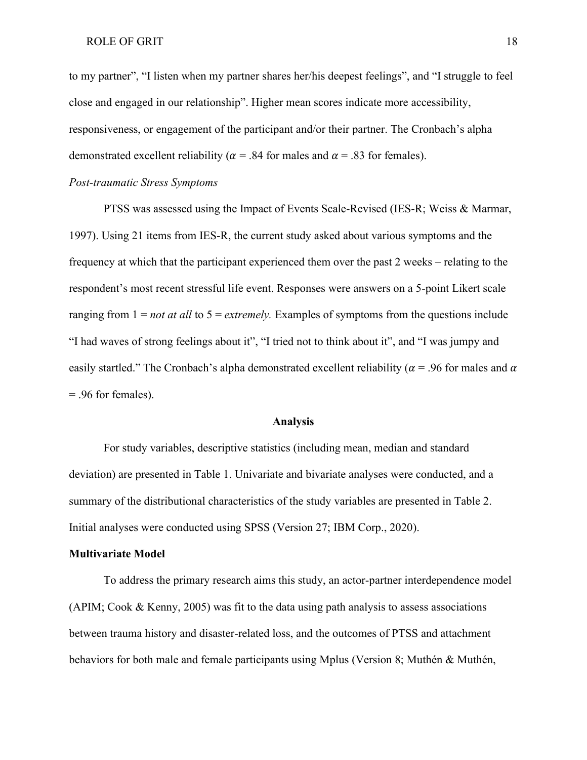to my partner", "I listen when my partner shares her/his deepest feelings", and "I struggle to feel close and engaged in our relationship". Higher mean scores indicate more accessibility, responsiveness, or engagement of the participant and/or their partner. The Cronbach's alpha demonstrated excellent reliability ($\alpha$ = .84 for males and $\alpha$ = .83 for females).

*Post-traumatic Stress Symptoms*

PTSS was assessed using the Impact of Events Scale-Revised (IES-R; Weiss & Marmar, 1997). Using 21 items from IES-R, the current study asked about various symptoms and the frequency at which that the participant experienced them over the past 2 weeks – relating to the respondent's most recent stressful life event. Responses were answers on a 5-point Likert scale ranging from 1 = *not at all* to 5 = *extremely.* Examples of symptoms from the questions include "I had waves of strong feelings about it", "I tried not to think about it", and "I was jumpy and easily startled." The Cronbach's alpha demonstrated excellent reliability ($\alpha$ = .96 for males and $\alpha$ = .96 for females).

## Analysis

For study variables, descriptive statistics (including mean, median and standard deviation) are presented in Table 1. Univariate and bivariate analyses were conducted, and a summary of the distributional characteristics of the study variables are presented in Table 2. Initial analyses were conducted using SPSS (Version 27; IBM Corp., 2020).

### Multivariate Model

To address the primary research aims this study, an actor-partner interdependence model (APIM; Cook & Kenny, 2005) was fit to the data using path analysis to assess associations between trauma history and disaster-related loss, and the outcomes of PTSS and attachment behaviors for both male and female participants using Mplus (Version 8; Muthén & Muthén,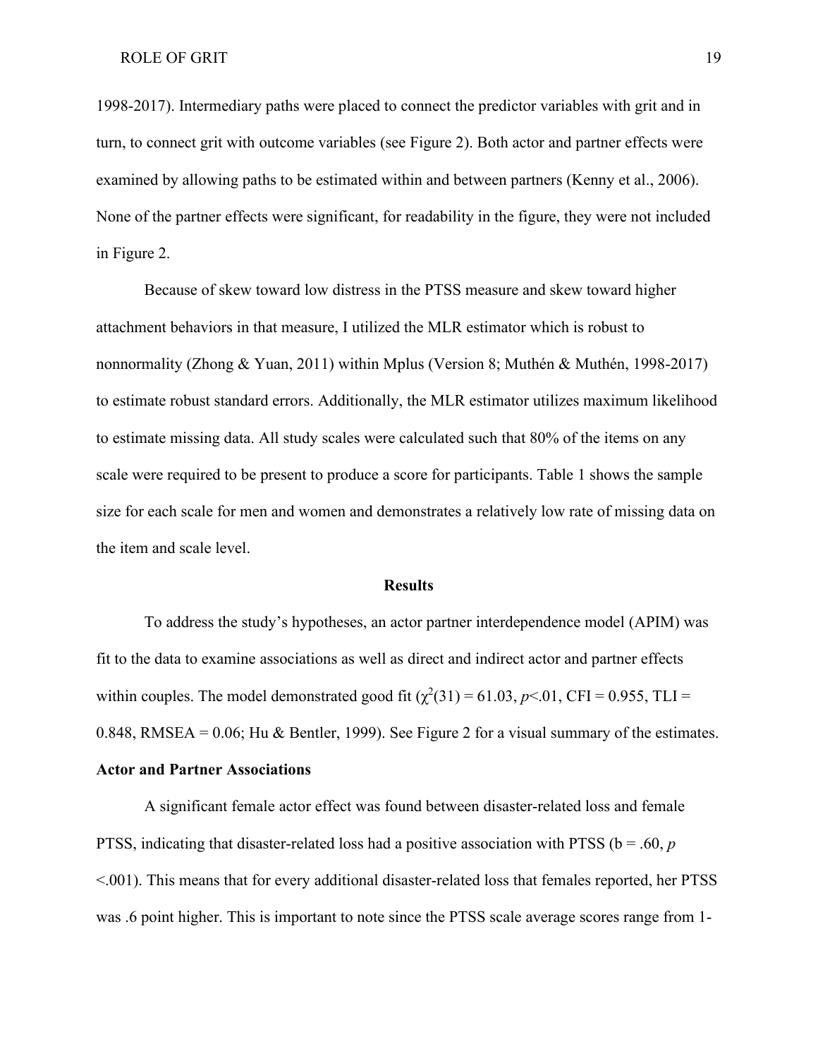1998-2017). Intermediary paths were placed to connect the predictor variables with grit and in turn, to connect grit with outcome variables (see Figure 2). Both actor and partner effects were examined by allowing paths to be estimated within and between partners (Kenny et al., 2006). None of the partner effects were significant, for readability in the figure, they were not included in Figure 2.

Because of skew toward low distress in the PTSS measure and skew toward higher attachment behaviors in that measure, I utilized the MLR estimator which is robust to nonnormality (Zhong & Yuan, 2011) within Mplus (Version 8; Muthén & Muthén, 1998-2017) to estimate robust standard errors. Additionally, the MLR estimator utilizes maximum likelihood to estimate missing data. All study scales were calculated such that 80% of the items on any scale were required to be present to produce a score for participants. Table 1 shows the sample size for each scale for men and women and demonstrates a relatively low rate of missing data on the item and scale level.

## Results

To address the study's hypotheses, an actor partner interdependence model (APIM) was fit to the data to examine associations as well as direct and indirect actor and partner effects within couples. The model demonstrated good fit ($\chi^2(31) = 61.03$, $p<.01$, CFI = 0.955, TLI = 0.848, RMSEA = 0.06; Hu & Bentler, 1999). See Figure 2 for a visual summary of the estimates.

### Actor and Partner Associations

A significant female actor effect was found between disaster-related loss and female PTSS, indicating that disaster-related loss had a positive association with PTSS ($b = .60$, $p <.001$). This means that for every additional disaster-related loss that females reported, her PTSS was .6 point higher. This is important to note since the PTSS scale average scores range from 1-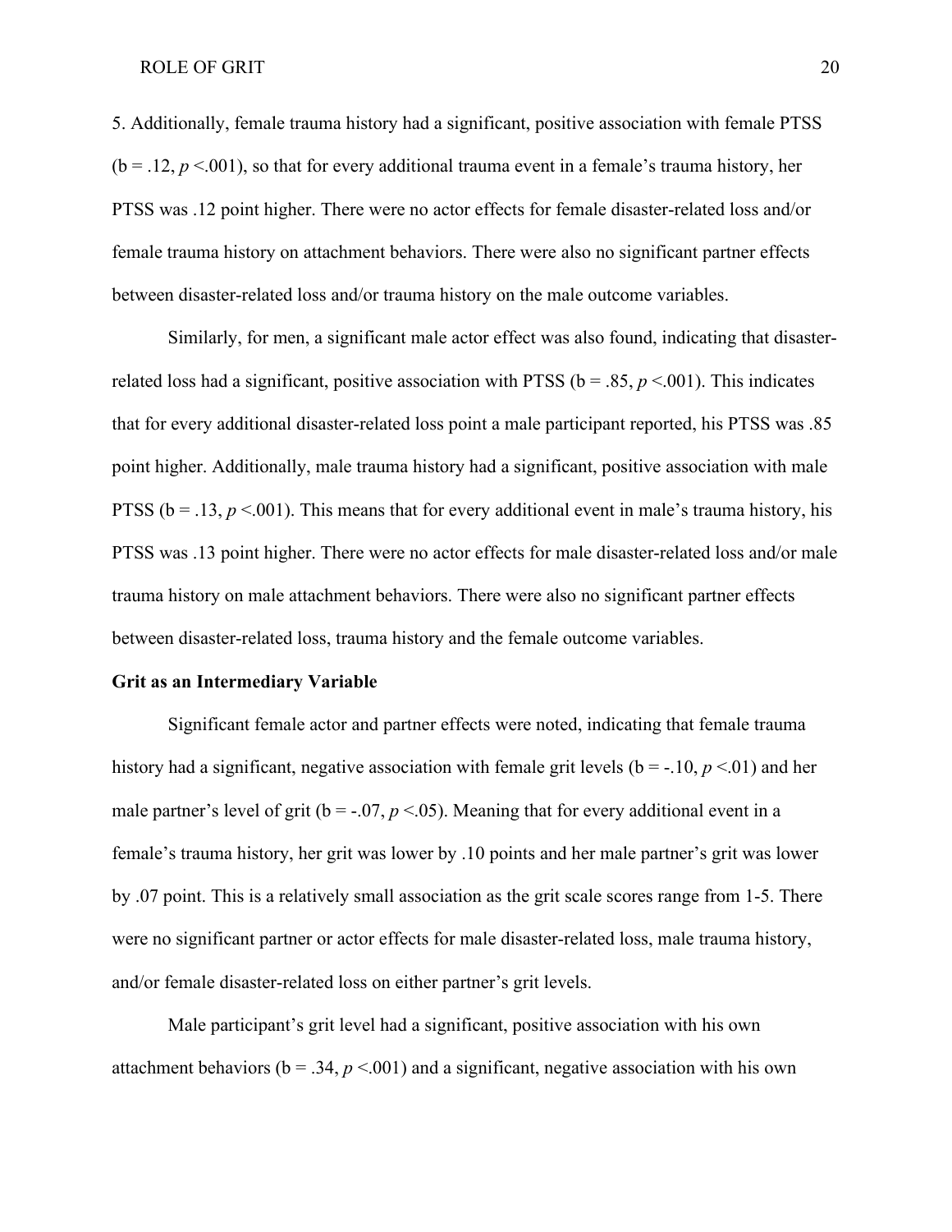5. Additionally, female trauma history had a significant, positive association with female PTSS ($b = .12$, $p < .001$), so that for every additional trauma event in a female's trauma history, her PTSS was .12 point higher. There were no actor effects for female disaster-related loss and/or female trauma history on attachment behaviors. There were also no significant partner effects between disaster-related loss and/or trauma history on the male outcome variables.

Similarly, for men, a significant male actor effect was also found, indicating that disaster-related loss had a significant, positive association with PTSS ($b = .85$, $p < .001$). This indicates that for every additional disaster-related loss point a male participant reported, his PTSS was .85 point higher. Additionally, male trauma history had a significant, positive association with male PTSS ($b = .13$, $p < .001$). This means that for every additional event in male's trauma history, his PTSS was .13 point higher. There were no actor effects for male disaster-related loss and/or male trauma history on male attachment behaviors. There were also no significant partner effects between disaster-related loss, trauma history and the female outcome variables.

**Grit as an Intermediary Variable**

Significant female actor and partner effects were noted, indicating that female trauma history had a significant, negative association with female grit levels ($b = -.10$, $p < .01$) and her male partner's level of grit ($b = -.07$, $p < .05$). Meaning that for every additional event in a female's trauma history, her grit was lower by .10 points and her male partner's grit was lower by .07 point. This is a relatively small association as the grit scale scores range from 1-5. There were no significant partner or actor effects for male disaster-related loss, male trauma history, and/or female disaster-related loss on either partner's grit levels.

Male participant's grit level had a significant, positive association with his own attachment behaviors ($b = .34$, $p < .001$) and a significant, negative association with his own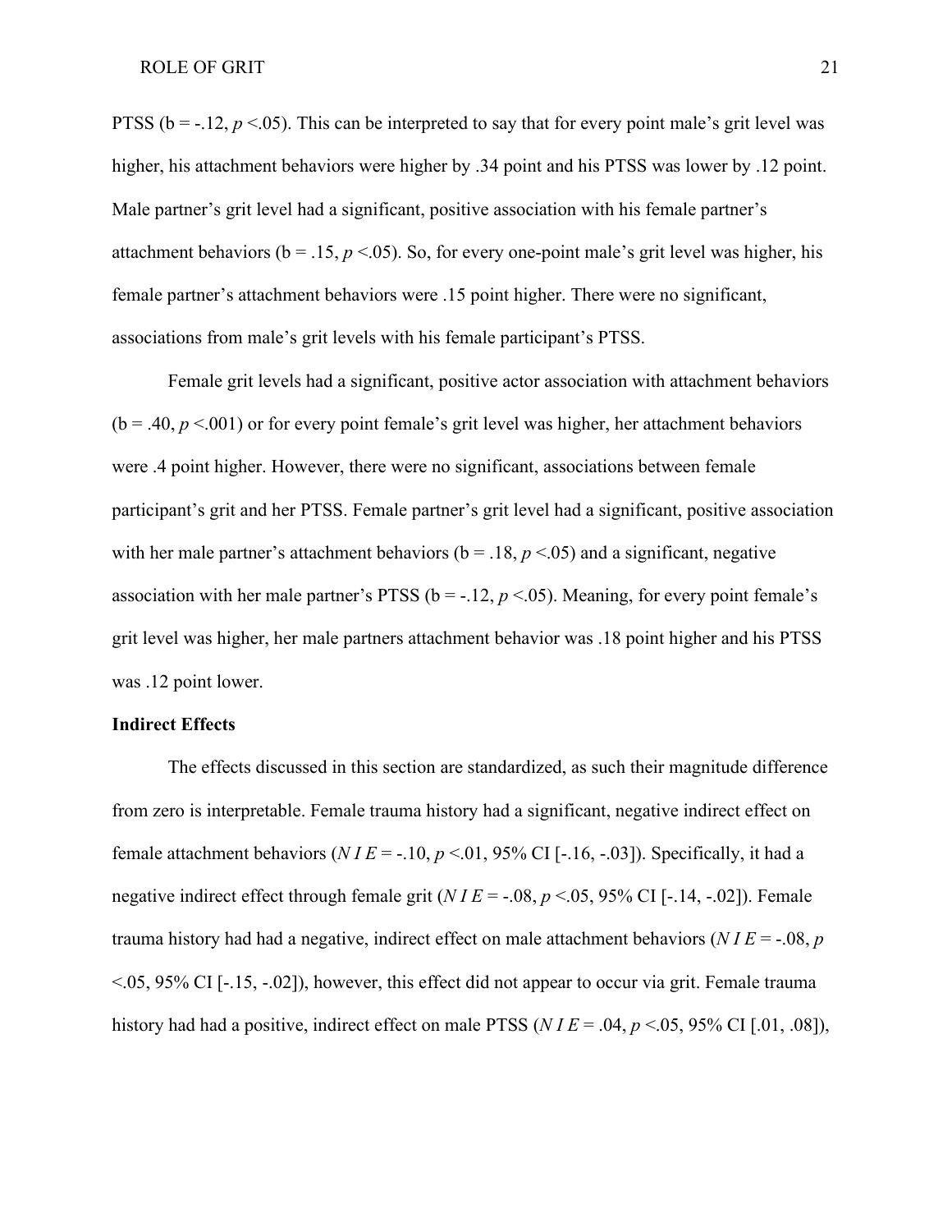PTSS (b = -.12, $p$ <.05). This can be interpreted to say that for every point male's grit level was higher, his attachment behaviors were higher by .34 point and his PTSS was lower by .12 point. Male partner's grit level had a significant, positive association with his female partner's attachment behaviors (b = .15, $p$ <.05). So, for every one-point male's grit level was higher, his female partner's attachment behaviors were .15 point higher. There were no significant, associations from male's grit levels with his female participant's PTSS.

Female grit levels had a significant, positive actor association with attachment behaviors (b = .40, $p$ <.001) or for every point female's grit level was higher, her attachment behaviors were .4 point higher. However, there were no significant, associations between female participant's grit and her PTSS. Female partner's grit level had a significant, positive association with her male partner's attachment behaviors (b = .18, $p$ <.05) and a significant, negative association with her male partner's PTSS (b = -.12, $p$ <.05). Meaning, for every point female's grit level was higher, her male partners attachment behavior was .18 point higher and his PTSS was .12 point lower.

**Indirect Effects**

The effects discussed in this section are standardized, as such their magnitude difference from zero is interpretable. Female trauma history had a significant, negative indirect effect on female attachment behaviors ($N\,I\,E$ = -.10, $p$ <.01, 95% CI [-.16, -.03]). Specifically, it had a negative indirect effect through female grit ($N\,I\,E$ = -.08, $p$ <.05, 95% CI [-.14, -.02]). Female trauma history had had a negative, indirect effect on male attachment behaviors ($N\,I\,E$ = -.08, $p$ <.05, 95% CI [-.15, -.02]), however, this effect did not appear to occur via grit. Female trauma history had had a positive, indirect effect on male PTSS ($N\,I\,E$ = .04, $p$ <.05, 95% CI [.01, .08]),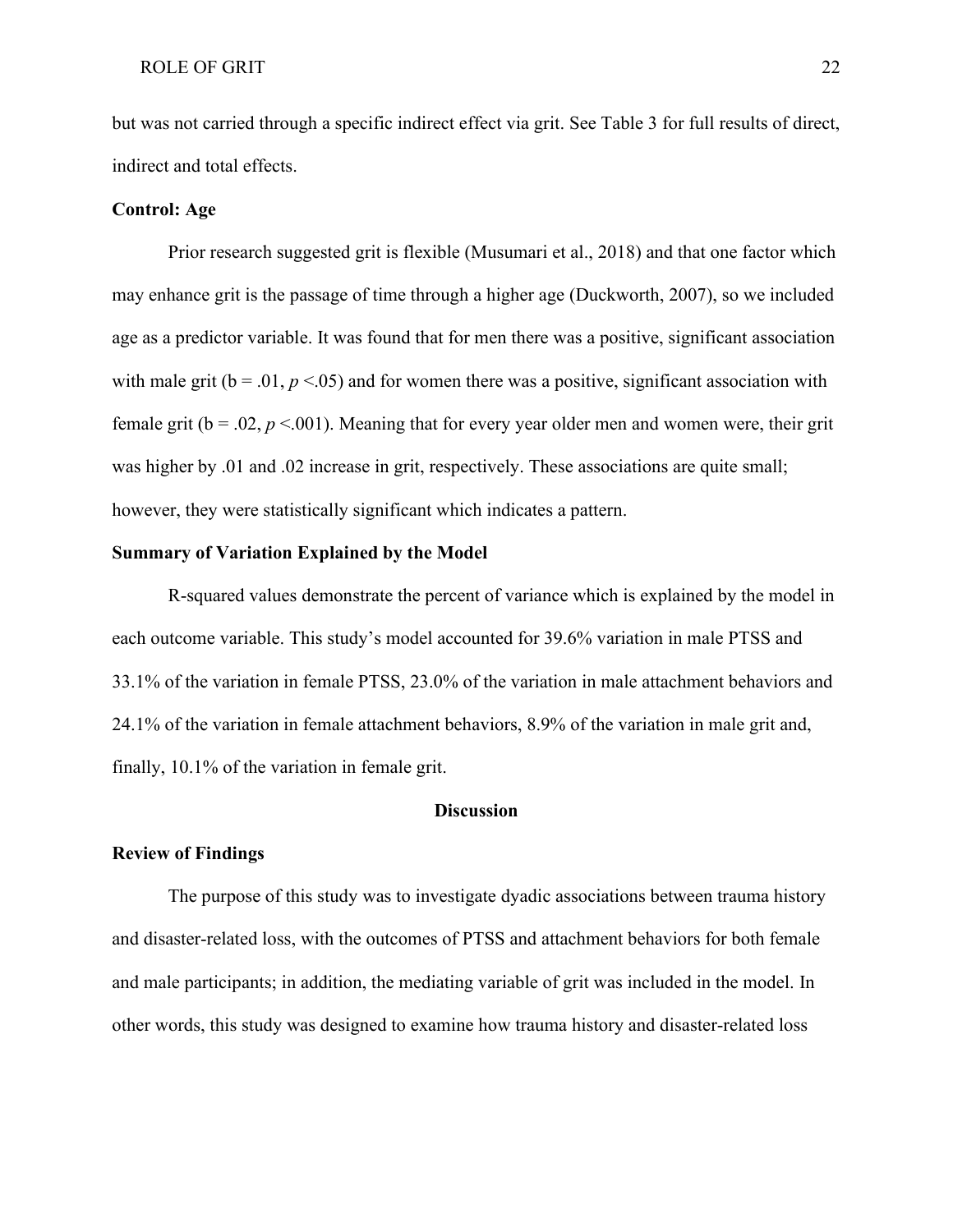but was not carried through a specific indirect effect via grit. See Table 3 for full results of direct, indirect and total effects.

### Control: Age

Prior research suggested grit is flexible (Musumari et al., 2018) and that one factor which may enhance grit is the passage of time through a higher age (Duckworth, 2007), so we included age as a predictor variable. It was found that for men there was a positive, significant association with male grit ($b = .01$, $p < .05$) and for women there was a positive, significant association with female grit ($b = .02$, $p < .001$). Meaning that for every year older men and women were, their grit was higher by .01 and .02 increase in grit, respectively. These associations are quite small; however, they were statistically significant which indicates a pattern.

### Summary of Variation Explained by the Model

R-squared values demonstrate the percent of variance which is explained by the model in each outcome variable. This study's model accounted for 39.6% variation in male PTSS and 33.1% of the variation in female PTSS, 23.0% of the variation in male attachment behaviors and 24.1% of the variation in female attachment behaviors, 8.9% of the variation in male grit and, finally, 10.1% of the variation in female grit.

## Discussion

### Review of Findings

The purpose of this study was to investigate dyadic associations between trauma history and disaster-related loss, with the outcomes of PTSS and attachment behaviors for both female and male participants; in addition, the mediating variable of grit was included in the model. In other words, this study was designed to examine how trauma history and disaster-related loss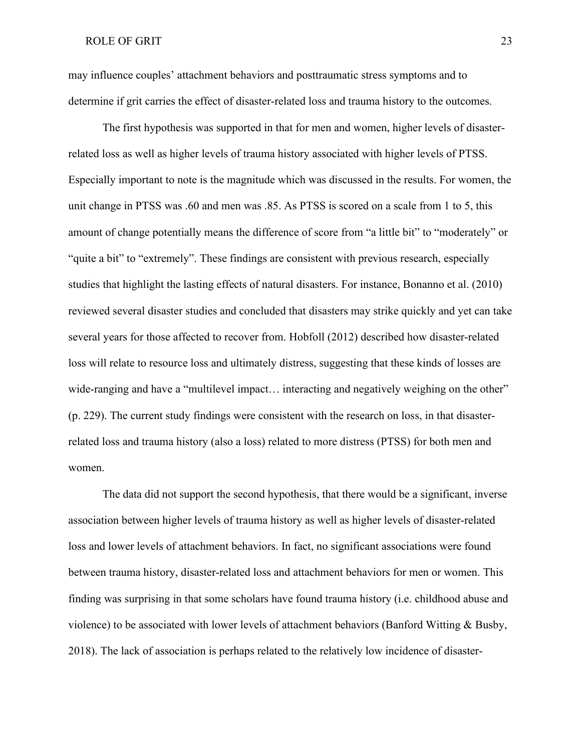may influence couples' attachment behaviors and posttraumatic stress symptoms and to determine if grit carries the effect of disaster-related loss and trauma history to the outcomes.

The first hypothesis was supported in that for men and women, higher levels of disaster-related loss as well as higher levels of trauma history associated with higher levels of PTSS. Especially important to note is the magnitude which was discussed in the results. For women, the unit change in PTSS was .60 and men was .85. As PTSS is scored on a scale from 1 to 5, this amount of change potentially means the difference of score from "a little bit" to "moderately" or "quite a bit" to "extremely". These findings are consistent with previous research, especially studies that highlight the lasting effects of natural disasters. For instance, Bonanno et al. (2010) reviewed several disaster studies and concluded that disasters may strike quickly and yet can take several years for those affected to recover from. Hobfoll (2012) described how disaster-related loss will relate to resource loss and ultimately distress, suggesting that these kinds of losses are wide-ranging and have a "multilevel impact… interacting and negatively weighing on the other" (p. 229). The current study findings were consistent with the research on loss, in that disaster-related loss and trauma history (also a loss) related to more distress (PTSS) for both men and women.

The data did not support the second hypothesis, that there would be a significant, inverse association between higher levels of trauma history as well as higher levels of disaster-related loss and lower levels of attachment behaviors. In fact, no significant associations were found between trauma history, disaster-related loss and attachment behaviors for men or women. This finding was surprising in that some scholars have found trauma history (i.e. childhood abuse and violence) to be associated with lower levels of attachment behaviors (Banford Witting & Busby, 2018). The lack of association is perhaps related to the relatively low incidence of disaster-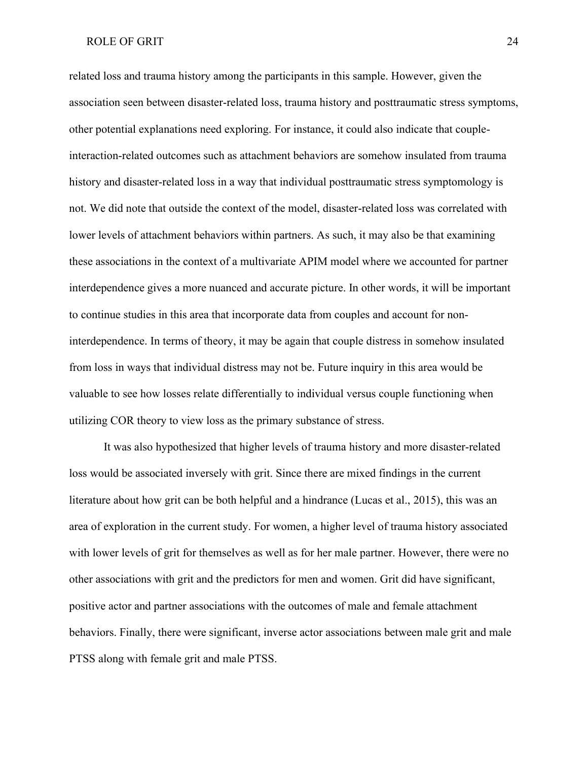related loss and trauma history among the participants in this sample. However, given the association seen between disaster-related loss, trauma history and posttraumatic stress symptoms, other potential explanations need exploring. For instance, it could also indicate that couple-interaction-related outcomes such as attachment behaviors are somehow insulated from trauma history and disaster-related loss in a way that individual posttraumatic stress symptomology is not. We did note that outside the context of the model, disaster-related loss was correlated with lower levels of attachment behaviors within partners. As such, it may also be that examining these associations in the context of a multivariate APIM model where we accounted for partner interdependence gives a more nuanced and accurate picture. In other words, it will be important to continue studies in this area that incorporate data from couples and account for non-interdependence. In terms of theory, it may be again that couple distress in somehow insulated from loss in ways that individual distress may not be. Future inquiry in this area would be valuable to see how losses relate differentially to individual versus couple functioning when utilizing COR theory to view loss as the primary substance of stress.

It was also hypothesized that higher levels of trauma history and more disaster-related loss would be associated inversely with grit. Since there are mixed findings in the current literature about how grit can be both helpful and a hindrance (Lucas et al., 2015), this was an area of exploration in the current study. For women, a higher level of trauma history associated with lower levels of grit for themselves as well as for her male partner. However, there were no other associations with grit and the predictors for men and women. Grit did have significant, positive actor and partner associations with the outcomes of male and female attachment behaviors. Finally, there were significant, inverse actor associations between male grit and male PTSS along with female grit and male PTSS.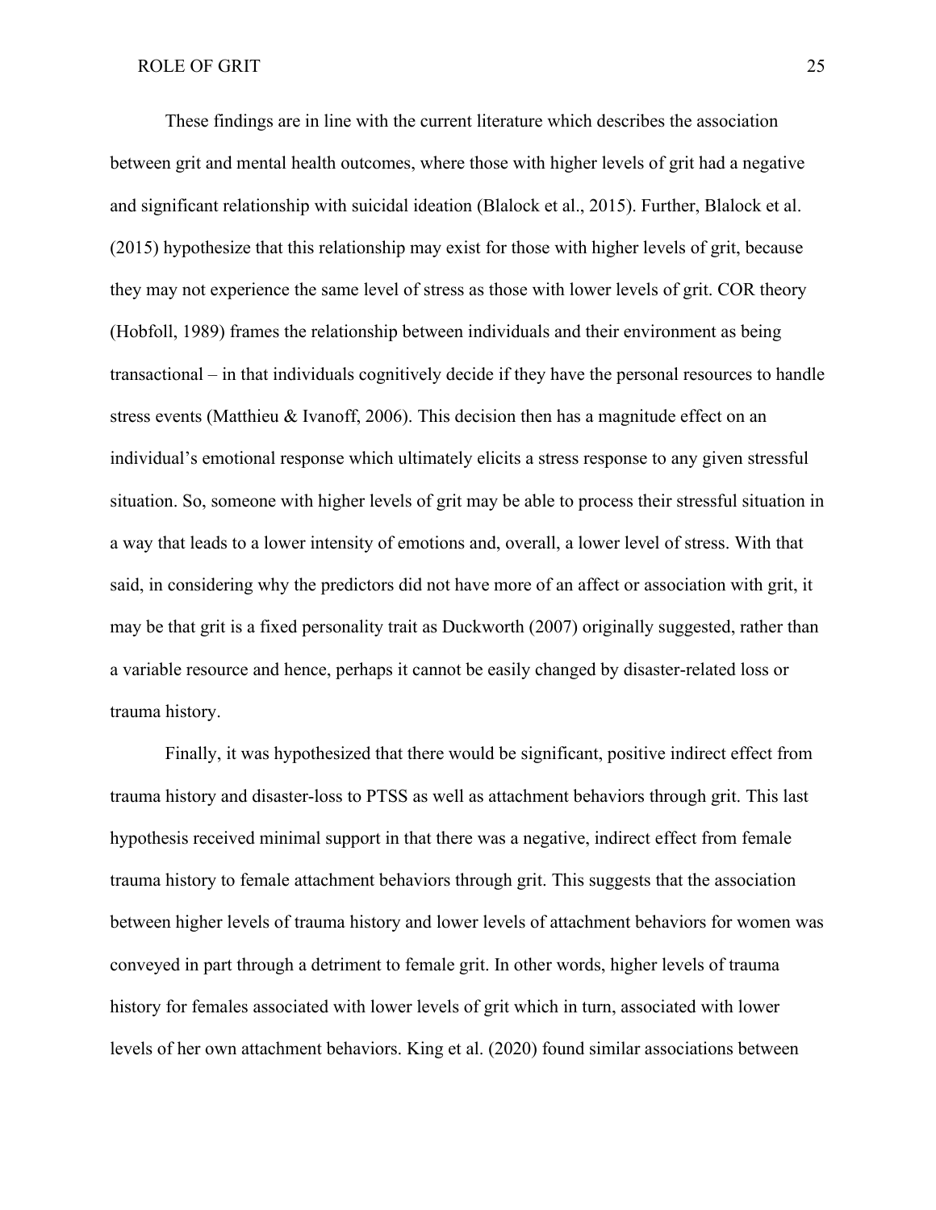These findings are in line with the current literature which describes the association between grit and mental health outcomes, where those with higher levels of grit had a negative and significant relationship with suicidal ideation (Blalock et al., 2015). Further, Blalock et al. (2015) hypothesize that this relationship may exist for those with higher levels of grit, because they may not experience the same level of stress as those with lower levels of grit. COR theory (Hobfoll, 1989) frames the relationship between individuals and their environment as being transactional – in that individuals cognitively decide if they have the personal resources to handle stress events (Matthieu & Ivanoff, 2006). This decision then has a magnitude effect on an individual's emotional response which ultimately elicits a stress response to any given stressful situation. So, someone with higher levels of grit may be able to process their stressful situation in a way that leads to a lower intensity of emotions and, overall, a lower level of stress. With that said, in considering why the predictors did not have more of an affect or association with grit, it may be that grit is a fixed personality trait as Duckworth (2007) originally suggested, rather than a variable resource and hence, perhaps it cannot be easily changed by disaster-related loss or trauma history.

Finally, it was hypothesized that there would be significant, positive indirect effect from trauma history and disaster-loss to PTSS as well as attachment behaviors through grit. This last hypothesis received minimal support in that there was a negative, indirect effect from female trauma history to female attachment behaviors through grit. This suggests that the association between higher levels of trauma history and lower levels of attachment behaviors for women was conveyed in part through a detriment to female grit. In other words, higher levels of trauma history for females associated with lower levels of grit which in turn, associated with lower levels of her own attachment behaviors. King et al. (2020) found similar associations between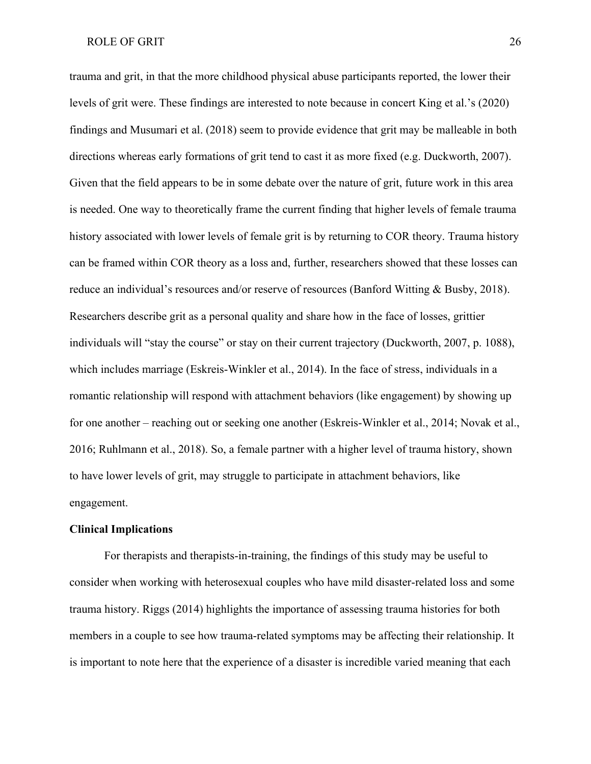trauma and grit, in that the more childhood physical abuse participants reported, the lower their levels of grit were. These findings are interested to note because in concert King et al.'s (2020) findings and Musumari et al. (2018) seem to provide evidence that grit may be malleable in both directions whereas early formations of grit tend to cast it as more fixed (e.g. Duckworth, 2007). Given that the field appears to be in some debate over the nature of grit, future work in this area is needed. One way to theoretically frame the current finding that higher levels of female trauma history associated with lower levels of female grit is by returning to COR theory. Trauma history can be framed within COR theory as a loss and, further, researchers showed that these losses can reduce an individual's resources and/or reserve of resources (Banford Witting & Busby, 2018). Researchers describe grit as a personal quality and share how in the face of losses, grittier individuals will "stay the course" or stay on their current trajectory (Duckworth, 2007, p. 1088), which includes marriage (Eskreis-Winkler et al., 2014). In the face of stress, individuals in a romantic relationship will respond with attachment behaviors (like engagement) by showing up for one another – reaching out or seeking one another (Eskreis-Winkler et al., 2014; Novak et al., 2016; Ruhlmann et al., 2018). So, a female partner with a higher level of trauma history, shown to have lower levels of grit, may struggle to participate in attachment behaviors, like engagement.

**Clinical Implications**

For therapists and therapists-in-training, the findings of this study may be useful to consider when working with heterosexual couples who have mild disaster-related loss and some trauma history. Riggs (2014) highlights the importance of assessing trauma histories for both members in a couple to see how trauma-related symptoms may be affecting their relationship. It is important to note here that the experience of a disaster is incredible varied meaning that each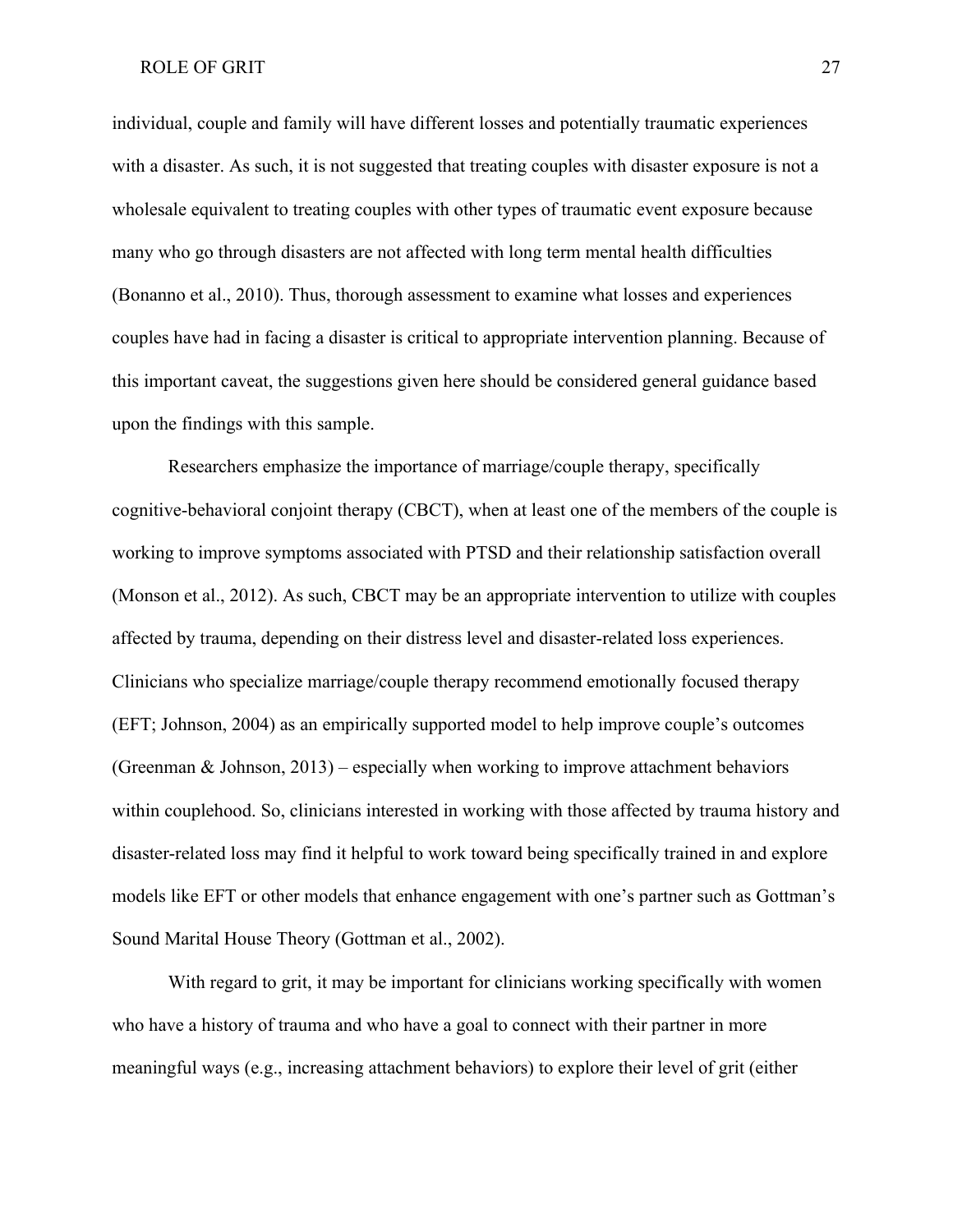individual, couple and family will have different losses and potentially traumatic experiences with a disaster. As such, it is not suggested that treating couples with disaster exposure is not a wholesale equivalent to treating couples with other types of traumatic event exposure because many who go through disasters are not affected with long term mental health difficulties (Bonanno et al., 2010). Thus, thorough assessment to examine what losses and experiences couples have had in facing a disaster is critical to appropriate intervention planning. Because of this important caveat, the suggestions given here should be considered general guidance based upon the findings with this sample.

Researchers emphasize the importance of marriage/couple therapy, specifically cognitive-behavioral conjoint therapy (CBCT), when at least one of the members of the couple is working to improve symptoms associated with PTSD and their relationship satisfaction overall (Monson et al., 2012). As such, CBCT may be an appropriate intervention to utilize with couples affected by trauma, depending on their distress level and disaster-related loss experiences. Clinicians who specialize marriage/couple therapy recommend emotionally focused therapy (EFT; Johnson, 2004) as an empirically supported model to help improve couple's outcomes (Greenman & Johnson, 2013) – especially when working to improve attachment behaviors within couplehood. So, clinicians interested in working with those affected by trauma history and disaster-related loss may find it helpful to work toward being specifically trained in and explore models like EFT or other models that enhance engagement with one's partner such as Gottman's Sound Marital House Theory (Gottman et al., 2002).

With regard to grit, it may be important for clinicians working specifically with women who have a history of trauma and who have a goal to connect with their partner in more meaningful ways (e.g., increasing attachment behaviors) to explore their level of grit (either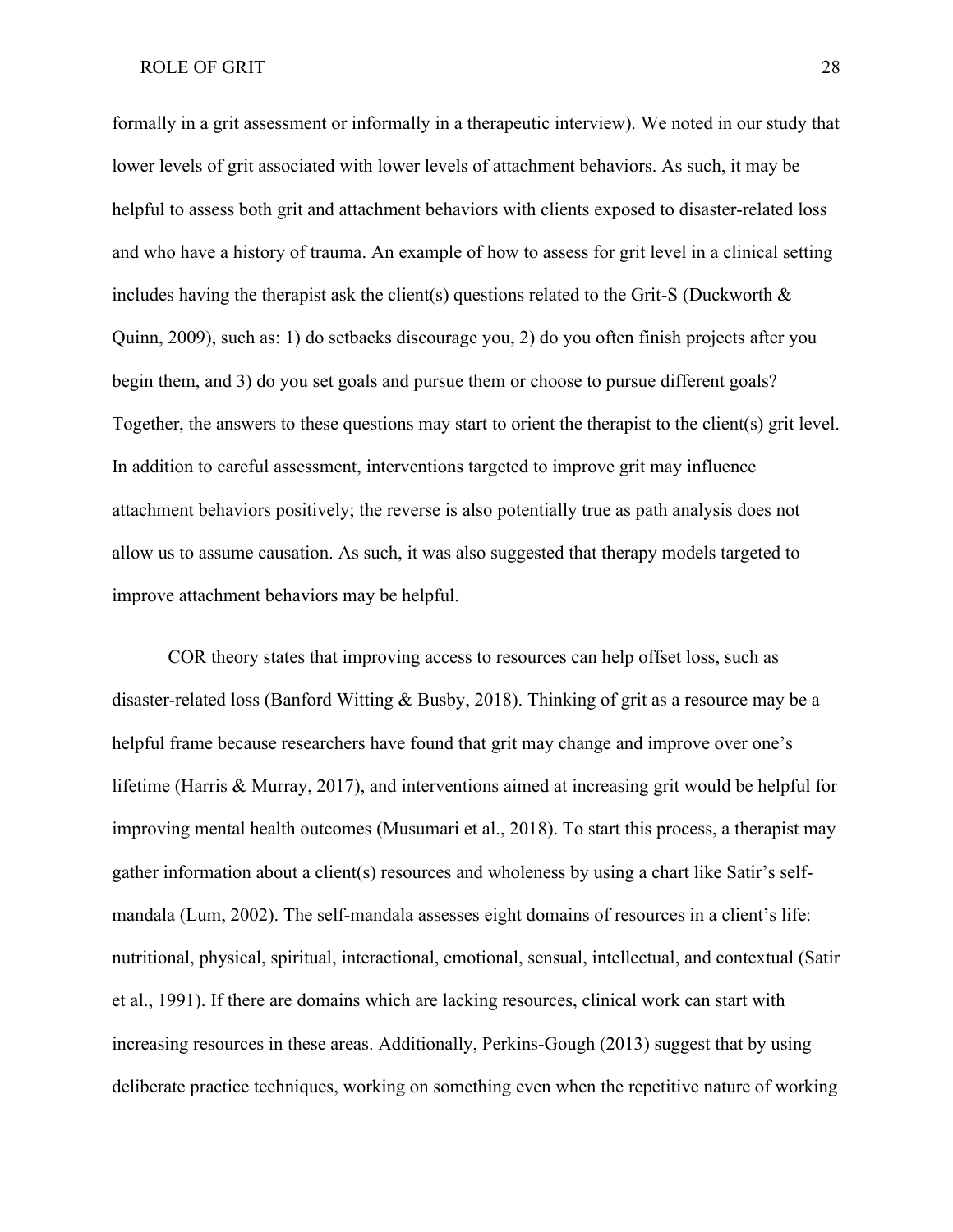formally in a grit assessment or informally in a therapeutic interview). We noted in our study that lower levels of grit associated with lower levels of attachment behaviors. As such, it may be helpful to assess both grit and attachment behaviors with clients exposed to disaster-related loss and who have a history of trauma. An example of how to assess for grit level in a clinical setting includes having the therapist ask the client(s) questions related to the Grit-S (Duckworth & Quinn, 2009), such as: 1) do setbacks discourage you, 2) do you often finish projects after you begin them, and 3) do you set goals and pursue them or choose to pursue different goals? Together, the answers to these questions may start to orient the therapist to the client(s) grit level. In addition to careful assessment, interventions targeted to improve grit may influence attachment behaviors positively; the reverse is also potentially true as path analysis does not allow us to assume causation. As such, it was also suggested that therapy models targeted to improve attachment behaviors may be helpful.

COR theory states that improving access to resources can help offset loss, such as disaster-related loss (Banford Witting & Busby, 2018). Thinking of grit as a resource may be a helpful frame because researchers have found that grit may change and improve over one's lifetime (Harris & Murray, 2017), and interventions aimed at increasing grit would be helpful for improving mental health outcomes (Musumari et al., 2018). To start this process, a therapist may gather information about a client(s) resources and wholeness by using a chart like Satir's self-mandala (Lum, 2002). The self-mandala assesses eight domains of resources in a client's life: nutritional, physical, spiritual, interactional, emotional, sensual, intellectual, and contextual (Satir et al., 1991). If there are domains which are lacking resources, clinical work can start with increasing resources in these areas. Additionally, Perkins-Gough (2013) suggest that by using deliberate practice techniques, working on something even when the repetitive nature of working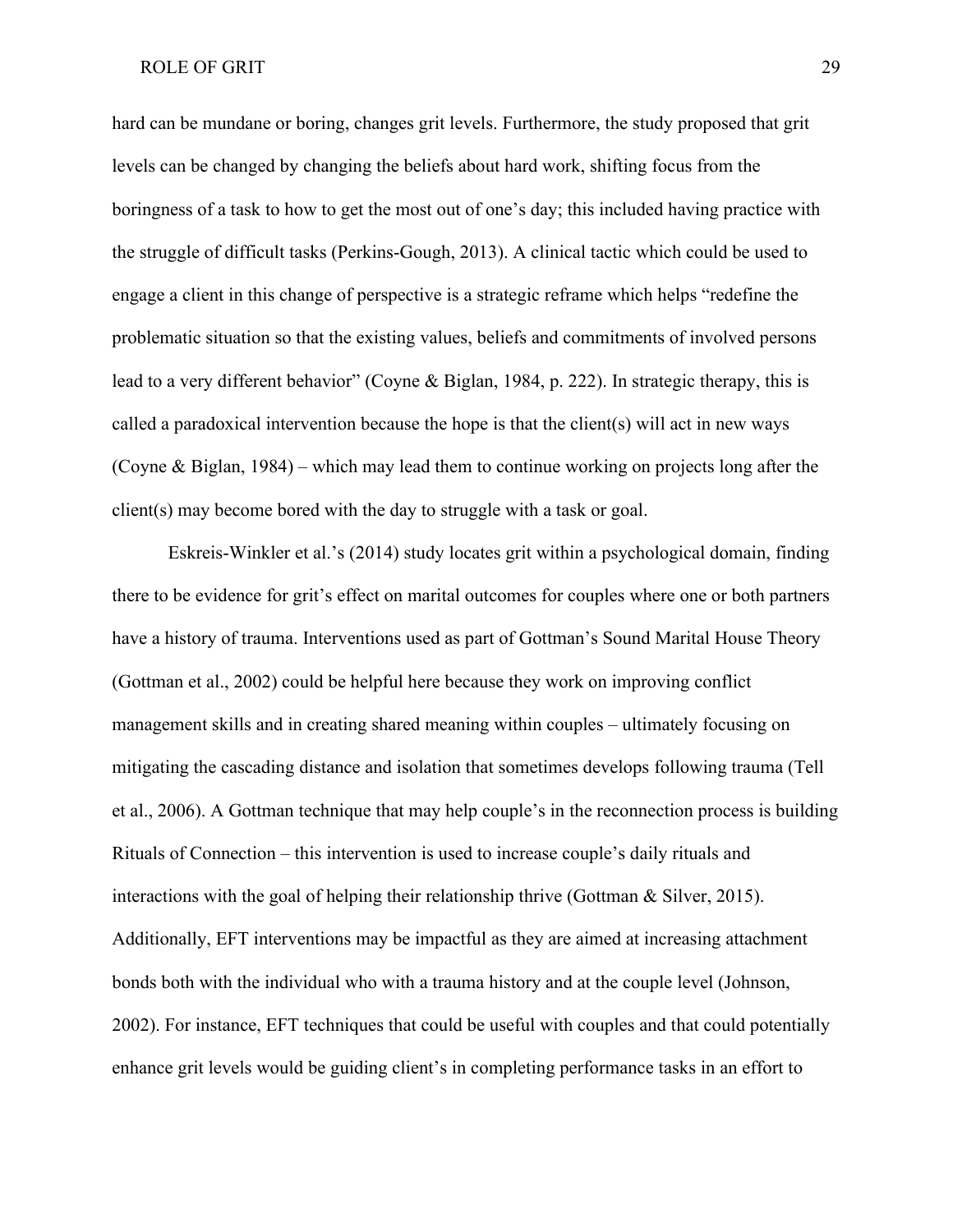hard can be mundane or boring, changes grit levels. Furthermore, the study proposed that grit levels can be changed by changing the beliefs about hard work, shifting focus from the boringness of a task to how to get the most out of one's day; this included having practice with the struggle of difficult tasks (Perkins-Gough, 2013). A clinical tactic which could be used to engage a client in this change of perspective is a strategic reframe which helps "redefine the problematic situation so that the existing values, beliefs and commitments of involved persons lead to a very different behavior" (Coyne & Biglan, 1984, p. 222). In strategic therapy, this is called a paradoxical intervention because the hope is that the client(s) will act in new ways (Coyne & Biglan, 1984) – which may lead them to continue working on projects long after the client(s) may become bored with the day to struggle with a task or goal.

Eskreis-Winkler et al.'s (2014) study locates grit within a psychological domain, finding there to be evidence for grit's effect on marital outcomes for couples where one or both partners have a history of trauma. Interventions used as part of Gottman's Sound Marital House Theory (Gottman et al., 2002) could be helpful here because they work on improving conflict management skills and in creating shared meaning within couples – ultimately focusing on mitigating the cascading distance and isolation that sometimes develops following trauma (Tell et al., 2006). A Gottman technique that may help couple's in the reconnection process is building Rituals of Connection – this intervention is used to increase couple's daily rituals and interactions with the goal of helping their relationship thrive (Gottman & Silver, 2015). Additionally, EFT interventions may be impactful as they are aimed at increasing attachment bonds both with the individual who with a trauma history and at the couple level (Johnson, 2002). For instance, EFT techniques that could be useful with couples and that could potentially enhance grit levels would be guiding client's in completing performance tasks in an effort to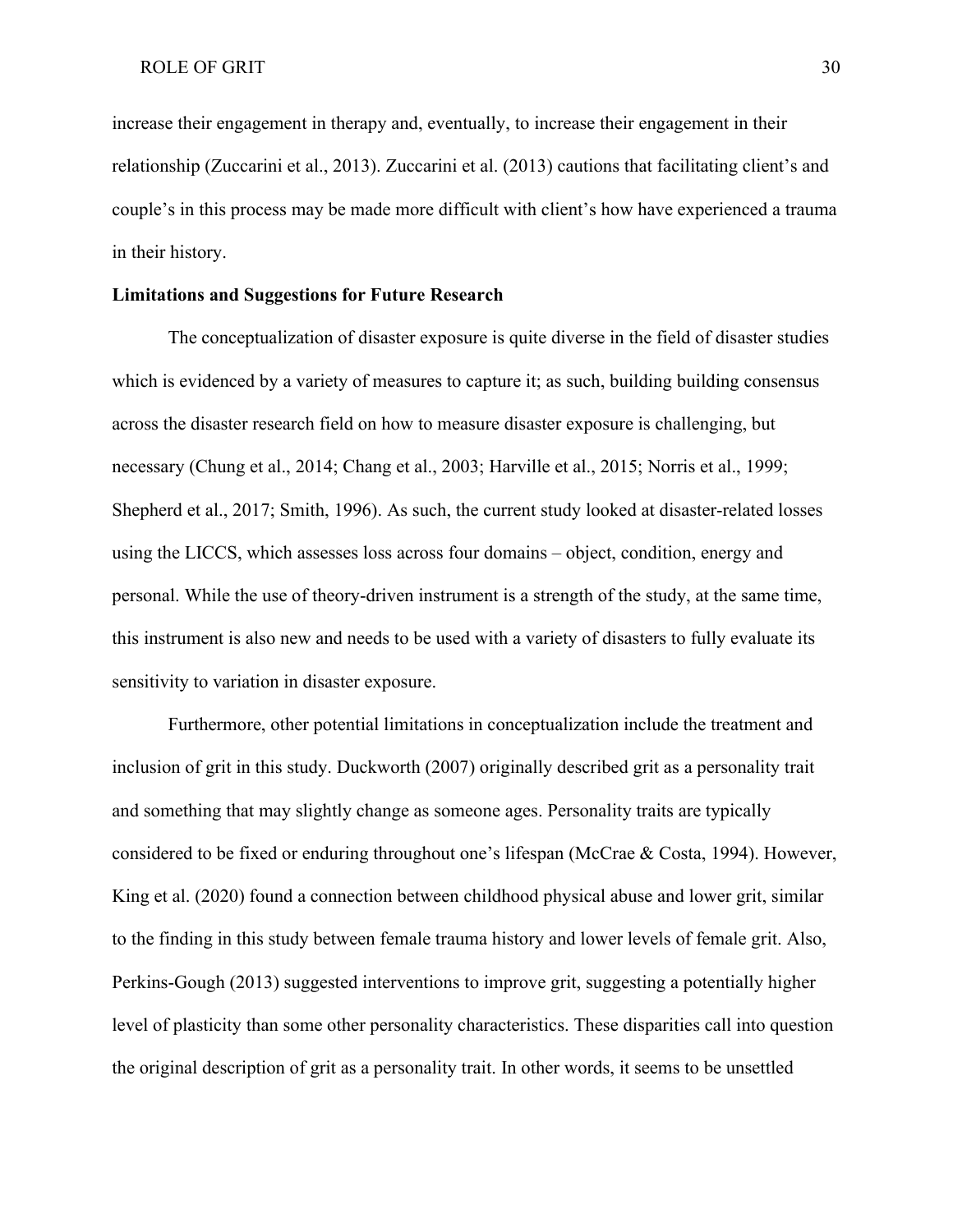increase their engagement in therapy and, eventually, to increase their engagement in their relationship (Zuccarini et al., 2013). Zuccarini et al. (2013) cautions that facilitating client's and couple's in this process may be made more difficult with client's how have experienced a trauma in their history.

**Limitations and Suggestions for Future Research**

The conceptualization of disaster exposure is quite diverse in the field of disaster studies which is evidenced by a variety of measures to capture it; as such, building building consensus across the disaster research field on how to measure disaster exposure is challenging, but necessary (Chung et al., 2014; Chang et al., 2003; Harville et al., 2015; Norris et al., 1999; Shepherd et al., 2017; Smith, 1996). As such, the current study looked at disaster-related losses using the LICCS, which assesses loss across four domains – object, condition, energy and personal. While the use of theory-driven instrument is a strength of the study, at the same time, this instrument is also new and needs to be used with a variety of disasters to fully evaluate its sensitivity to variation in disaster exposure.

Furthermore, other potential limitations in conceptualization include the treatment and inclusion of grit in this study. Duckworth (2007) originally described grit as a personality trait and something that may slightly change as someone ages. Personality traits are typically considered to be fixed or enduring throughout one's lifespan (McCrae & Costa, 1994). However, King et al. (2020) found a connection between childhood physical abuse and lower grit, similar to the finding in this study between female trauma history and lower levels of female grit. Also, Perkins-Gough (2013) suggested interventions to improve grit, suggesting a potentially higher level of plasticity than some other personality characteristics. These disparities call into question the original description of grit as a personality trait. In other words, it seems to be unsettled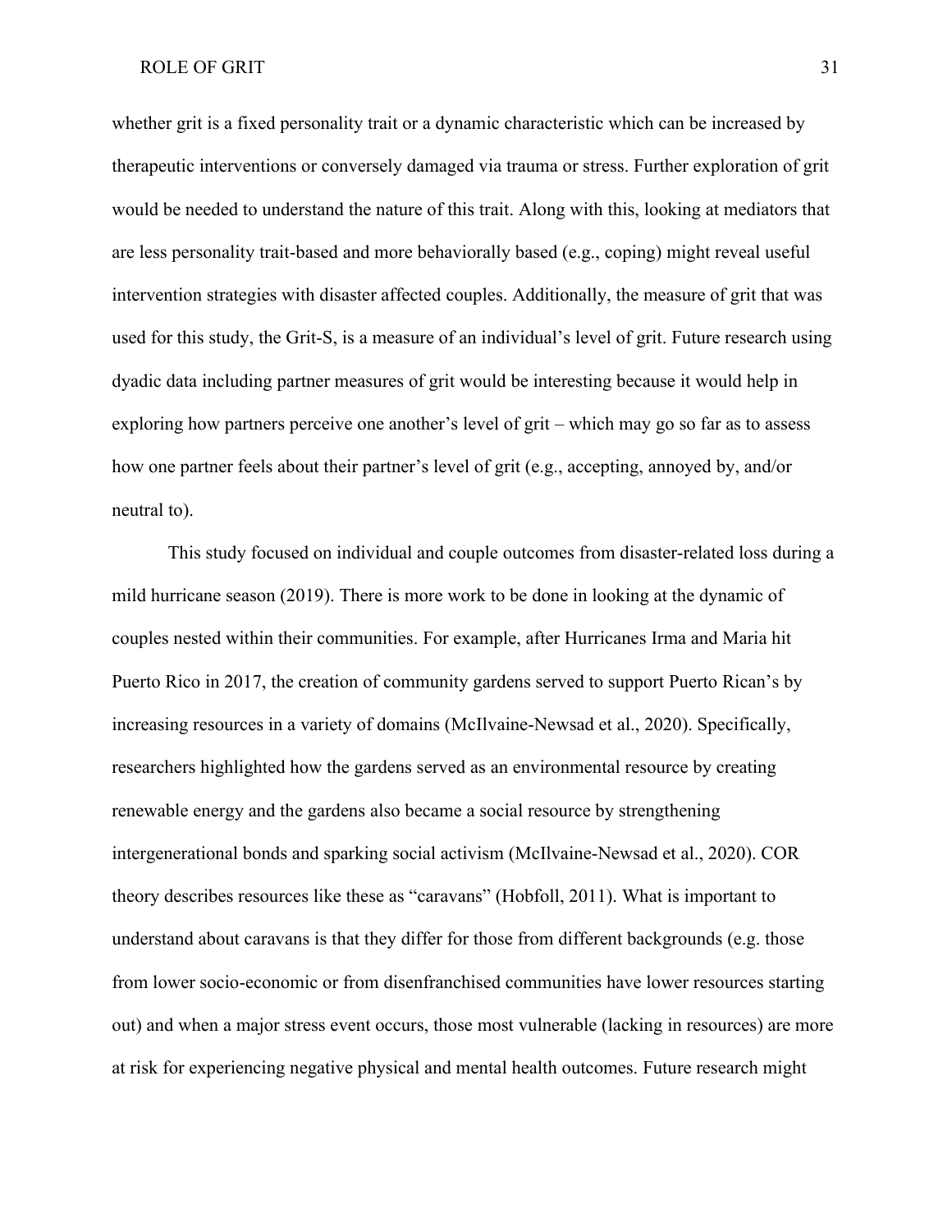whether grit is a fixed personality trait or a dynamic characteristic which can be increased by therapeutic interventions or conversely damaged via trauma or stress. Further exploration of grit would be needed to understand the nature of this trait. Along with this, looking at mediators that are less personality trait-based and more behaviorally based (e.g., coping) might reveal useful intervention strategies with disaster affected couples. Additionally, the measure of grit that was used for this study, the Grit-S, is a measure of an individual's level of grit. Future research using dyadic data including partner measures of grit would be interesting because it would help in exploring how partners perceive one another's level of grit – which may go so far as to assess how one partner feels about their partner's level of grit (e.g., accepting, annoyed by, and/or neutral to).

This study focused on individual and couple outcomes from disaster-related loss during a mild hurricane season (2019). There is more work to be done in looking at the dynamic of couples nested within their communities. For example, after Hurricanes Irma and Maria hit Puerto Rico in 2017, the creation of community gardens served to support Puerto Rican's by increasing resources in a variety of domains (McIlvaine-Newsad et al., 2020). Specifically, researchers highlighted how the gardens served as an environmental resource by creating renewable energy and the gardens also became a social resource by strengthening intergenerational bonds and sparking social activism (McIlvaine-Newsad et al., 2020). COR theory describes resources like these as "caravans" (Hobfoll, 2011). What is important to understand about caravans is that they differ for those from different backgrounds (e.g. those from lower socio-economic or from disenfranchised communities have lower resources starting out) and when a major stress event occurs, those most vulnerable (lacking in resources) are more at risk for experiencing negative physical and mental health outcomes. Future research might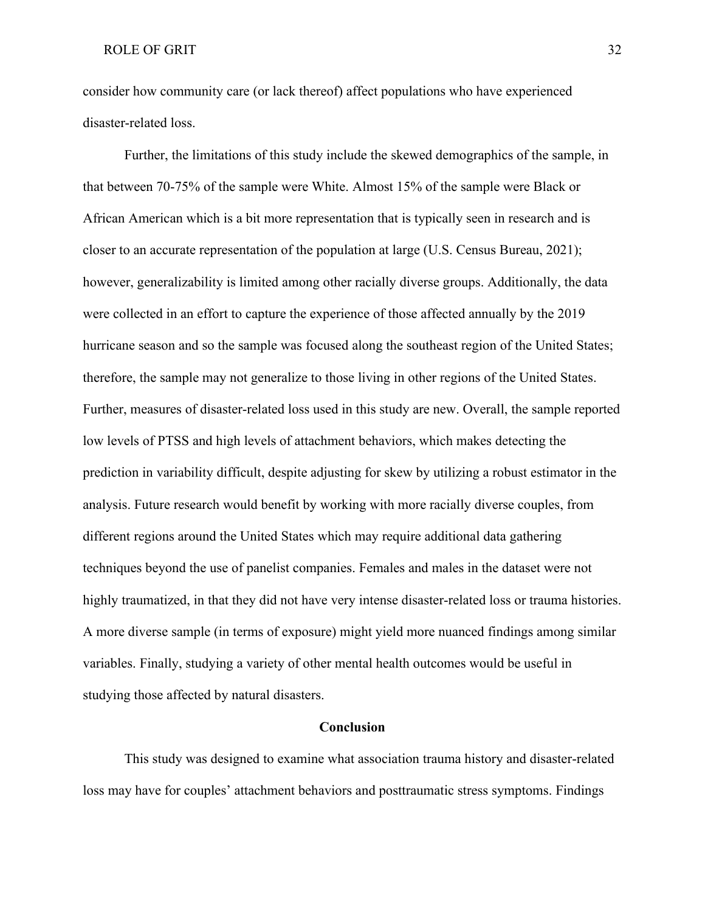consider how community care (or lack thereof) affect populations who have experienced disaster-related loss.

Further, the limitations of this study include the skewed demographics of the sample, in that between 70-75% of the sample were White. Almost 15% of the sample were Black or African American which is a bit more representation that is typically seen in research and is closer to an accurate representation of the population at large (U.S. Census Bureau, 2021); however, generalizability is limited among other racially diverse groups. Additionally, the data were collected in an effort to capture the experience of those affected annually by the 2019 hurricane season and so the sample was focused along the southeast region of the United States; therefore, the sample may not generalize to those living in other regions of the United States. Further, measures of disaster-related loss used in this study are new. Overall, the sample reported low levels of PTSS and high levels of attachment behaviors, which makes detecting the prediction in variability difficult, despite adjusting for skew by utilizing a robust estimator in the analysis. Future research would benefit by working with more racially diverse couples, from different regions around the United States which may require additional data gathering techniques beyond the use of panelist companies. Females and males in the dataset were not highly traumatized, in that they did not have very intense disaster-related loss or trauma histories. A more diverse sample (in terms of exposure) might yield more nuanced findings among similar variables. Finally, studying a variety of other mental health outcomes would be useful in studying those affected by natural disasters.

## Conclusion

This study was designed to examine what association trauma history and disaster-related loss may have for couples' attachment behaviors and posttraumatic stress symptoms. Findings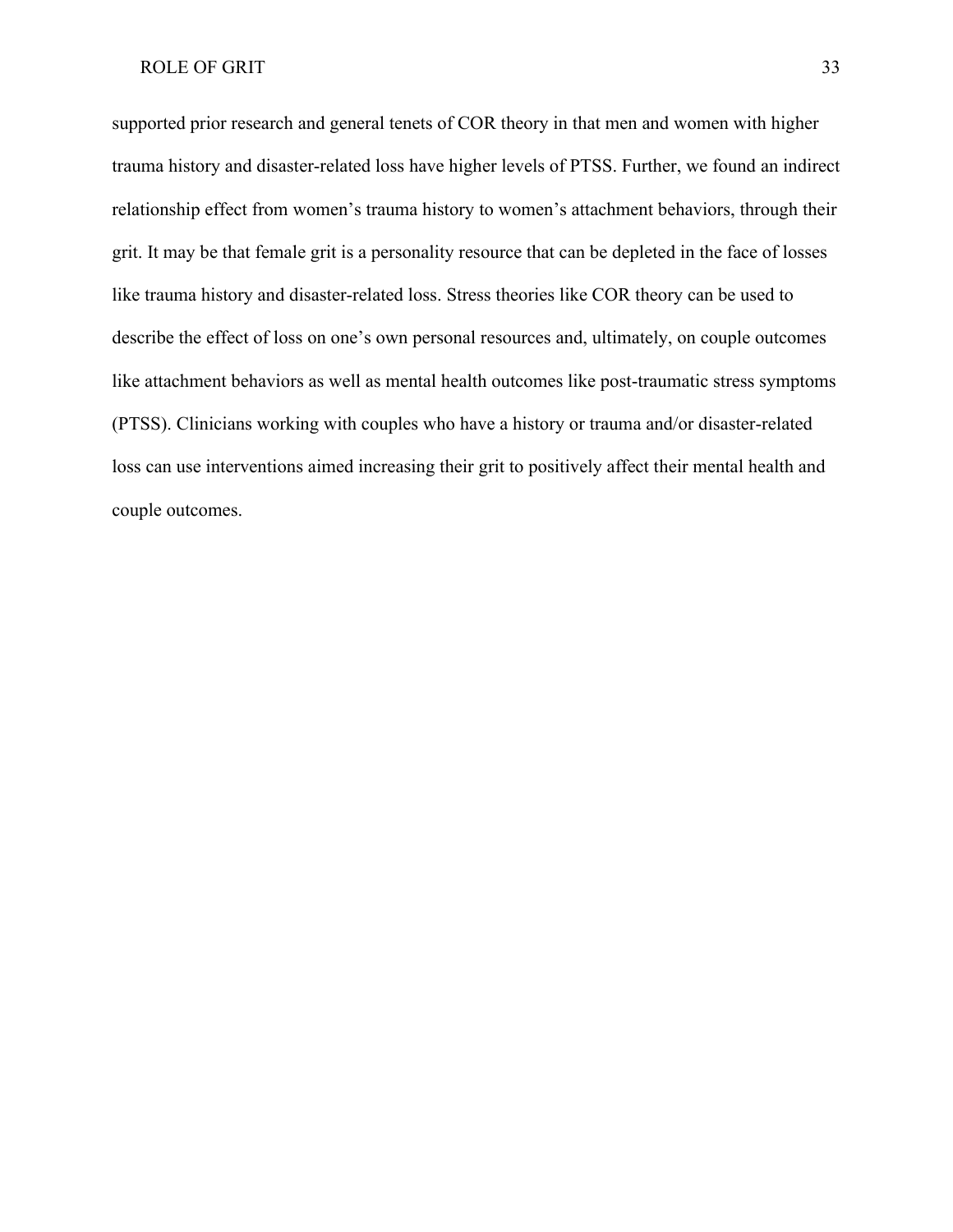supported prior research and general tenets of COR theory in that men and women with higher trauma history and disaster-related loss have higher levels of PTSS. Further, we found an indirect relationship effect from women's trauma history to women's attachment behaviors, through their grit. It may be that female grit is a personality resource that can be depleted in the face of losses like trauma history and disaster-related loss. Stress theories like COR theory can be used to describe the effect of loss on one's own personal resources and, ultimately, on couple outcomes like attachment behaviors as well as mental health outcomes like post-traumatic stress symptoms (PTSS). Clinicians working with couples who have a history or trauma and/or disaster-related loss can use interventions aimed increasing their grit to positively affect their mental health and couple outcomes.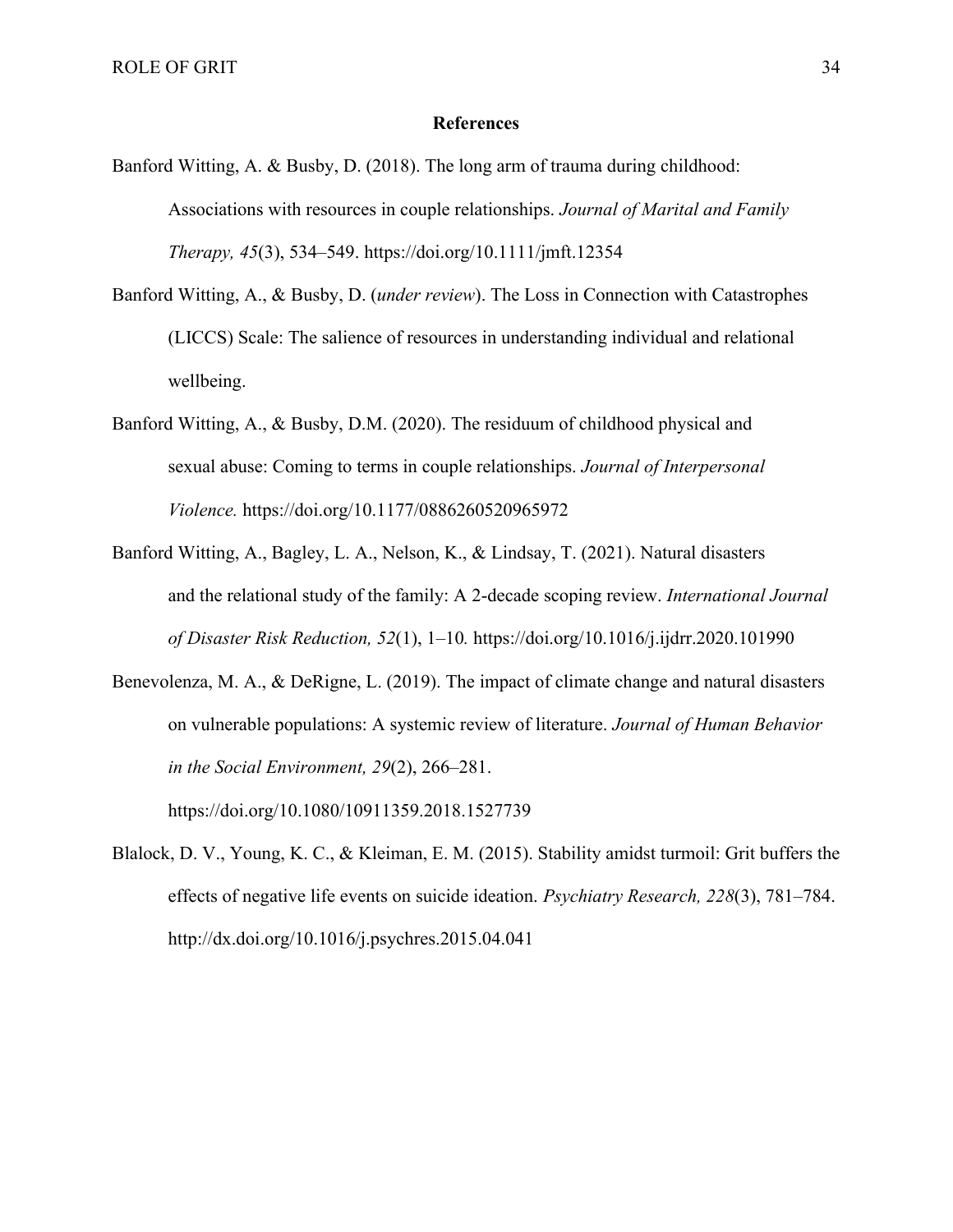## References

Banford Witting, A. & Busby, D. (2018). The long arm of trauma during childhood: Associations with resources in couple relationships. *Journal of Marital and Family Therapy, 45*(3), 534–549. https://doi.org/10.1111/jmft.12354

Banford Witting, A., & Busby, D. (*under review*). The Loss in Connection with Catastrophes (LICCS) Scale: The salience of resources in understanding individual and relational wellbeing.

Banford Witting, A., & Busby, D.M. (2020). The residuum of childhood physical and sexual abuse: Coming to terms in couple relationships. *Journal of Interpersonal Violence.* https://doi.org/10.1177/0886260520965972

Banford Witting, A., Bagley, L. A., Nelson, K., & Lindsay, T. (2021). Natural disasters and the relational study of the family: A 2-decade scoping review. *International Journal of Disaster Risk Reduction, 52*(1), 1–10*.* https://doi.org/10.1016/j.ijdrr.2020.101990

Benevolenza, M. A., & DeRigne, L. (2019). The impact of climate change and natural disasters on vulnerable populations: A systemic review of literature. *Journal of Human Behavior in the Social Environment, 29*(2), 266–281. https://doi.org/10.1080/10911359.2018.1527739

Blalock, D. V., Young, K. C., & Kleiman, E. M. (2015). Stability amidst turmoil: Grit buffers the effects of negative life events on suicide ideation. *Psychiatry Research, 228*(3), 781–784. http://dx.doi.org/10.1016/j.psychres.2015.04.041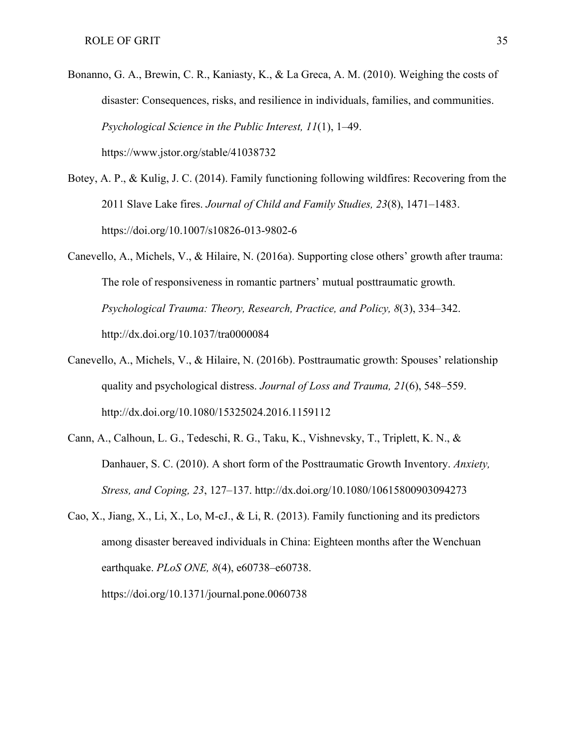Bonanno, G. A., Brewin, C. R., Kaniasty, K., & La Greca, A. M. (2010). Weighing the costs of disaster: Consequences, risks, and resilience in individuals, families, and communities. *Psychological Science in the Public Interest, 11*(1), 1–49. https://www.jstor.org/stable/41038732

Botey, A. P., & Kulig, J. C. (2014). Family functioning following wildfires: Recovering from the 2011 Slave Lake fires. *Journal of Child and Family Studies, 23*(8), 1471–1483. https://doi.org/10.1007/s10826-013-9802-6

Canevello, A., Michels, V., & Hilaire, N. (2016a). Supporting close others' growth after trauma: The role of responsiveness in romantic partners' mutual posttraumatic growth. *Psychological Trauma: Theory, Research, Practice, and Policy, 8*(3), 334–342. http://dx.doi.org/10.1037/tra0000084

Canevello, A., Michels, V., & Hilaire, N. (2016b). Posttraumatic growth: Spouses' relationship quality and psychological distress. *Journal of Loss and Trauma, 21*(6), 548–559. http://dx.doi.org/10.1080/15325024.2016.1159112

Cann, A., Calhoun, L. G., Tedeschi, R. G., Taku, K., Vishnevsky, T., Triplett, K. N., & Danhauer, S. C. (2010). A short form of the Posttraumatic Growth Inventory. *Anxiety, Stress, and Coping, 23*, 127–137. http://dx.doi.org/10.1080/10615800903094273

Cao, X., Jiang, X., Li, X., Lo, M-cJ., & Li, R. (2013). Family functioning and its predictors among disaster bereaved individuals in China: Eighteen months after the Wenchuan earthquake. *PLoS ONE, 8*(4), e60738–e60738. https://doi.org/10.1371/journal.pone.0060738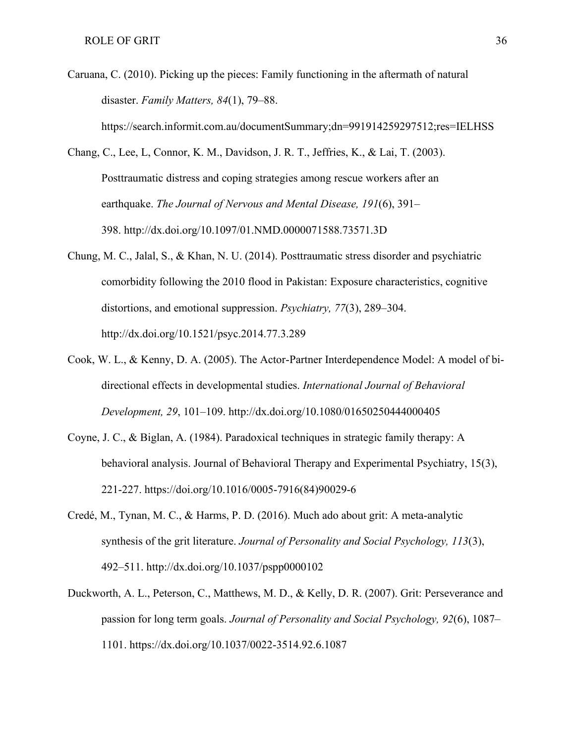Caruana, C. (2010). Picking up the pieces: Family functioning in the aftermath of natural disaster. *Family Matters, 84*(1), 79–88. https://search.informit.com.au/documentSummary;dn=991914259297512;res=IELHSS

Chang, C., Lee, L, Connor, K. M., Davidson, J. R. T., Jeffries, K., & Lai, T. (2003). Posttraumatic distress and coping strategies among rescue workers after an earthquake. *The Journal of Nervous and Mental Disease, 191*(6), 391–398. http://dx.doi.org/10.1097/01.NMD.0000071588.73571.3D

Chung, M. C., Jalal, S., & Khan, N. U. (2014). Posttraumatic stress disorder and psychiatric comorbidity following the 2010 flood in Pakistan: Exposure characteristics, cognitive distortions, and emotional suppression. *Psychiatry, 77*(3), 289–304. http://dx.doi.org/10.1521/psyc.2014.77.3.289

Cook, W. L., & Kenny, D. A. (2005). The Actor-Partner Interdependence Model: A model of bi-directional effects in developmental studies. *International Journal of Behavioral Development, 29*, 101–109. http://dx.doi.org/10.1080/01650250444000405

Coyne, J. C., & Biglan, A. (1984). Paradoxical techniques in strategic family therapy: A behavioral analysis. Journal of Behavioral Therapy and Experimental Psychiatry, 15(3), 221-227. https://doi.org/10.1016/0005-7916(84)90029-6

Credé, M., Tynan, M. C., & Harms, P. D. (2016). Much ado about grit: A meta-analytic synthesis of the grit literature. *Journal of Personality and Social Psychology, 113*(3), 492–511. http://dx.doi.org/10.1037/pspp0000102

Duckworth, A. L., Peterson, C., Matthews, M. D., & Kelly, D. R. (2007). Grit: Perseverance and passion for long term goals. *Journal of Personality and Social Psychology, 92*(6), 1087–1101. https://dx.doi.org/10.1037/0022-3514.92.6.1087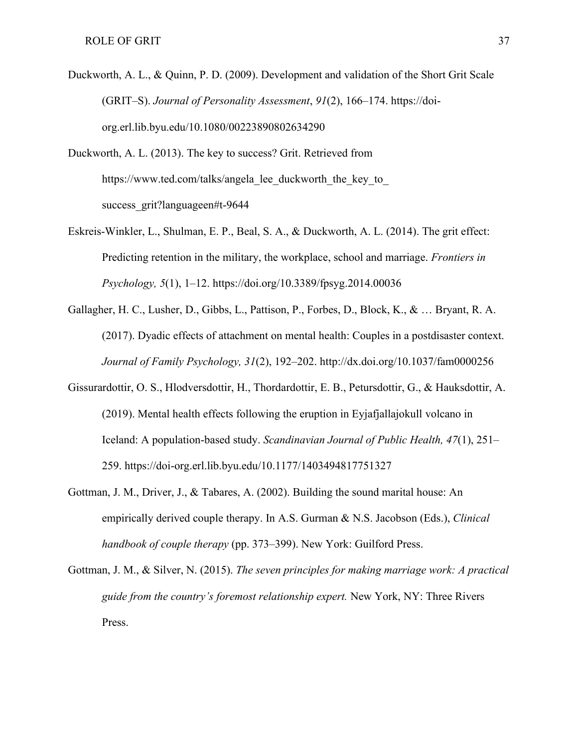Duckworth, A. L., & Quinn, P. D. (2009). Development and validation of the Short Grit Scale (GRIT–S). *Journal of Personality Assessment*, *91*(2), 166–174. https://doi-org.erl.lib.byu.edu/10.1080/00223890802634290

Duckworth, A. L. (2013). The key to success? Grit. Retrieved from https://www.ted.com/talks/angela_lee_duckworth_the_key_to_success_grit?languageen#t-9644

Eskreis-Winkler, L., Shulman, E. P., Beal, S. A., & Duckworth, A. L. (2014). The grit effect: Predicting retention in the military, the workplace, school and marriage. *Frontiers in Psychology, 5*(1), 1–12. https://doi.org/10.3389/fpsyg.2014.00036

Gallagher, H. C., Lusher, D., Gibbs, L., Pattison, P., Forbes, D., Block, K., & … Bryant, R. A. (2017). Dyadic effects of attachment on mental health: Couples in a postdisaster context. *Journal of Family Psychology, 31*(2), 192–202. http://dx.doi.org/10.1037/fam0000256

Gissurardottir, O. S., Hlodversdottir, H., Thordardottir, E. B., Petursdottir, G., & Hauksdottir, A. (2019). Mental health effects following the eruption in Eyjafjallajokull volcano in Iceland: A population-based study. *Scandinavian Journal of Public Health, 47*(1), 251–259. https://doi-org.erl.lib.byu.edu/10.1177/1403494817751327

Gottman, J. M., Driver, J., & Tabares, A. (2002). Building the sound marital house: An empirically derived couple therapy. In A.S. Gurman & N.S. Jacobson (Eds.), *Clinical handbook of couple therapy* (pp. 373–399). New York: Guilford Press.

Gottman, J. M., & Silver, N. (2015). *The seven principles for making marriage work: A practical guide from the country's foremost relationship expert.* New York, NY: Three Rivers Press.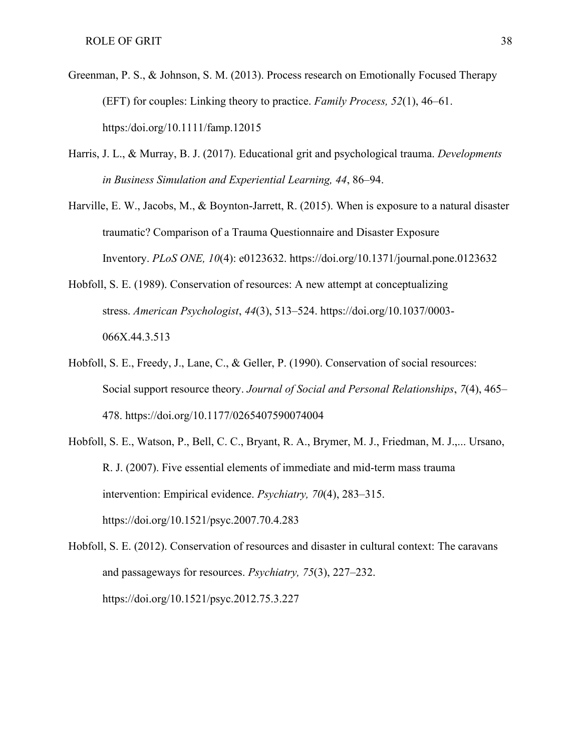Greenman, P. S., & Johnson, S. M. (2013). Process research on Emotionally Focused Therapy (EFT) for couples: Linking theory to practice. *Family Process, 52*(1), 46–61. https:/doi.org/10.1111/famp.12015

Harris, J. L., & Murray, B. J. (2017). Educational grit and psychological trauma. *Developments in Business Simulation and Experiential Learning, 44*, 86–94.

Harville, E. W., Jacobs, M., & Boynton-Jarrett, R. (2015). When is exposure to a natural disaster traumatic? Comparison of a Trauma Questionnaire and Disaster Exposure Inventory. *PLoS ONE, 10*(4): e0123632. https://doi.org/10.1371/journal.pone.0123632

Hobfoll, S. E. (1989). Conservation of resources: A new attempt at conceptualizing stress. *American Psychologist*, *44*(3), 513–524. https://doi.org/10.1037/0003-066X.44.3.513

Hobfoll, S. E., Freedy, J., Lane, C., & Geller, P. (1990). Conservation of social resources: Social support resource theory. *Journal of Social and Personal Relationships*, *7*(4), 465–478. https://doi.org/10.1177/0265407590074004

Hobfoll, S. E., Watson, P., Bell, C. C., Bryant, R. A., Brymer, M. J., Friedman, M. J.,... Ursano, R. J. (2007). Five essential elements of immediate and mid-term mass trauma intervention: Empirical evidence. *Psychiatry, 70*(4), 283–315. https://doi.org/10.1521/psyc.2007.70.4.283

Hobfoll, S. E. (2012). Conservation of resources and disaster in cultural context: The caravans and passageways for resources. *Psychiatry, 75*(3), 227–232. https://doi.org/10.1521/psyc.2012.75.3.227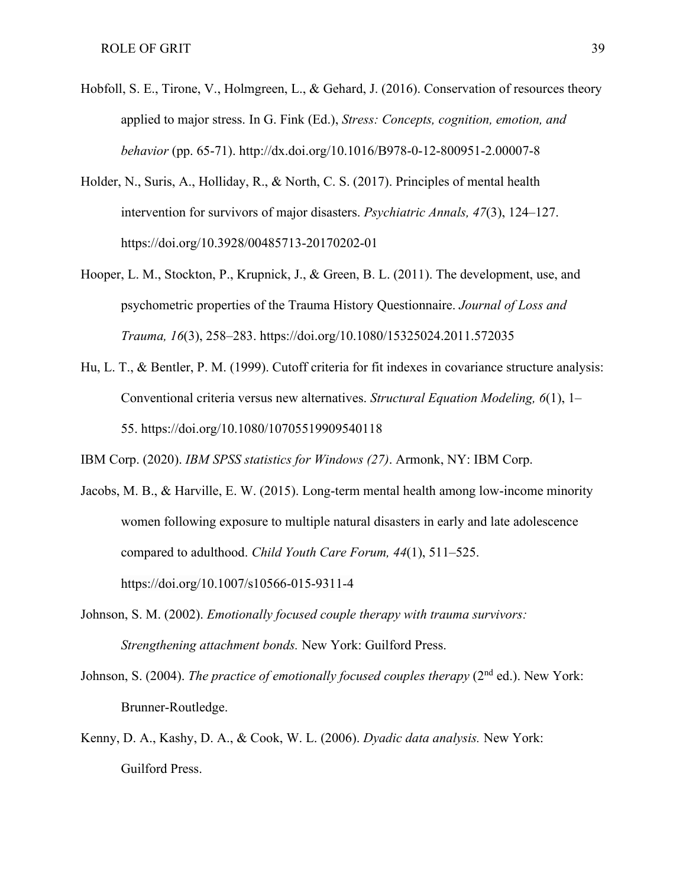Hobfoll, S. E., Tirone, V., Holmgreen, L., & Gehard, J. (2016). Conservation of resources theory applied to major stress. In G. Fink (Ed.), *Stress: Concepts, cognition, emotion, and behavior* (pp. 65-71). http://dx.doi.org/10.1016/B978-0-12-800951-2.00007-8

Holder, N., Suris, A., Holliday, R., & North, C. S. (2017). Principles of mental health intervention for survivors of major disasters. *Psychiatric Annals, 47*(3), 124–127. https://doi.org/10.3928/00485713-20170202-01

Hooper, L. M., Stockton, P., Krupnick, J., & Green, B. L. (2011). The development, use, and psychometric properties of the Trauma History Questionnaire. *Journal of Loss and Trauma, 16*(3), 258–283. https://doi.org/10.1080/15325024.2011.572035

Hu, L. T., & Bentler, P. M. (1999). Cutoff criteria for fit indexes in covariance structure analysis: Conventional criteria versus new alternatives. *Structural Equation Modeling, 6*(1), 1–55. https://doi.org/10.1080/10705519909540118

IBM Corp. (2020). *IBM SPSS statistics for Windows (27)*. Armonk, NY: IBM Corp.

Jacobs, M. B., & Harville, E. W. (2015). Long-term mental health among low-income minority women following exposure to multiple natural disasters in early and late adolescence compared to adulthood. *Child Youth Care Forum, 44*(1), 511–525. https://doi.org/10.1007/s10566-015-9311-4

Johnson, S. M. (2002). *Emotionally focused couple therapy with trauma survivors: Strengthening attachment bonds.* New York: Guilford Press.

Johnson, S. (2004). *The practice of emotionally focused couples therapy* (2nd ed.). New York: Brunner-Routledge.

Kenny, D. A., Kashy, D. A., & Cook, W. L. (2006). *Dyadic data analysis.* New York: Guilford Press.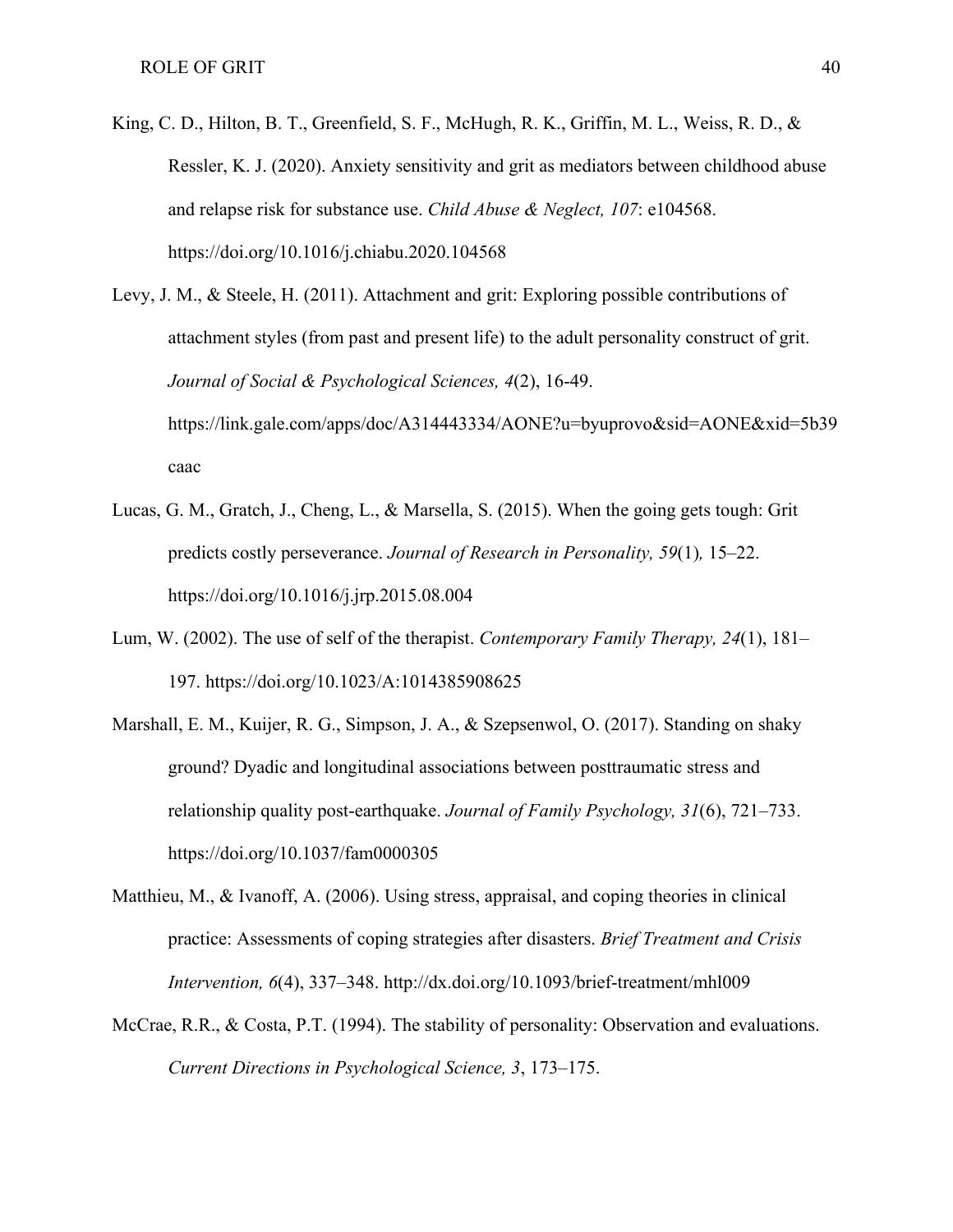King, C. D., Hilton, B. T., Greenfield, S. F., McHugh, R. K., Griffin, M. L., Weiss, R. D., & Ressler, K. J. (2020). Anxiety sensitivity and grit as mediators between childhood abuse and relapse risk for substance use. *Child Abuse & Neglect, 107*: e104568. https://doi.org/10.1016/j.chiabu.2020.104568

Levy, J. M., & Steele, H. (2011). Attachment and grit: Exploring possible contributions of attachment styles (from past and present life) to the adult personality construct of grit. *Journal of Social & Psychological Sciences, 4*(2), 16-49. https://link.gale.com/apps/doc/A314443334/AONE?u=byuprovo&sid=AONE&xid=5b39caac

Lucas, G. M., Gratch, J., Cheng, L., & Marsella, S. (2015). When the going gets tough: Grit predicts costly perseverance. *Journal of Research in Personality, 59*(1)*,* 15–22. https://doi.org/10.1016/j.jrp.2015.08.004

Lum, W. (2002). The use of self of the therapist. *Contemporary Family Therapy, 24*(1), 181–197. https://doi.org/10.1023/A:1014385908625

Marshall, E. M., Kuijer, R. G., Simpson, J. A., & Szepsenwol, O. (2017). Standing on shaky ground? Dyadic and longitudinal associations between posttraumatic stress and relationship quality post-earthquake. *Journal of Family Psychology, 31*(6), 721–733. https://doi.org/10.1037/fam0000305

Matthieu, M., & Ivanoff, A. (2006). Using stress, appraisal, and coping theories in clinical practice: Assessments of coping strategies after disasters. *Brief Treatment and Crisis Intervention, 6*(4), 337–348. http://dx.doi.org/10.1093/brief-treatment/mhl009

McCrae, R.R., & Costa, P.T. (1994). The stability of personality: Observation and evaluations. *Current Directions in Psychological Science, 3*, 173–175.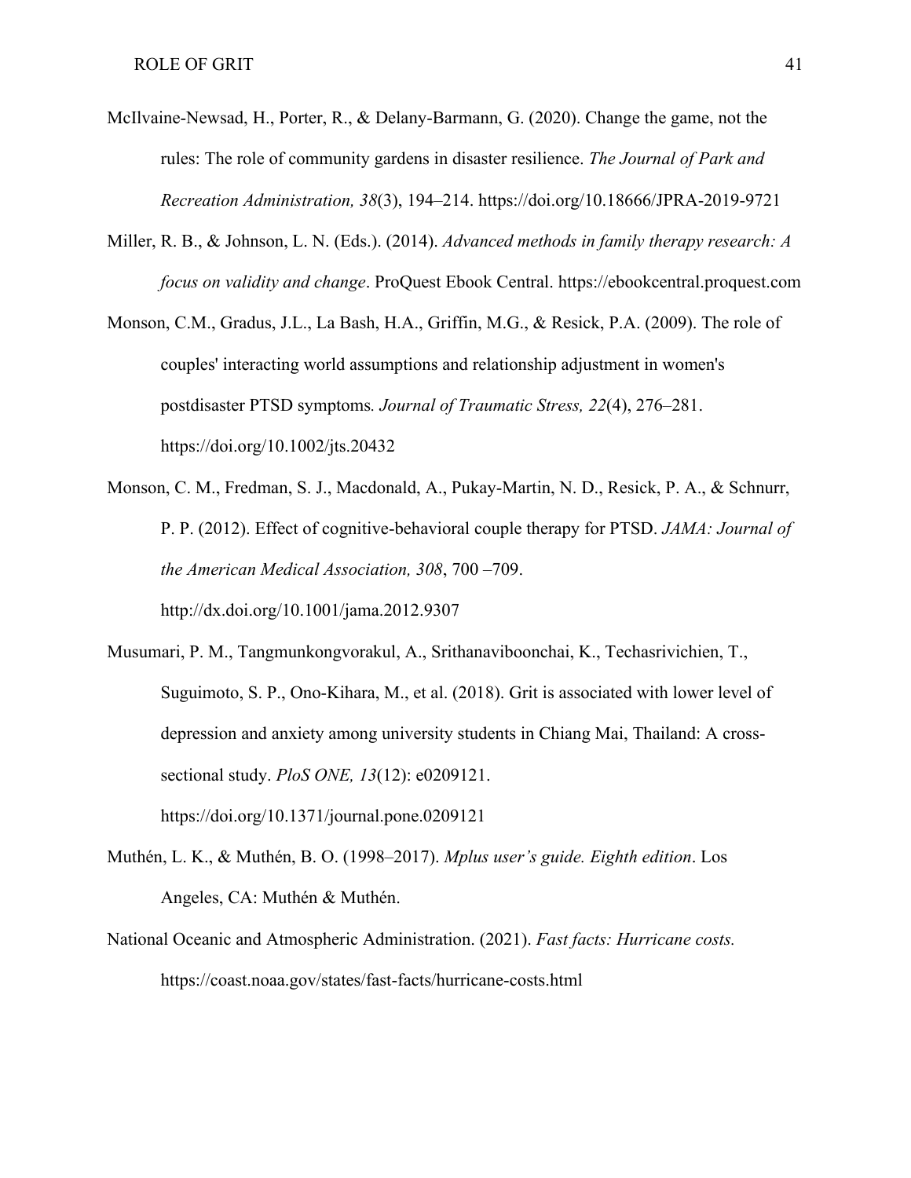McIlvaine-Newsad, H., Porter, R., & Delany-Barmann, G. (2020). Change the game, not the rules: The role of community gardens in disaster resilience. *The Journal of Park and Recreation Administration, 38*(3), 194–214. https://doi.org/10.18666/JPRA-2019-9721

Miller, R. B., & Johnson, L. N. (Eds.). (2014). *Advanced methods in family therapy research: A focus on validity and change*. ProQuest Ebook Central. https://ebookcentral.proquest.com

Monson, C.M., Gradus, J.L., La Bash, H.A., Griffin, M.G., & Resick, P.A. (2009). The role of couples' interacting world assumptions and relationship adjustment in women's postdisaster PTSD symptoms*. Journal of Traumatic Stress, 22*(4), 276–281. https://doi.org/10.1002/jts.20432

Monson, C. M., Fredman, S. J., Macdonald, A., Pukay-Martin, N. D., Resick, P. A., & Schnurr, P. P. (2012). Effect of cognitive-behavioral couple therapy for PTSD. *JAMA: Journal of the American Medical Association, 308*, 700 –709. http://dx.doi.org/10.1001/jama.2012.9307

Musumari, P. M., Tangmunkongvorakul, A., Srithanaviboonchai, K., Techasrivichien, T., Suguimoto, S. P., Ono-Kihara, M., et al. (2018). Grit is associated with lower level of depression and anxiety among university students in Chiang Mai, Thailand: A cross-sectional study. *PloS ONE, 13*(12): e0209121. https://doi.org/10.1371/journal.pone.0209121

Muthén, L. K., & Muthén, B. O. (1998–2017). *Mplus user's guide. Eighth edition*. Los Angeles, CA: Muthén & Muthén.

National Oceanic and Atmospheric Administration. (2021). *Fast facts: Hurricane costs.* https://coast.noaa.gov/states/fast-facts/hurricane-costs.html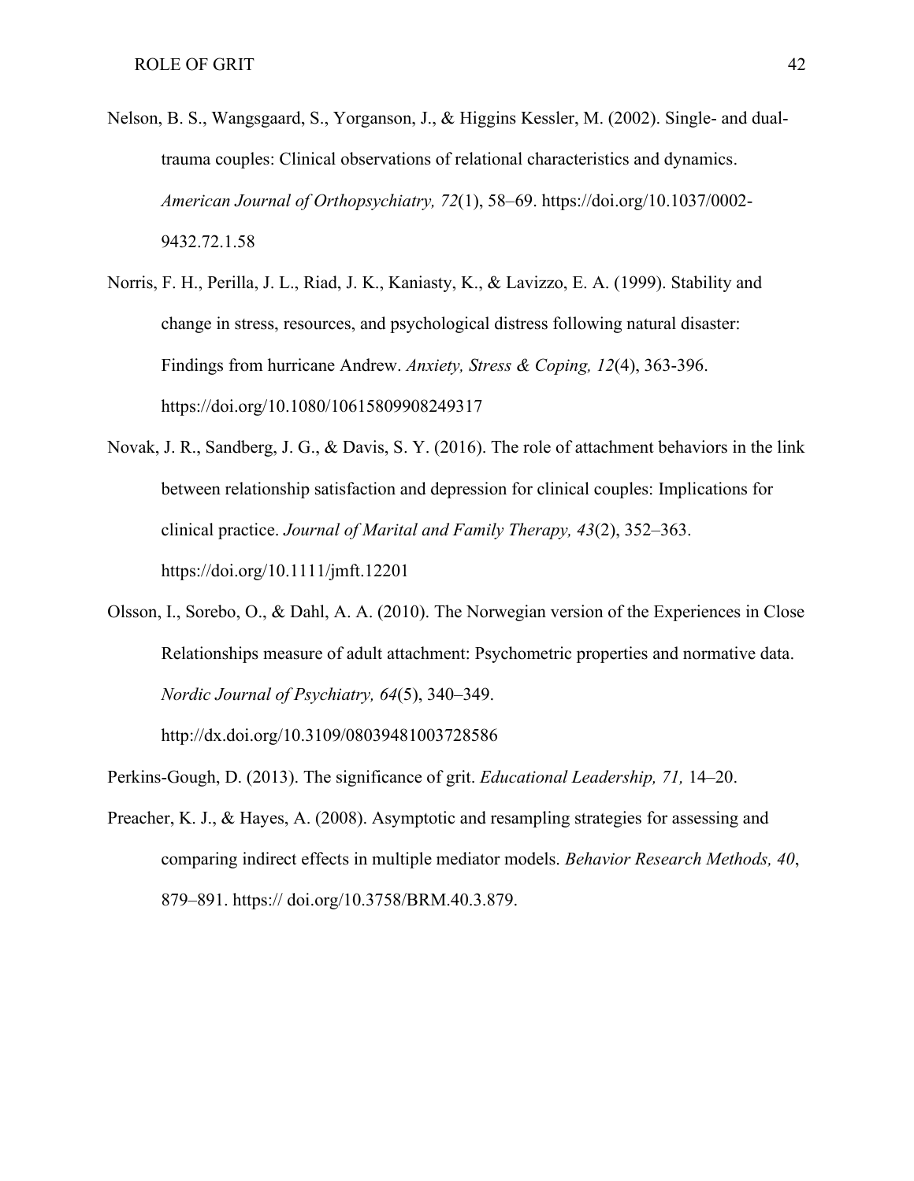Nelson, B. S., Wangsgaard, S., Yorganson, J., & Higgins Kessler, M. (2002). Single- and dual-trauma couples: Clinical observations of relational characteristics and dynamics. *American Journal of Orthopsychiatry, 72*(1), 58–69. https://doi.org/10.1037/0002-9432.72.1.58

Norris, F. H., Perilla, J. L., Riad, J. K., Kaniasty, K., & Lavizzo, E. A. (1999). Stability and change in stress, resources, and psychological distress following natural disaster: Findings from hurricane Andrew. *Anxiety, Stress & Coping, 12*(4), 363-396. https://doi.org/10.1080/10615809908249317

Novak, J. R., Sandberg, J. G., & Davis, S. Y. (2016). The role of attachment behaviors in the link between relationship satisfaction and depression for clinical couples: Implications for clinical practice. *Journal of Marital and Family Therapy, 43*(2), 352–363. https://doi.org/10.1111/jmft.12201

Olsson, I., Sorebo, O., & Dahl, A. A. (2010). The Norwegian version of the Experiences in Close Relationships measure of adult attachment: Psychometric properties and normative data. *Nordic Journal of Psychiatry, 64*(5), 340–349. http://dx.doi.org/10.3109/08039481003728586

Perkins-Gough, D. (2013). The significance of grit. *Educational Leadership, 71,* 14–20.

Preacher, K. J., & Hayes, A. (2008). Asymptotic and resampling strategies for assessing and comparing indirect effects in multiple mediator models. *Behavior Research Methods, 40*, 879–891. https:// doi.org/10.3758/BRM.40.3.879.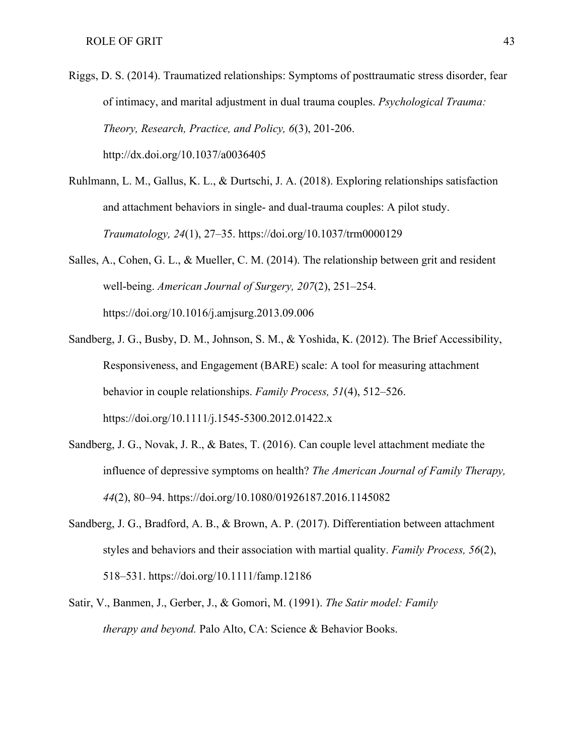Riggs, D. S. (2014). Traumatized relationships: Symptoms of posttraumatic stress disorder, fear of intimacy, and marital adjustment in dual trauma couples. *Psychological Trauma: Theory, Research, Practice, and Policy, 6*(3), 201-206. http://dx.doi.org/10.1037/a0036405

Ruhlmann, L. M., Gallus, K. L., & Durtschi, J. A. (2018). Exploring relationships satisfaction and attachment behaviors in single- and dual-trauma couples: A pilot study. *Traumatology, 24*(1), 27–35. https://doi.org/10.1037/trm0000129

Salles, A., Cohen, G. L., & Mueller, C. M. (2014). The relationship between grit and resident well-being. *American Journal of Surgery, 207*(2), 251–254. https://doi.org/10.1016/j.amjsurg.2013.09.006

Sandberg, J. G., Busby, D. M., Johnson, S. M., & Yoshida, K. (2012). The Brief Accessibility, Responsiveness, and Engagement (BARE) scale: A tool for measuring attachment behavior in couple relationships. *Family Process, 51*(4), 512–526. https://doi.org/10.1111/j.1545-5300.2012.01422.x

Sandberg, J. G., Novak, J. R., & Bates, T. (2016). Can couple level attachment mediate the influence of depressive symptoms on health? *The American Journal of Family Therapy, 44*(2), 80–94. https://doi.org/10.1080/01926187.2016.1145082

Sandberg, J. G., Bradford, A. B., & Brown, A. P. (2017). Differentiation between attachment styles and behaviors and their association with martial quality. *Family Process, 56*(2), 518–531. https://doi.org/10.1111/famp.12186

Satir, V., Banmen, J., Gerber, J., & Gomori, M. (1991). *The Satir model: Family therapy and beyond.* Palo Alto, CA: Science & Behavior Books.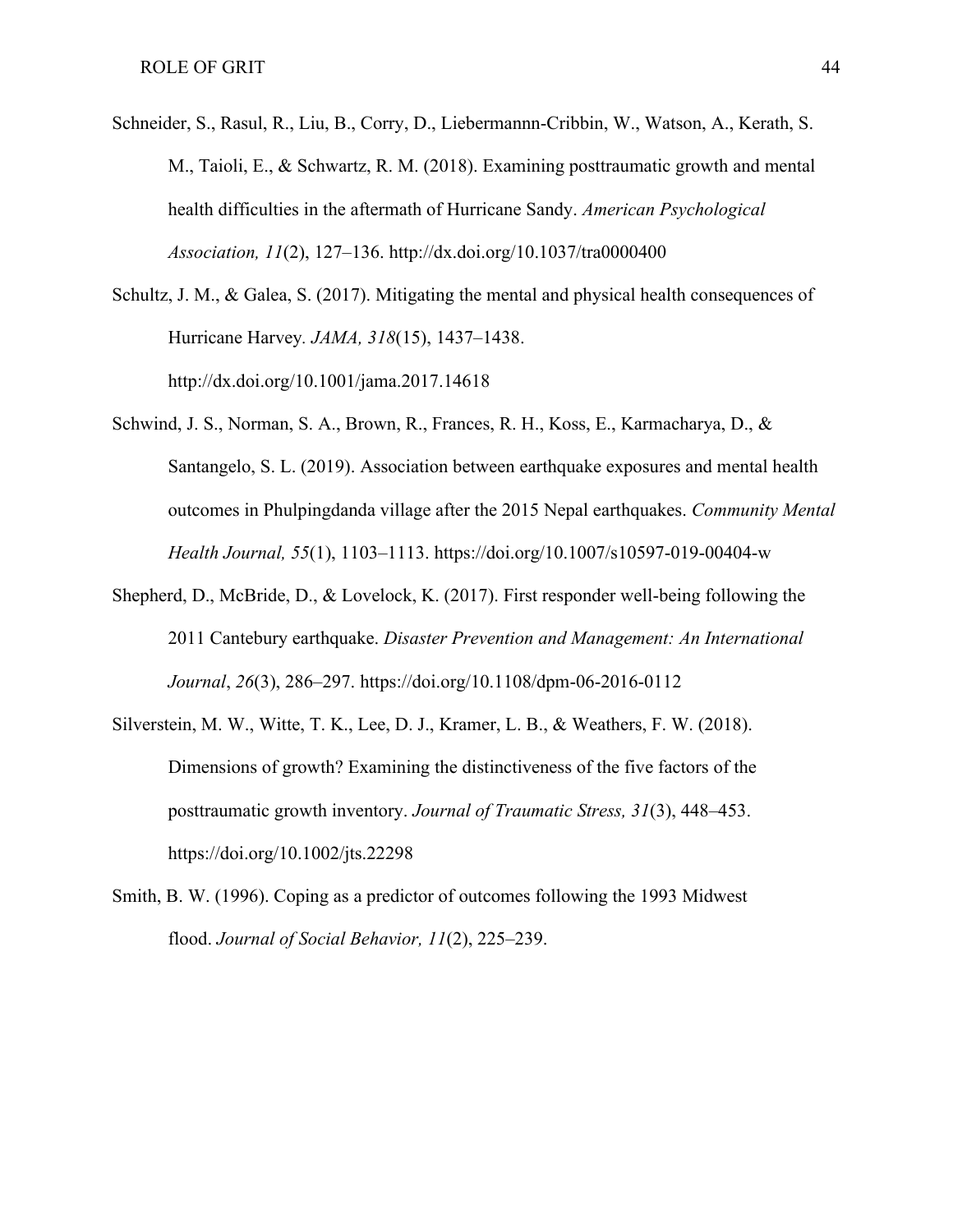Schneider, S., Rasul, R., Liu, B., Corry, D., Liebermannn-Cribbin, W., Watson, A., Kerath, S. M., Taioli, E., & Schwartz, R. M. (2018). Examining posttraumatic growth and mental health difficulties in the aftermath of Hurricane Sandy. *American Psychological Association, 11*(2), 127–136. http://dx.doi.org/10.1037/tra0000400

Schultz, J. M., & Galea, S. (2017). Mitigating the mental and physical health consequences of Hurricane Harvey. *JAMA, 318*(15), 1437–1438. http://dx.doi.org/10.1001/jama.2017.14618

Schwind, J. S., Norman, S. A., Brown, R., Frances, R. H., Koss, E., Karmacharya, D., & Santangelo, S. L. (2019). Association between earthquake exposures and mental health outcomes in Phulpingdanda village after the 2015 Nepal earthquakes. *Community Mental Health Journal, 55*(1), 1103–1113. https://doi.org/10.1007/s10597-019-00404-w

Shepherd, D., McBride, D., & Lovelock, K. (2017). First responder well-being following the 2011 Cantebury earthquake. *Disaster Prevention and Management: An International Journal*, *26*(3), 286–297. https://doi.org/10.1108/dpm-06-2016-0112

Silverstein, M. W., Witte, T. K., Lee, D. J., Kramer, L. B., & Weathers, F. W. (2018). Dimensions of growth? Examining the distinctiveness of the five factors of the posttraumatic growth inventory. *Journal of Traumatic Stress, 31*(3), 448–453. https://doi.org/10.1002/jts.22298

Smith, B. W. (1996). Coping as a predictor of outcomes following the 1993 Midwest flood. *Journal of Social Behavior, 11*(2), 225–239.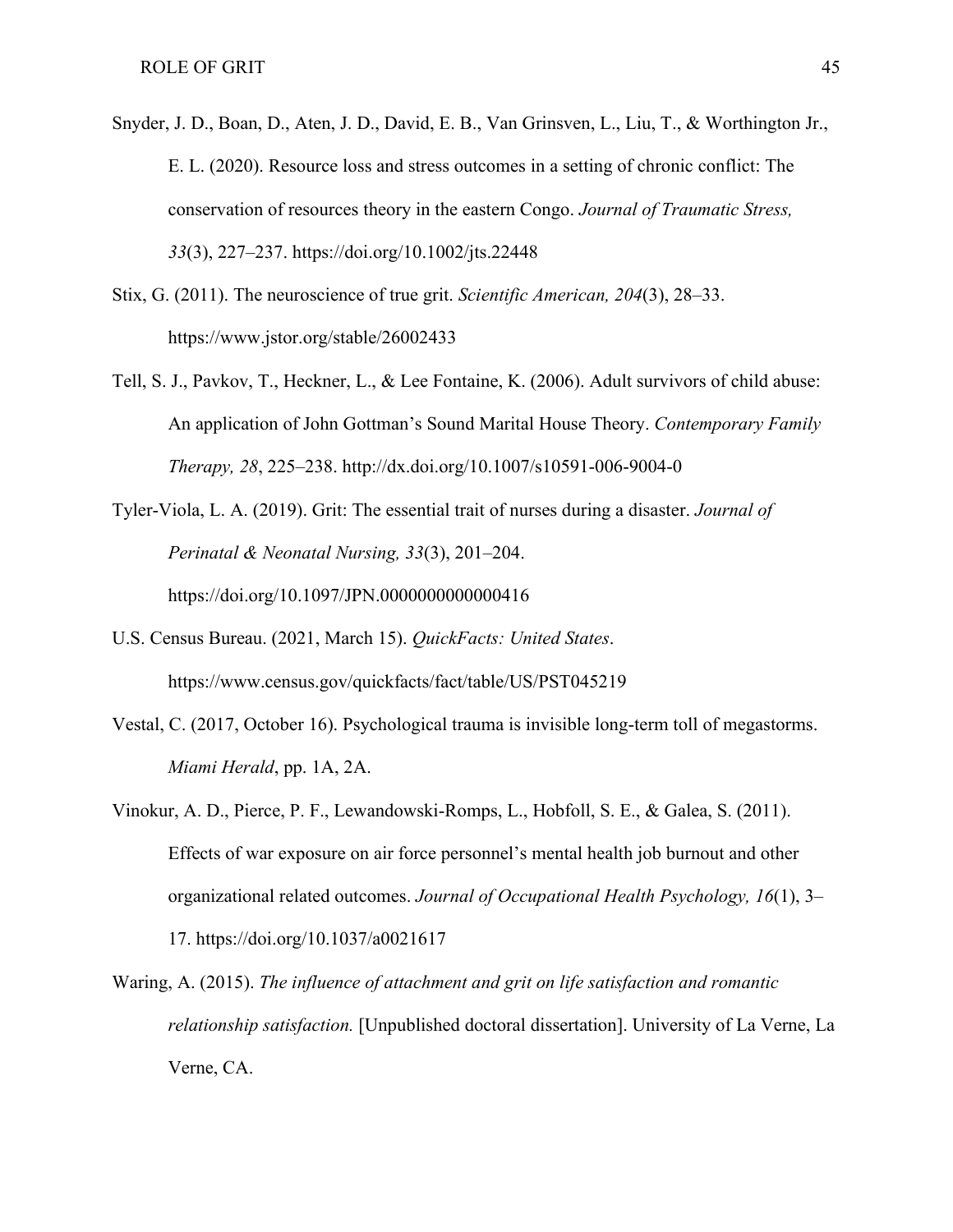Snyder, J. D., Boan, D., Aten, J. D., David, E. B., Van Grinsven, L., Liu, T., & Worthington Jr., E. L. (2020). Resource loss and stress outcomes in a setting of chronic conflict: The conservation of resources theory in the eastern Congo. *Journal of Traumatic Stress, 33*(3), 227–237. https://doi.org/10.1002/jts.22448

Stix, G. (2011). The neuroscience of true grit. *Scientific American, 204*(3), 28–33. https://www.jstor.org/stable/26002433

Tell, S. J., Pavkov, T., Heckner, L., & Lee Fontaine, K. (2006). Adult survivors of child abuse: An application of John Gottman's Sound Marital House Theory. *Contemporary Family Therapy, 28*, 225–238. http://dx.doi.org/10.1007/s10591-006-9004-0

Tyler-Viola, L. A. (2019). Grit: The essential trait of nurses during a disaster. *Journal of Perinatal & Neonatal Nursing, 33*(3), 201–204. https://doi.org/10.1097/JPN.0000000000000416

U.S. Census Bureau. (2021, March 15). *QuickFacts: United States*. https://www.census.gov/quickfacts/fact/table/US/PST045219

Vestal, C. (2017, October 16). Psychological trauma is invisible long-term toll of megastorms. *Miami Herald*, pp. 1A, 2A.

Vinokur, A. D., Pierce, P. F., Lewandowski-Romps, L., Hobfoll, S. E., & Galea, S. (2011). Effects of war exposure on air force personnel's mental health job burnout and other organizational related outcomes. *Journal of Occupational Health Psychology, 16*(1), 3–17. https://doi.org/10.1037/a0021617

Waring, A. (2015). *The influence of attachment and grit on life satisfaction and romantic relationship satisfaction.* [Unpublished doctoral dissertation]. University of La Verne, La Verne, CA.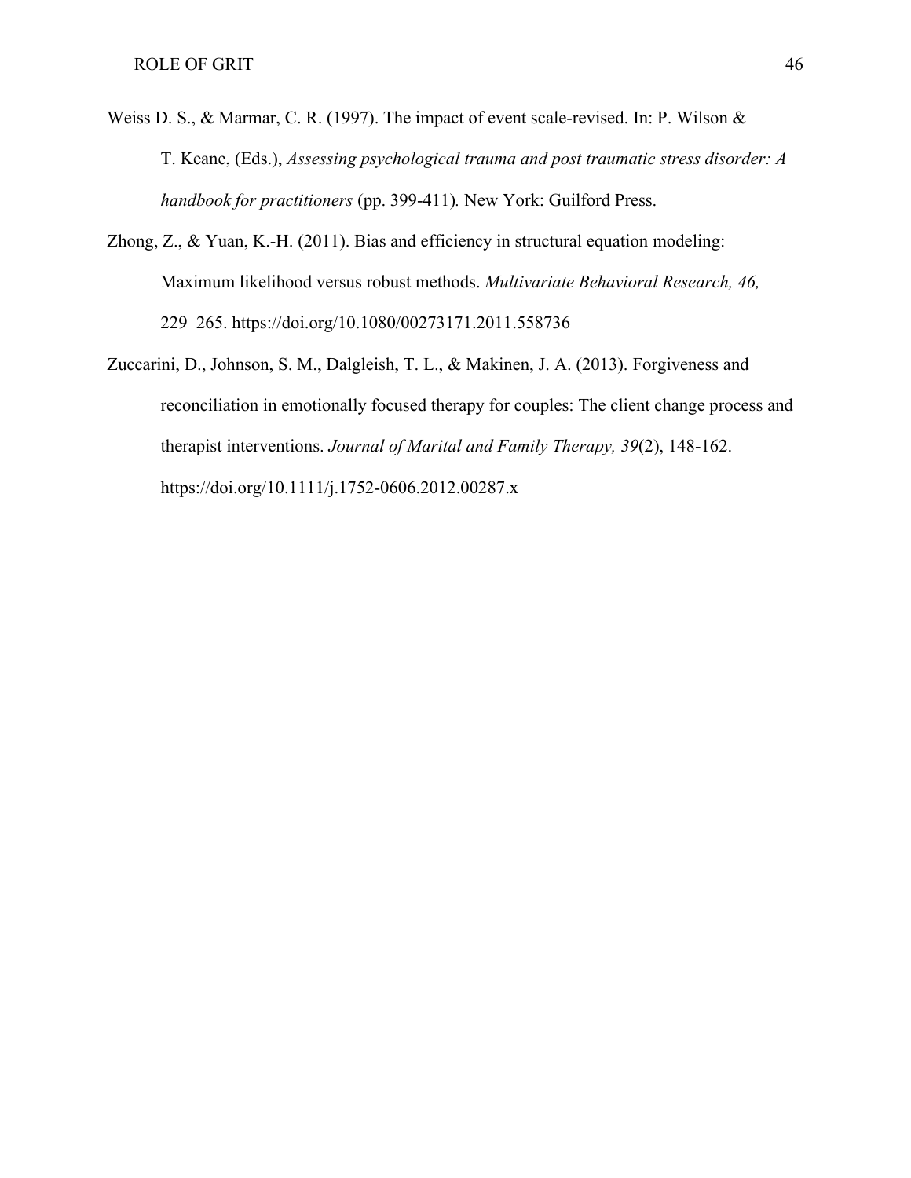Weiss D. S., & Marmar, C. R. (1997). The impact of event scale-revised. In: P. Wilson & T. Keane, (Eds.), *Assessing psychological trauma and post traumatic stress disorder: A handbook for practitioners* (pp. 399-411). New York: Guilford Press.

Zhong, Z., & Yuan, K.-H. (2011). Bias and efficiency in structural equation modeling: Maximum likelihood versus robust methods. *Multivariate Behavioral Research, 46,* 229–265. https://doi.org/10.1080/00273171.2011.558736

Zuccarini, D., Johnson, S. M., Dalgleish, T. L., & Makinen, J. A. (2013). Forgiveness and reconciliation in emotionally focused therapy for couples: The client change process and therapist interventions. *Journal of Marital and Family Therapy, 39*(2), 148-162. https://doi.org/10.1111/j.1752-0606.2012.00287.x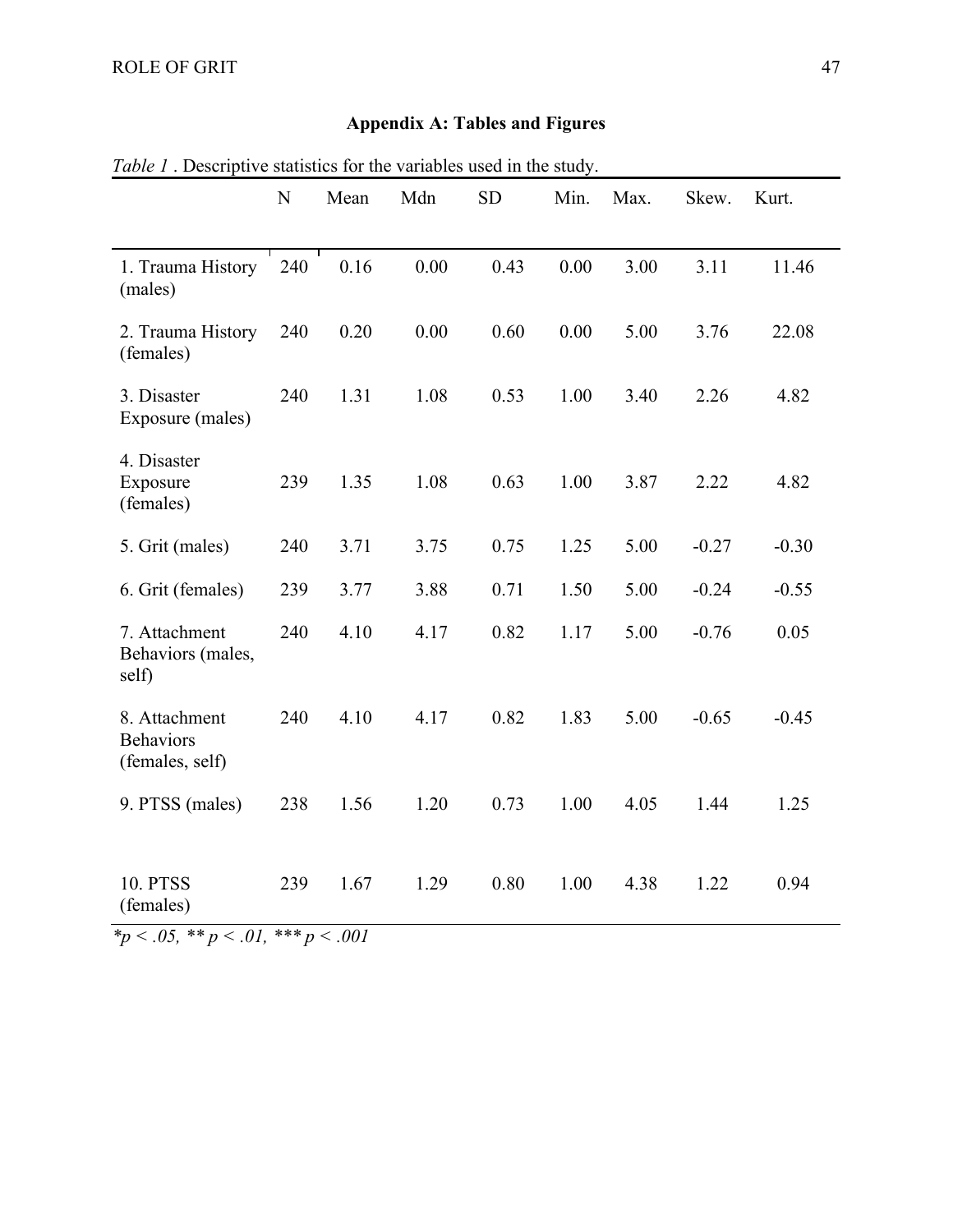## Appendix A: Tables and Figures

*Table 1* . Descriptive statistics for the variables used in the study.

| | N | Mean | Mdn | SD | Min. | Max. | Skew. | Kurt. |
|---|---|---|---|---|---|---|---|---|
| 1. Trauma History (males) | 240 | 0.16 | 0.00 | 0.43 | 0.00 | 3.00 | 3.11 | 11.46 |
| 2. Trauma History (females) | 240 | 0.20 | 0.00 | 0.60 | 0.00 | 5.00 | 3.76 | 22.08 |
| 3. Disaster Exposure (males) | 240 | 1.31 | 1.08 | 0.53 | 1.00 | 3.40 | 2.26 | 4.82 |
| 4. Disaster Exposure (females) | 239 | 1.35 | 1.08 | 0.63 | 1.00 | 3.87 | 2.22 | 4.82 |
| 5. Grit (males) | 240 | 3.71 | 3.75 | 0.75 | 1.25 | 5.00 | -0.27 | -0.30 |
| 6. Grit (females) | 239 | 3.77 | 3.88 | 0.71 | 1.50 | 5.00 | -0.24 | -0.55 |
| 7. Attachment Behaviors (males, self) | 240 | 4.10 | 4.17 | 0.82 | 1.17 | 5.00 | -0.76 | 0.05 |
| 8. Attachment Behaviors (females, self) | 240 | 4.10 | 4.17 | 0.82 | 1.83 | 5.00 | -0.65 | -0.45 |
| 9. PTSS (males) | 238 | 1.56 | 1.20 | 0.73 | 1.00 | 4.05 | 1.44 | 1.25 |
| 10. PTSS (females) | 239 | 1.67 | 1.29 | 0.80 | 1.00 | 4.38 | 1.22 | 0.94 |

*$*p < .05$, $**p < .01$, $***p < .001$*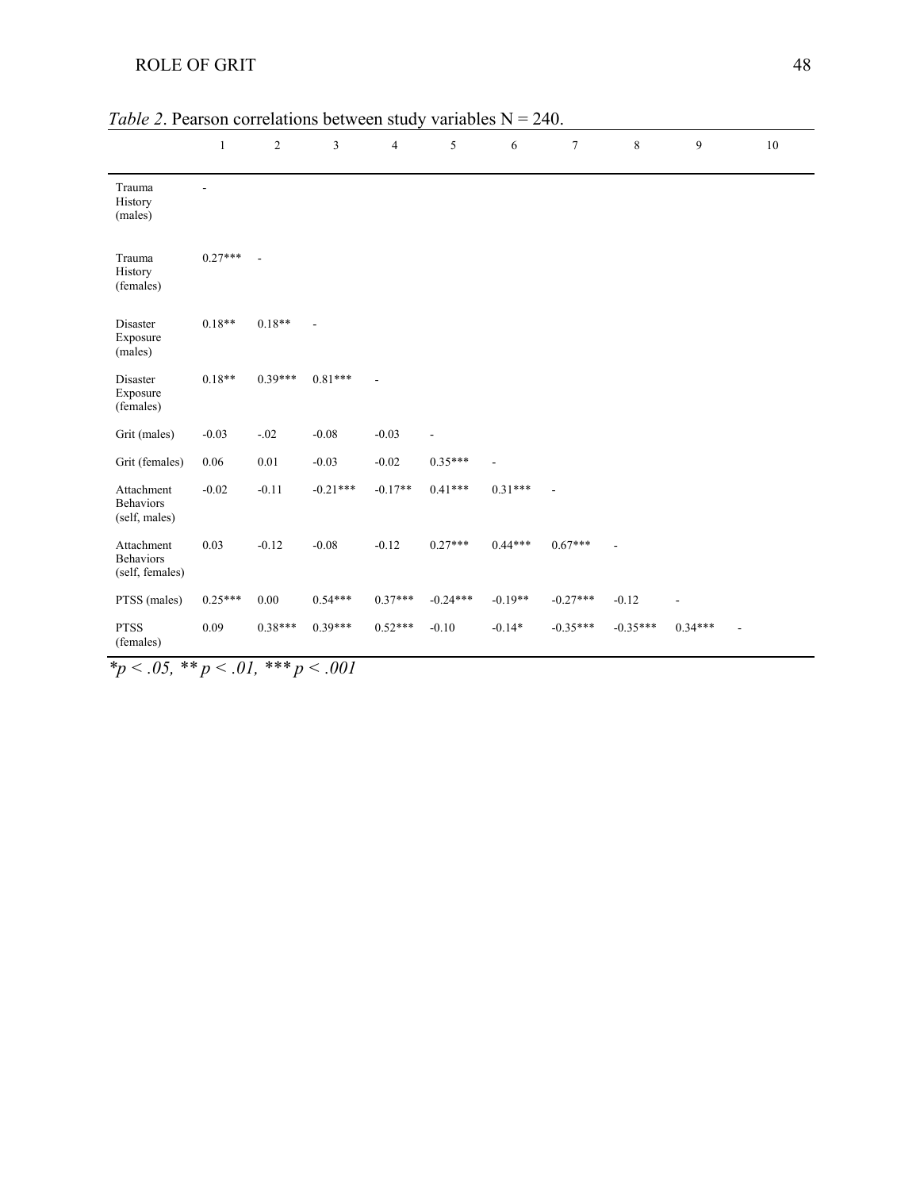*Table 2*. Pearson correlations between study variables N = 240.

| | 1 | 2 | 3 | 4 | 5 | 6 | 7 | 8 | 9 | 10 |
|---|---|---|---|---|---|---|---|---|---|---|
| Trauma History (males) | - | | | | | | | | | |
| Trauma History (females) | 0.27*** | - | | | | | | | | |
| Disaster Exposure (males) | 0.18** | 0.18** | - | | | | | | | |
| Disaster Exposure (females) | 0.18** | 0.39*** | 0.81*** | - | | | | | | |
| Grit (males) | -0.03 | -.02 | -0.08 | -0.03 | - | | | | | |
| Grit (females) | 0.06 | 0.01 | -0.03 | -0.02 | 0.35*** | - | | | | |
| Attachment Behaviors (self, males) | -0.02 | -0.11 | -0.21*** | -0.17** | 0.41*** | 0.31*** | - | | | |
| Attachment Behaviors (self, females) | 0.03 | -0.12 | -0.08 | -0.12 | 0.27*** | 0.44*** | 0.67*** | - | | |
| PTSS (males) | 0.25*** | 0.00 | 0.54*** | 0.37*** | -0.24*** | -0.19** | -0.27*** | -0.12 | - | |
| PTSS (females) | 0.09 | 0.38*** | 0.39*** | 0.52*** | -0.10 | -0.14* | -0.35*** | -0.35*** | 0.34*** | - |

*$*p < .05$, $** p < .01$, $*** p < .001$*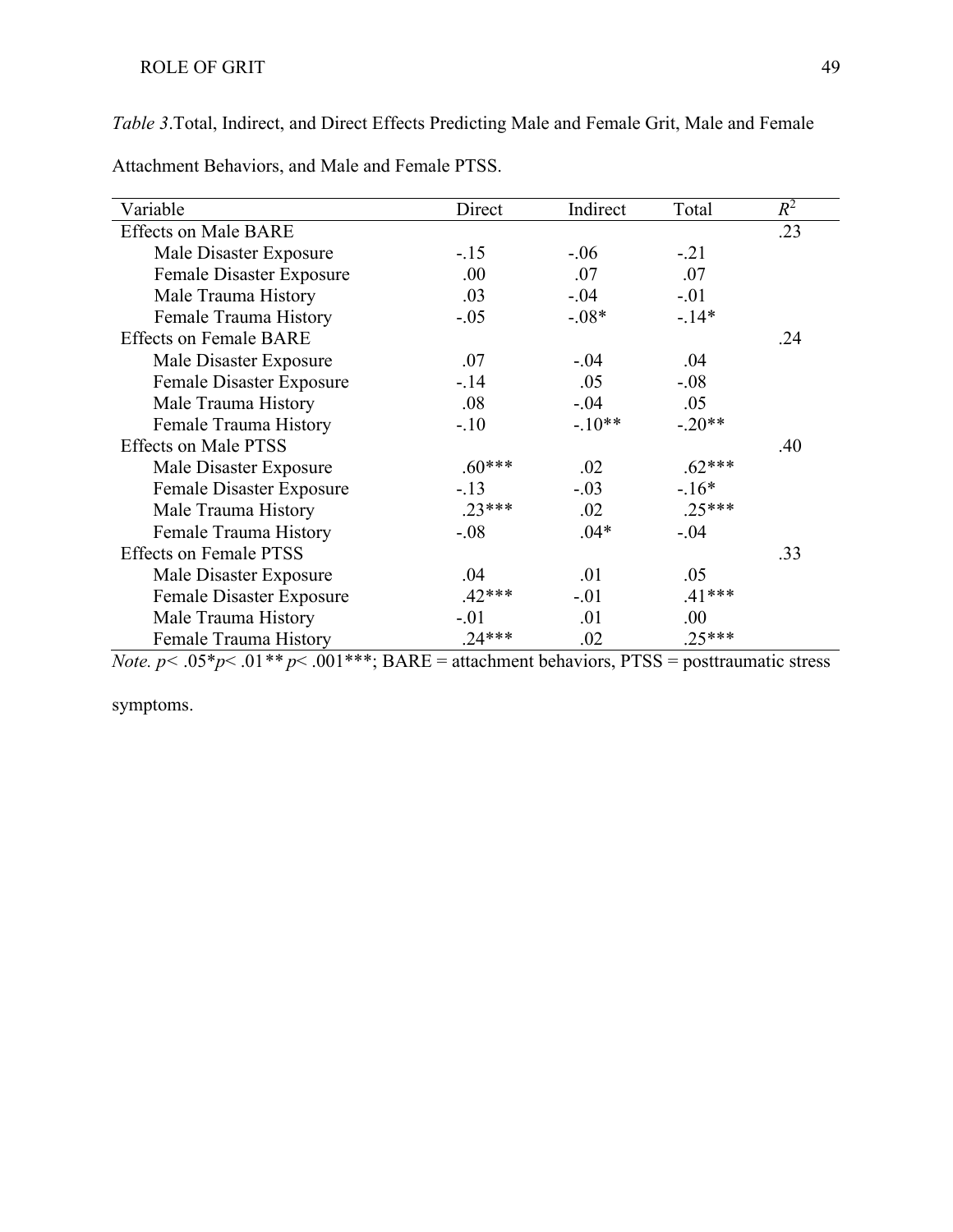*Table 3*.Total, Indirect, and Direct Effects Predicting Male and Female Grit, Male and Female Attachment Behaviors, and Male and Female PTSS.

| Variable | Direct | Indirect | Total | $R^2$ |
|---|---|---|---|---|
| Effects on Male BARE | | | | .23 |
| Male Disaster Exposure | -.15 | -.06 | -.21 | |
| Female Disaster Exposure | .00 | .07 | .07 | |
| Male Trauma History | .03 | -.04 | -.01 | |
| Female Trauma History | -.05 | -.08* | -.14* | |
| Effects on Female BARE | | | | .24 |
| Male Disaster Exposure | .07 | -.04 | .04 | |
| Female Disaster Exposure | -.14 | .05 | -.08 | |
| Male Trauma History | .08 | -.04 | .05 | |
| Female Trauma History | -.10 | -.10** | -.20** | |
| Effects on Male PTSS | | | | .40 |
| Male Disaster Exposure | .60*** | .02 | .62*** | |
| Female Disaster Exposure | -.13 | -.03 | -.16* | |
| Male Trauma History | .23*** | .02 | .25*** | |
| Female Trauma History | -.08 | .04* | -.04 | |
| Effects on Female PTSS | | | | .33 |
| Male Disaster Exposure | .04 | .01 | .05 | |
| Female Disaster Exposure | .42*** | -.01 | .41*** | |
| Male Trauma History | -.01 | .01 | .00 | |
| Female Trauma History | .24*** | .02 | .25*** | |

*Note.* $p < .05$*$p < .01$** $p < .001$***; BARE = attachment behaviors, PTSS = posttraumatic stress symptoms.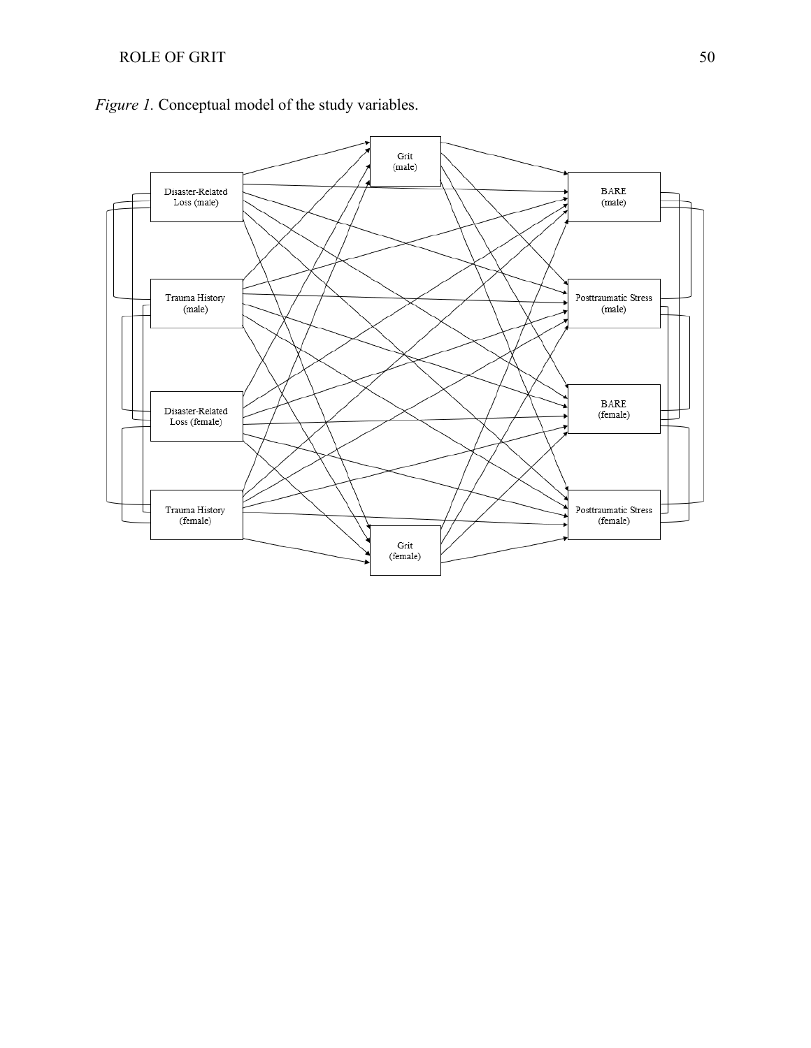*Figure 1.* Conceptual model of the study variables.

Grit (male)

Disaster-Related Loss (male)

BARE (male)

Trauma History (male)

Posttraumatic Stress (male)

Disaster-Related Loss (female)

BARE (female)

Trauma History (female)

Posttraumatic Stress (female)

Grit (female)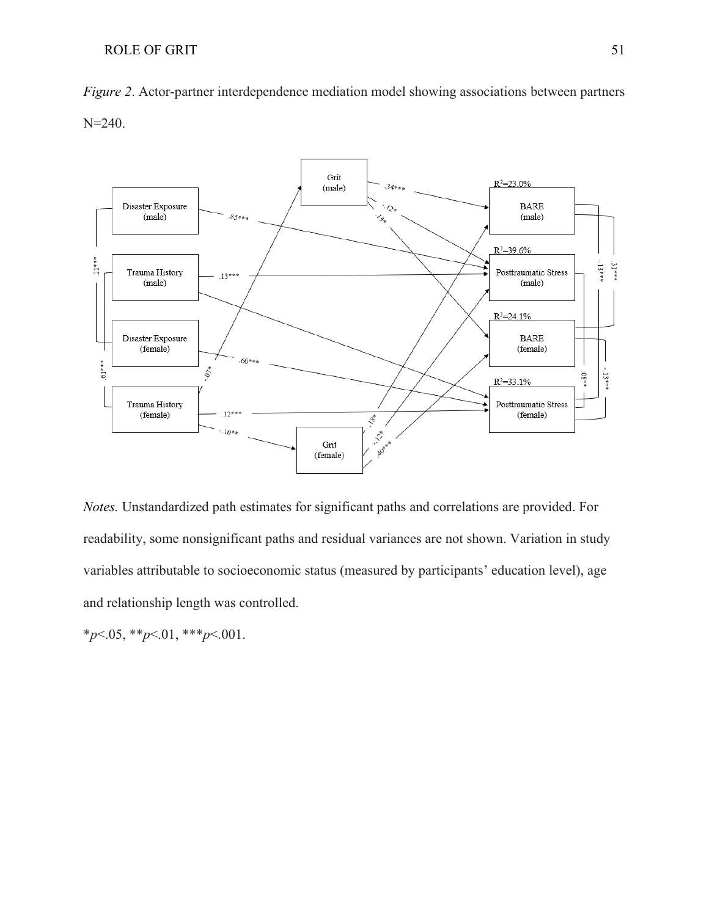*Figure 2*. Actor-partner interdependence mediation model showing associations between partners N=240.

Grit (male)

Disaster Exposure (male)

Trauma History (male)

Disaster Exposure (female)

Trauma History (female)

Grit (female)

$R^2$=23.0%

BARE (male)

$R^2$=39.6%

Posttraumatic Stress (male)

$R^2$=24.1%

BARE (female)

$R^2$=33.1%

Posttraumatic Stress (female)

.34***

-.12*

.15*

.85***

.13***

.60***

.12***

-.10**

-.07*

.18*

-.12*

.40***

.21***

.61***

-.13***

.31***

.08**

-.13***

*Notes.* Unstandardized path estimates for significant paths and correlations are provided. For readability, some nonsignificant paths and residual variances are not shown. Variation in study variables attributable to socioeconomic status (measured by participants' education level), age and relationship length was controlled.

\**p*<.05, \*\**p*<.01, \*\*\**p*<.001.